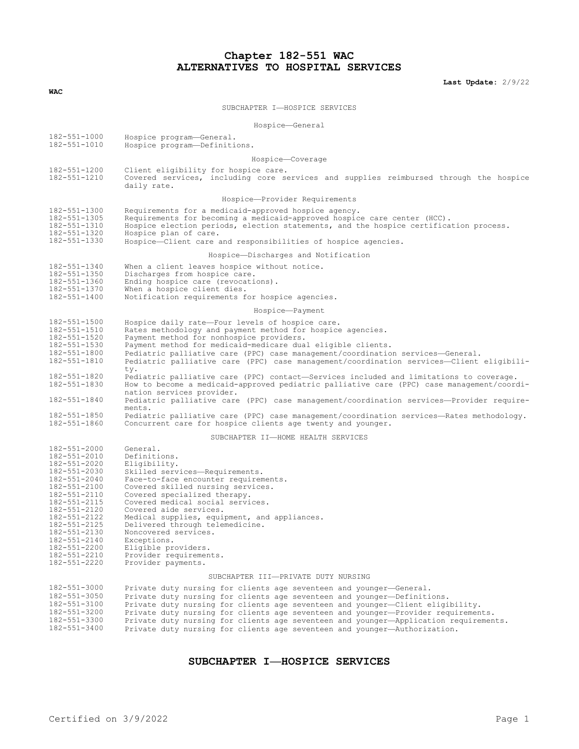# Chapter 182-551 WAC
# ALTERNATIVES TO HOSPITAL SERVICES

**Last Update:** 2/9/22

**WAC**

SUBCHAPTER I—HOSPICE SERVICES

Hospice—General

| | |
|---|---|
| 182-551-1000 | Hospice program—General. |
| 182-551-1010 | Hospice program—Definitions. |

Hospice—Coverage

| | |
|---|---|
| 182-551-1200 | Client eligibility for hospice care. |
| 182-551-1210 | Covered services, including core services and supplies reimbursed through the hospice daily rate. |

Hospice—Provider Requirements

| | |
|---|---|
| 182-551-1300 | Requirements for a medicaid-approved hospice agency. |
| 182-551-1305 | Requirements for becoming a medicaid-approved hospice care center (HCC). |
| 182-551-1310 | Hospice election periods, election statements, and the hospice certification process. |
| 182-551-1320 | Hospice plan of care. |
| 182-551-1330 | Hospice—Client care and responsibilities of hospice agencies. |

Hospice—Discharges and Notification

| | |
|---|---|
| 182-551-1340 | When a client leaves hospice without notice. |
| 182-551-1350 | Discharges from hospice care. |
| 182-551-1360 | Ending hospice care (revocations). |
| 182-551-1370 | When a hospice client dies. |
| 182-551-1400 | Notification requirements for hospice agencies. |

Hospice—Payment

| | |
|---|---|
| 182-551-1500 | Hospice daily rate—Four levels of hospice care. |
| 182-551-1510 | Rates methodology and payment method for hospice agencies. |
| 182-551-1520 | Payment method for nonhospice providers. |
| 182-551-1530 | Payment method for medicaid-medicare dual eligible clients. |
| 182-551-1800 | Pediatric palliative care (PPC) case management/coordination services—General. |
| 182-551-1810 | Pediatric palliative care (PPC) case management/coordination services—Client eligibility. |
| 182-551-1820 | Pediatric palliative care (PPC) contact—Services included and limitations to coverage. |
| 182-551-1830 | How to become a medicaid-approved pediatric palliative care (PPC) case management/coordination services provider. |
| 182-551-1840 | Pediatric palliative care (PPC) case management/coordination services—Provider requirements. |
| 182-551-1850 | Pediatric palliative care (PPC) case management/coordination services—Rates methodology. |
| 182-551-1860 | Concurrent care for hospice clients age twenty and younger. |

SUBCHAPTER II—HOME HEALTH SERVICES

| | |
|---|---|
| 182-551-2000 | General. |
| 182-551-2010 | Definitions. |
| 182-551-2020 | Eligibility. |
| 182-551-2030 | Skilled services—Requirements. |
| 182-551-2040 | Face-to-face encounter requirements. |
| 182-551-2100 | Covered skilled nursing services. |
| 182-551-2110 | Covered specialized therapy. |
| 182-551-2115 | Covered medical social services. |
| 182-551-2120 | Covered aide services. |
| 182-551-2122 | Medical supplies, equipment, and appliances. |
| 182-551-2125 | Delivered through telemedicine. |
| 182-551-2130 | Noncovered services. |
| 182-551-2140 | Exceptions. |
| 182-551-2200 | Eligible providers. |
| 182-551-2210 | Provider requirements. |
| 182-551-2220 | Provider payments. |

SUBCHAPTER III—PRIVATE DUTY NURSING

| | |
|---|---|
| 182-551-3000 | Private duty nursing for clients age seventeen and younger—General. |
| 182-551-3050 | Private duty nursing for clients age seventeen and younger—Definitions. |
| 182-551-3100 | Private duty nursing for clients age seventeen and younger—Client eligibility. |
| 182-551-3200 | Private duty nursing for clients age seventeen and younger—Provider requirements. |
| 182-551-3300 | Private duty nursing for clients age seventeen and younger—Application requirements. |
| 182-551-3400 | Private duty nursing for clients age seventeen and younger—Authorization. |

## SUBCHAPTER I—HOSPICE SERVICES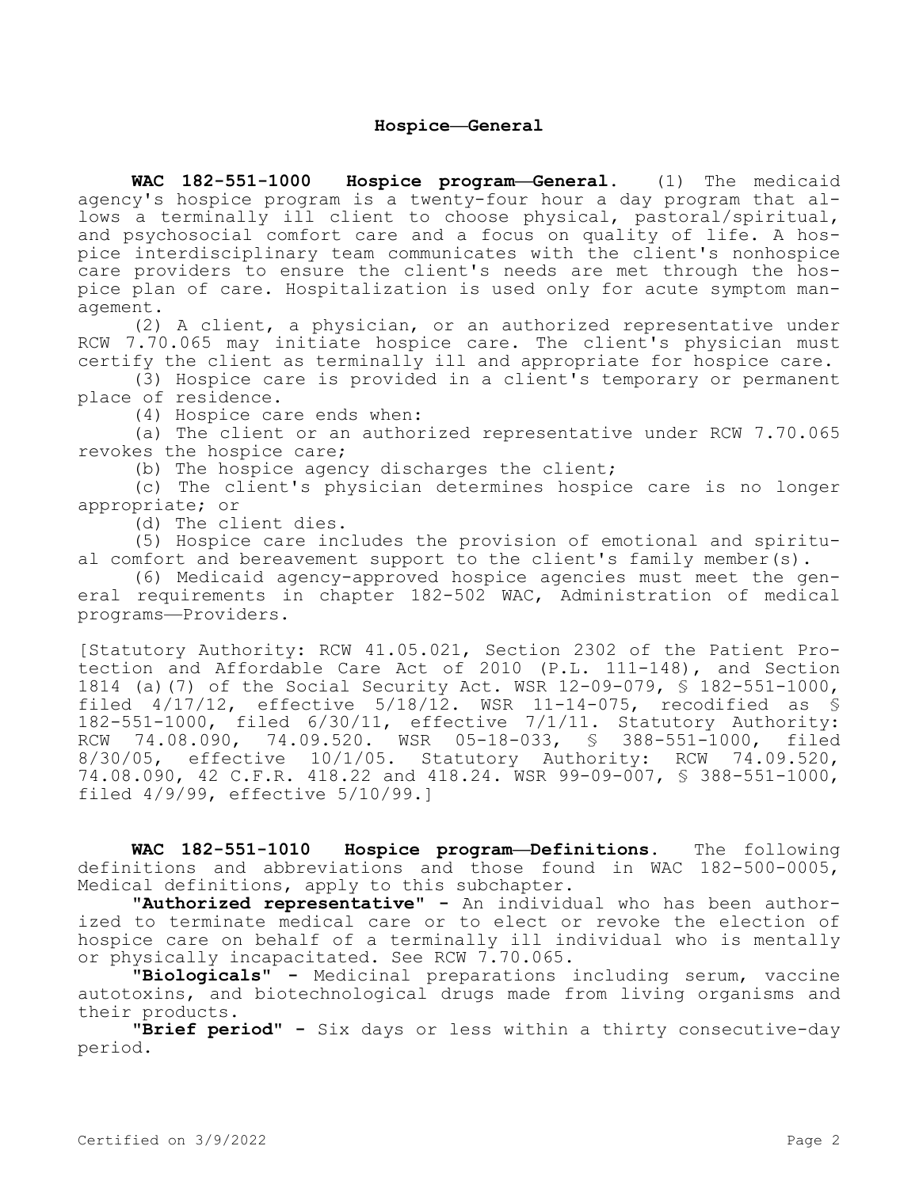## Hospice—General

**WAC 182-551-1000 Hospice program—General.** (1) The medicaid agency's hospice program is a twenty-four hour a day program that allows a terminally ill client to choose physical, pastoral/spiritual, and psychosocial comfort care and a focus on quality of life. A hospice interdisciplinary team communicates with the client's nonhospice care providers to ensure the client's needs are met through the hospice plan of care. Hospitalization is used only for acute symptom management.

(2) A client, a physician, or an authorized representative under RCW 7.70.065 may initiate hospice care. The client's physician must certify the client as terminally ill and appropriate for hospice care.

(3) Hospice care is provided in a client's temporary or permanent place of residence.

(4) Hospice care ends when:

(a) The client or an authorized representative under RCW 7.70.065 revokes the hospice care;

(b) The hospice agency discharges the client;

(c) The client's physician determines hospice care is no longer appropriate; or

(d) The client dies.

(5) Hospice care includes the provision of emotional and spiritual comfort and bereavement support to the client's family member(s).

(6) Medicaid agency-approved hospice agencies must meet the general requirements in chapter 182-502 WAC, Administration of medical programs—Providers.

[Statutory Authority: RCW 41.05.021, Section 2302 of the Patient Protection and Affordable Care Act of 2010 (P.L. 111-148), and Section 1814 (a)(7) of the Social Security Act. WSR 12-09-079, § 182-551-1000, filed 4/17/12, effective 5/18/12. WSR 11-14-075, recodified as § 182-551-1000, filed 6/30/11, effective 7/1/11. Statutory Authority: RCW 74.08.090, 74.09.520. WSR 05-18-033, § 388-551-1000, filed 8/30/05, effective 10/1/05. Statutory Authority: RCW 74.09.520, 74.08.090, 42 C.F.R. 418.22 and 418.24. WSR 99-09-007, § 388-551-1000, filed 4/9/99, effective 5/10/99.]

**WAC 182-551-1010 Hospice program—Definitions.** The following definitions and abbreviations and those found in WAC 182-500-0005, Medical definitions, apply to this subchapter.

**"Authorized representative"** - An individual who has been authorized to terminate medical care or to elect or revoke the election of hospice care on behalf of a terminally ill individual who is mentally or physically incapacitated. See RCW 7.70.065.

**"Biologicals"** - Medicinal preparations including serum, vaccine autotoxins, and biotechnological drugs made from living organisms and their products.

**"Brief period"** - Six days or less within a thirty consecutive-day period.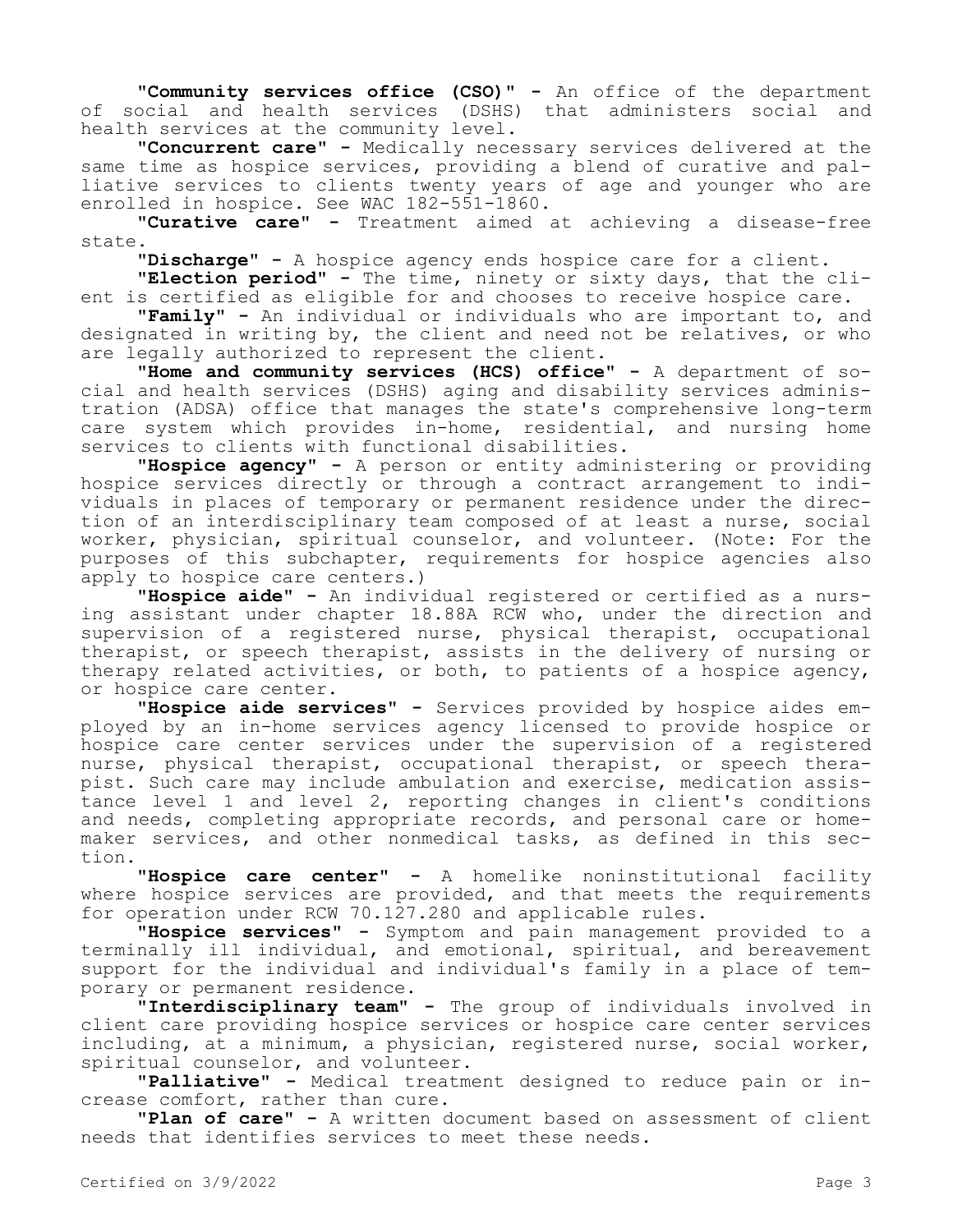"**Community services office (CSO)**" - An office of the department of social and health services (DSHS) that administers social and health services at the community level.

"**Concurrent care**" - Medically necessary services delivered at the same time as hospice services, providing a blend of curative and palliative services to clients twenty years of age and younger who are enrolled in hospice. See WAC 182-551-1860.

"**Curative care**" - Treatment aimed at achieving a disease-free state.

"**Discharge**" - A hospice agency ends hospice care for a client.

"**Election period**" - The time, ninety or sixty days, that the client is certified as eligible for and chooses to receive hospice care.

"**Family**" - An individual or individuals who are important to, and designated in writing by, the client and need not be relatives, or who are legally authorized to represent the client.

"**Home and community services (HCS) office**" - A department of social and health services (DSHS) aging and disability services administration (ADSA) office that manages the state's comprehensive long-term care system which provides in-home, residential, and nursing home services to clients with functional disabilities.

"**Hospice agency**" - A person or entity administering or providing hospice services directly or through a contract arrangement to individuals in places of temporary or permanent residence under the direction of an interdisciplinary team composed of at least a nurse, social worker, physician, spiritual counselor, and volunteer. (Note: For the purposes of this subchapter, requirements for hospice agencies also apply to hospice care centers.)

"**Hospice aide**" - An individual registered or certified as a nursing assistant under chapter 18.88A RCW who, under the direction and supervision of a registered nurse, physical therapist, occupational therapist, or speech therapist, assists in the delivery of nursing or therapy related activities, or both, to patients of a hospice agency, or hospice care center.

"**Hospice aide services**" - Services provided by hospice aides employed by an in-home services agency licensed to provide hospice or hospice care center services under the supervision of a registered nurse, physical therapist, occupational therapist, or speech therapist. Such care may include ambulation and exercise, medication assistance level 1 and level 2, reporting changes in client's conditions and needs, completing appropriate records, and personal care or homemaker services, and other nonmedical tasks, as defined in this section.

"**Hospice care center**" - A homelike noninstitutional facility where hospice services are provided, and that meets the requirements for operation under RCW 70.127.280 and applicable rules.

"**Hospice services**" - Symptom and pain management provided to a terminally ill individual, and emotional, spiritual, and bereavement support for the individual and individual's family in a place of temporary or permanent residence.

"**Interdisciplinary team**" - The group of individuals involved in client care providing hospice services or hospice care center services including, at a minimum, a physician, registered nurse, social worker, spiritual counselor, and volunteer.

"**Palliative**" - Medical treatment designed to reduce pain or increase comfort, rather than cure.

"**Plan of care**" - A written document based on assessment of client needs that identifies services to meet these needs.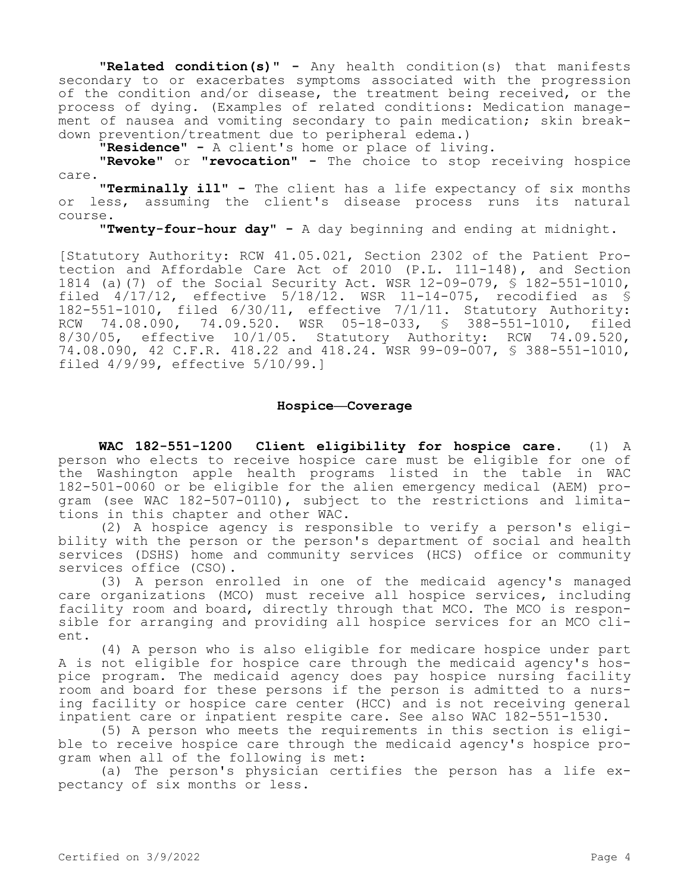**"Related condition(s)"** - Any health condition(s) that manifests secondary to or exacerbates symptoms associated with the progression of the condition and/or disease, the treatment being received, or the process of dying. (Examples of related conditions: Medication management of nausea and vomiting secondary to pain medication; skin breakdown prevention/treatment due to peripheral edema.)

**"Residence"** - A client's home or place of living.

**"Revoke"** or **"revocation"** - The choice to stop receiving hospice care.

**"Terminally ill"** - The client has a life expectancy of six months or less, assuming the client's disease process runs its natural course.

**"Twenty-four-hour day"** - A day beginning and ending at midnight.

[Statutory Authority: RCW 41.05.021, Section 2302 of the Patient Protection and Affordable Care Act of 2010 (P.L. 111-148), and Section 1814 (a)(7) of the Social Security Act. WSR 12-09-079, § 182-551-1010, filed 4/17/12, effective 5/18/12. WSR 11-14-075, recodified as § 182-551-1010, filed 6/30/11, effective 7/1/11. Statutory Authority: RCW 74.08.090, 74.09.520. WSR 05-18-033, § 388-551-1010, filed 8/30/05, effective 10/1/05. Statutory Authority: RCW 74.09.520, 74.08.090, 42 C.F.R. 418.22 and 418.24. WSR 99-09-007, § 388-551-1010, filed 4/9/99, effective 5/10/99.]

## Hospice—Coverage

**WAC 182-551-1200 Client eligibility for hospice care.** (1) A person who elects to receive hospice care must be eligible for one of the Washington apple health programs listed in the table in WAC 182-501-0060 or be eligible for the alien emergency medical (AEM) program (see WAC 182-507-0110), subject to the restrictions and limitations in this chapter and other WAC.

(2) A hospice agency is responsible to verify a person's eligibility with the person or the person's department of social and health services (DSHS) home and community services (HCS) office or community services office (CSO).

(3) A person enrolled in one of the medicaid agency's managed care organizations (MCO) must receive all hospice services, including facility room and board, directly through that MCO. The MCO is responsible for arranging and providing all hospice services for an MCO client.

(4) A person who is also eligible for medicare hospice under part A is not eligible for hospice care through the medicaid agency's hospice program. The medicaid agency does pay hospice nursing facility room and board for these persons if the person is admitted to a nursing facility or hospice care center (HCC) and is not receiving general inpatient care or inpatient respite care. See also WAC 182-551-1530.

(5) A person who meets the requirements in this section is eligible to receive hospice care through the medicaid agency's hospice program when all of the following is met:

(a) The person's physician certifies the person has a life expectancy of six months or less.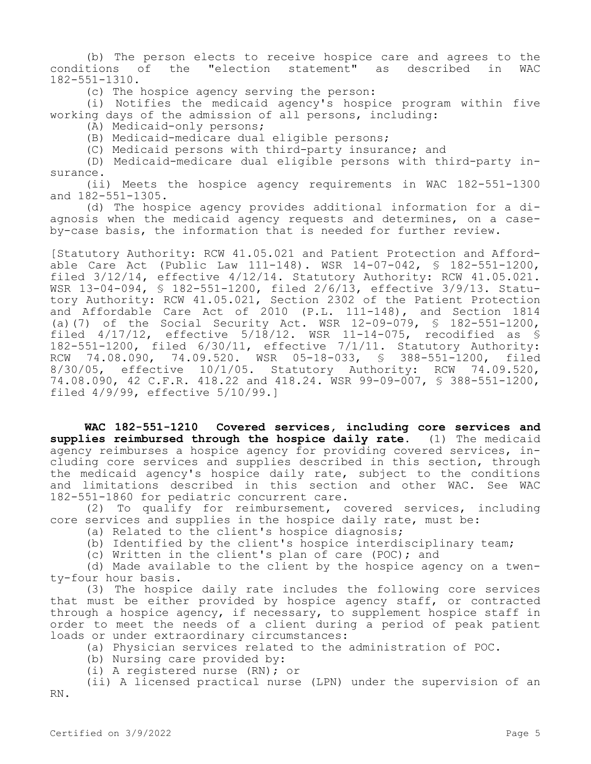(b) The person elects to receive hospice care and agrees to the conditions of the "election statement" as described in WAC 182-551-1310.

(c) The hospice agency serving the person:

(i) Notifies the medicaid agency's hospice program within five working days of the admission of all persons, including:

(A) Medicaid-only persons;

(B) Medicaid-medicare dual eligible persons;

(C) Medicaid persons with third-party insurance; and

(D) Medicaid-medicare dual eligible persons with third-party insurance.

(ii) Meets the hospice agency requirements in WAC 182-551-1300 and 182-551-1305.

(d) The hospice agency provides additional information for a diagnosis when the medicaid agency requests and determines, on a case-by-case basis, the information that is needed for further review.

[Statutory Authority: RCW 41.05.021 and Patient Protection and Affordable Care Act (Public Law 111-148). WSR 14-07-042, § 182-551-1200, filed 3/12/14, effective 4/12/14. Statutory Authority: RCW 41.05.021. WSR 13-04-094, § 182-551-1200, filed 2/6/13, effective 3/9/13. Statutory Authority: RCW 41.05.021, Section 2302 of the Patient Protection and Affordable Care Act of 2010 (P.L. 111-148), and Section 1814 (a)(7) of the Social Security Act. WSR 12-09-079, § 182-551-1200, filed 4/17/12, effective 5/18/12. WSR 11-14-075, recodified as § 182-551-1200, filed 6/30/11, effective 7/1/11. Statutory Authority: RCW 74.08.090, 74.09.520. WSR 05-18-033, § 388-551-1200, filed 8/30/05, effective 10/1/05. Statutory Authority: RCW 74.09.520, 74.08.090, 42 C.F.R. 418.22 and 418.24. WSR 99-09-007, § 388-551-1200, filed 4/9/99, effective 5/10/99.]

**WAC 182-551-1210 Covered services, including core services and supplies reimbursed through the hospice daily rate.** (1) The medicaid agency reimburses a hospice agency for providing covered services, including core services and supplies described in this section, through the medicaid agency's hospice daily rate, subject to the conditions and limitations described in this section and other WAC. See WAC 182-551-1860 for pediatric concurrent care.

(2) To qualify for reimbursement, covered services, including core services and supplies in the hospice daily rate, must be:

(a) Related to the client's hospice diagnosis;

(b) Identified by the client's hospice interdisciplinary team;

(c) Written in the client's plan of care (POC); and

(d) Made available to the client by the hospice agency on a twenty-four hour basis.

(3) The hospice daily rate includes the following core services that must be either provided by hospice agency staff, or contracted through a hospice agency, if necessary, to supplement hospice staff in order to meet the needs of a client during a period of peak patient loads or under extraordinary circumstances:

(a) Physician services related to the administration of POC.

(b) Nursing care provided by:

(i) A registered nurse (RN); or

(ii) A licensed practical nurse (LPN) under the supervision of an RN.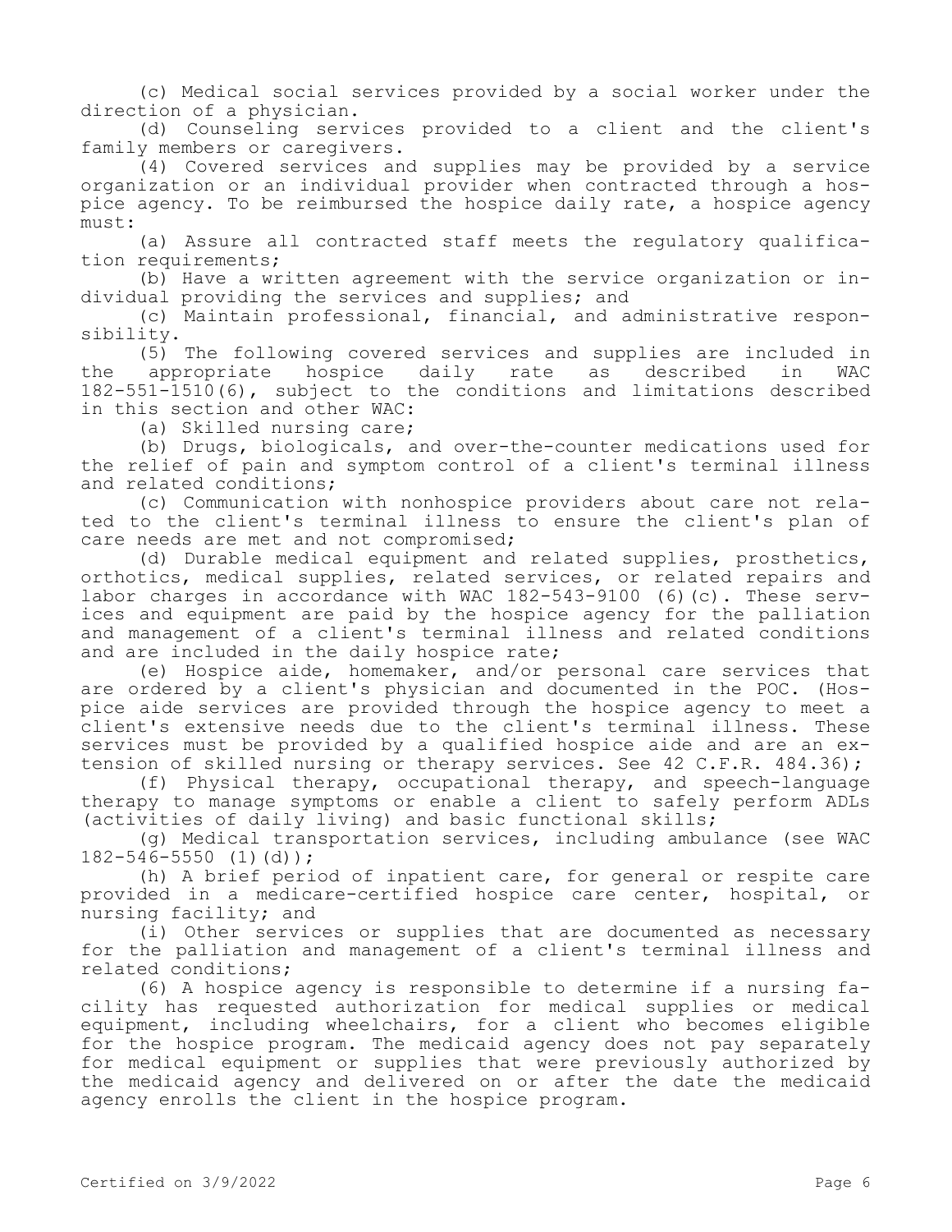(c) Medical social services provided by a social worker under the direction of a physician.

(d) Counseling services provided to a client and the client's family members or caregivers.

(4) Covered services and supplies may be provided by a service organization or an individual provider when contracted through a hospice agency. To be reimbursed the hospice daily rate, a hospice agency must:

(a) Assure all contracted staff meets the regulatory qualification requirements;

(b) Have a written agreement with the service organization or individual providing the services and supplies; and

(c) Maintain professional, financial, and administrative responsibility.

(5) The following covered services and supplies are included in the appropriate hospice daily rate as described in WAC 182-551-1510(6), subject to the conditions and limitations described in this section and other WAC:

(a) Skilled nursing care;

(b) Drugs, biologicals, and over-the-counter medications used for the relief of pain and symptom control of a client's terminal illness and related conditions;

(c) Communication with nonhospice providers about care not related to the client's terminal illness to ensure the client's plan of care needs are met and not compromised;

(d) Durable medical equipment and related supplies, prosthetics, orthotics, medical supplies, related services, or related repairs and labor charges in accordance with WAC 182-543-9100 (6)(c). These services and equipment are paid by the hospice agency for the palliation and management of a client's terminal illness and related conditions and are included in the daily hospice rate;

(e) Hospice aide, homemaker, and/or personal care services that are ordered by a client's physician and documented in the POC. (Hospice aide services are provided through the hospice agency to meet a client's extensive needs due to the client's terminal illness. These services must be provided by a qualified hospice aide and are an extension of skilled nursing or therapy services. See 42 C.F.R. 484.36);

(f) Physical therapy, occupational therapy, and speech-language therapy to manage symptoms or enable a client to safely perform ADLs (activities of daily living) and basic functional skills;

(g) Medical transportation services, including ambulance (see WAC 182-546-5550 (1)(d));

(h) A brief period of inpatient care, for general or respite care provided in a medicare-certified hospice care center, hospital, or nursing facility; and

(i) Other services or supplies that are documented as necessary for the palliation and management of a client's terminal illness and related conditions;

(6) A hospice agency is responsible to determine if a nursing facility has requested authorization for medical supplies or medical equipment, including wheelchairs, for a client who becomes eligible for the hospice program. The medicaid agency does not pay separately for medical equipment or supplies that were previously authorized by the medicaid agency and delivered on or after the date the medicaid agency enrolls the client in the hospice program.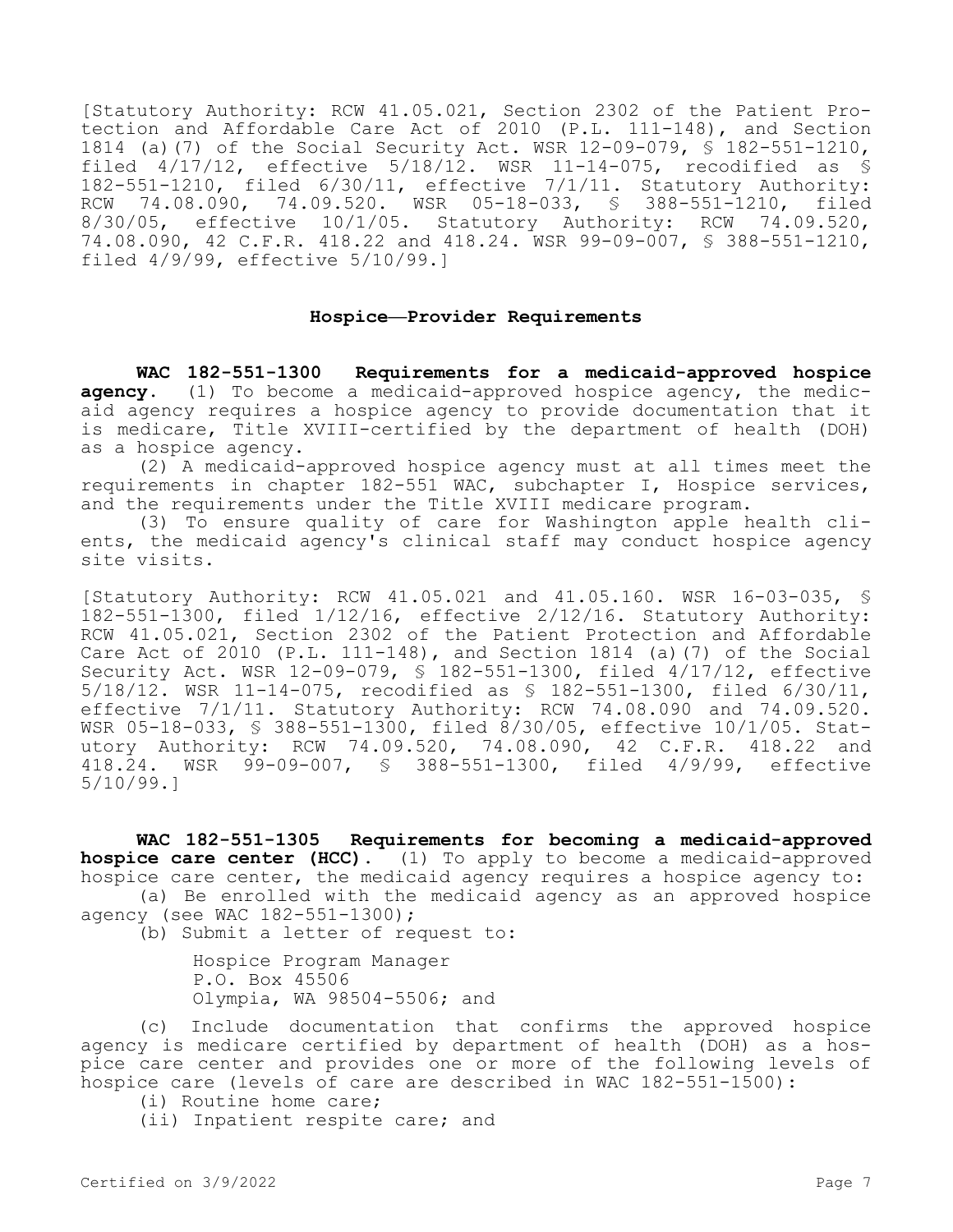[Statutory Authority: RCW 41.05.021, Section 2302 of the Patient Protection and Affordable Care Act of 2010 (P.L. 111-148), and Section 1814 (a)(7) of the Social Security Act. WSR 12-09-079, § 182-551-1210, filed 4/17/12, effective 5/18/12. WSR 11-14-075, recodified as § 182-551-1210, filed 6/30/11, effective 7/1/11. Statutory Authority: RCW 74.08.090, 74.09.520. WSR 05-18-033, § 388-551-1210, filed 8/30/05, effective 10/1/05. Statutory Authority: RCW 74.09.520, 74.08.090, 42 C.F.R. 418.22 and 418.24. WSR 99-09-007, § 388-551-1210, filed 4/9/99, effective 5/10/99.]

## Hospice—Provider Requirements

**WAC 182-551-1300 Requirements for a medicaid-approved hospice agency.** (1) To become a medicaid-approved hospice agency, the medicaid agency requires a hospice agency to provide documentation that it is medicare, Title XVIII-certified by the department of health (DOH) as a hospice agency.

(2) A medicaid-approved hospice agency must at all times meet the requirements in chapter 182-551 WAC, subchapter I, Hospice services, and the requirements under the Title XVIII medicare program.

(3) To ensure quality of care for Washington apple health clients, the medicaid agency's clinical staff may conduct hospice agency site visits.

[Statutory Authority: RCW 41.05.021 and 41.05.160. WSR 16-03-035, § 182-551-1300, filed 1/12/16, effective 2/12/16. Statutory Authority: RCW 41.05.021, Section 2302 of the Patient Protection and Affordable Care Act of 2010 (P.L. 111-148), and Section 1814 (a)(7) of the Social Security Act. WSR 12-09-079, § 182-551-1300, filed 4/17/12, effective 5/18/12. WSR 11-14-075, recodified as § 182-551-1300, filed 6/30/11, effective 7/1/11. Statutory Authority: RCW 74.08.090 and 74.09.520. WSR 05-18-033, § 388-551-1300, filed 8/30/05, effective 10/1/05. Statutory Authority: RCW 74.09.520, 74.08.090, 42 C.F.R. 418.22 and 418.24. WSR 99-09-007, § 388-551-1300, filed 4/9/99, effective 5/10/99.]

**WAC 182-551-1305 Requirements for becoming a medicaid-approved hospice care center (HCC).** (1) To apply to become a medicaid-approved hospice care center, the medicaid agency requires a hospice agency to:

(a) Be enrolled with the medicaid agency as an approved hospice agency (see WAC 182-551-1300);

(b) Submit a letter of request to:

Hospice Program Manager
P.O. Box 45506
Olympia, WA 98504-5506; and

(c) Include documentation that confirms the approved hospice agency is medicare certified by department of health (DOH) as a hospice care center and provides one or more of the following levels of hospice care (levels of care are described in WAC 182-551-1500):

(i) Routine home care;

(ii) Inpatient respite care; and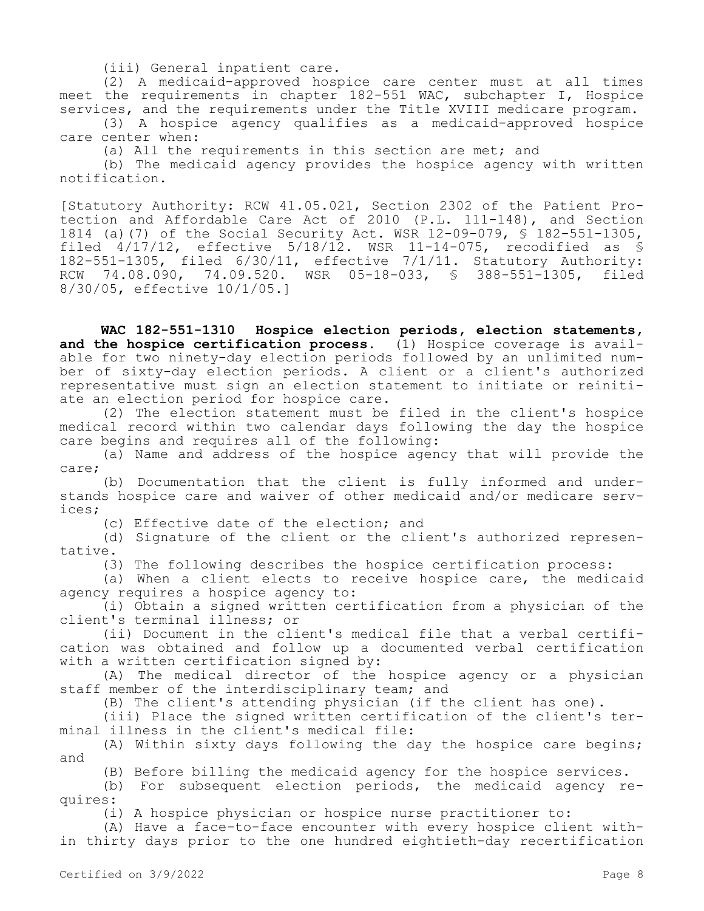(iii) General inpatient care.

(2) A medicaid-approved hospice care center must at all times meet the requirements in chapter 182-551 WAC, subchapter I, Hospice services, and the requirements under the Title XVIII medicare program.

(3) A hospice agency qualifies as a medicaid-approved hospice care center when:

(a) All the requirements in this section are met; and

(b) The medicaid agency provides the hospice agency with written notification.

[Statutory Authority: RCW 41.05.021, Section 2302 of the Patient Protection and Affordable Care Act of 2010 (P.L. 111-148), and Section 1814 (a)(7) of the Social Security Act. WSR 12-09-079, § 182-551-1305, filed 4/17/12, effective 5/18/12. WSR 11-14-075, recodified as § 182-551-1305, filed 6/30/11, effective 7/1/11. Statutory Authority: RCW 74.08.090, 74.09.520. WSR 05-18-033, § 388-551-1305, filed 8/30/05, effective 10/1/05.]

**WAC 182-551-1310 Hospice election periods, election statements, and the hospice certification process.** (1) Hospice coverage is available for two ninety-day election periods followed by an unlimited number of sixty-day election periods. A client or a client's authorized representative must sign an election statement to initiate or reinitiate an election period for hospice care.

(2) The election statement must be filed in the client's hospice medical record within two calendar days following the day the hospice care begins and requires all of the following:

(a) Name and address of the hospice agency that will provide the care;

(b) Documentation that the client is fully informed and understands hospice care and waiver of other medicaid and/or medicare services;

(c) Effective date of the election; and

(d) Signature of the client or the client's authorized representative.

(3) The following describes the hospice certification process:

(a) When a client elects to receive hospice care, the medicaid agency requires a hospice agency to:

(i) Obtain a signed written certification from a physician of the client's terminal illness; or

(ii) Document in the client's medical file that a verbal certification was obtained and follow up a documented verbal certification with a written certification signed by:

(A) The medical director of the hospice agency or a physician staff member of the interdisciplinary team; and

(B) The client's attending physician (if the client has one).

(iii) Place the signed written certification of the client's terminal illness in the client's medical file:

(A) Within sixty days following the day the hospice care begins; and

(B) Before billing the medicaid agency for the hospice services.

(b) For subsequent election periods, the medicaid agency requires:

(i) A hospice physician or hospice nurse practitioner to:

(A) Have a face-to-face encounter with every hospice client within thirty days prior to the one hundred eightieth-day recertification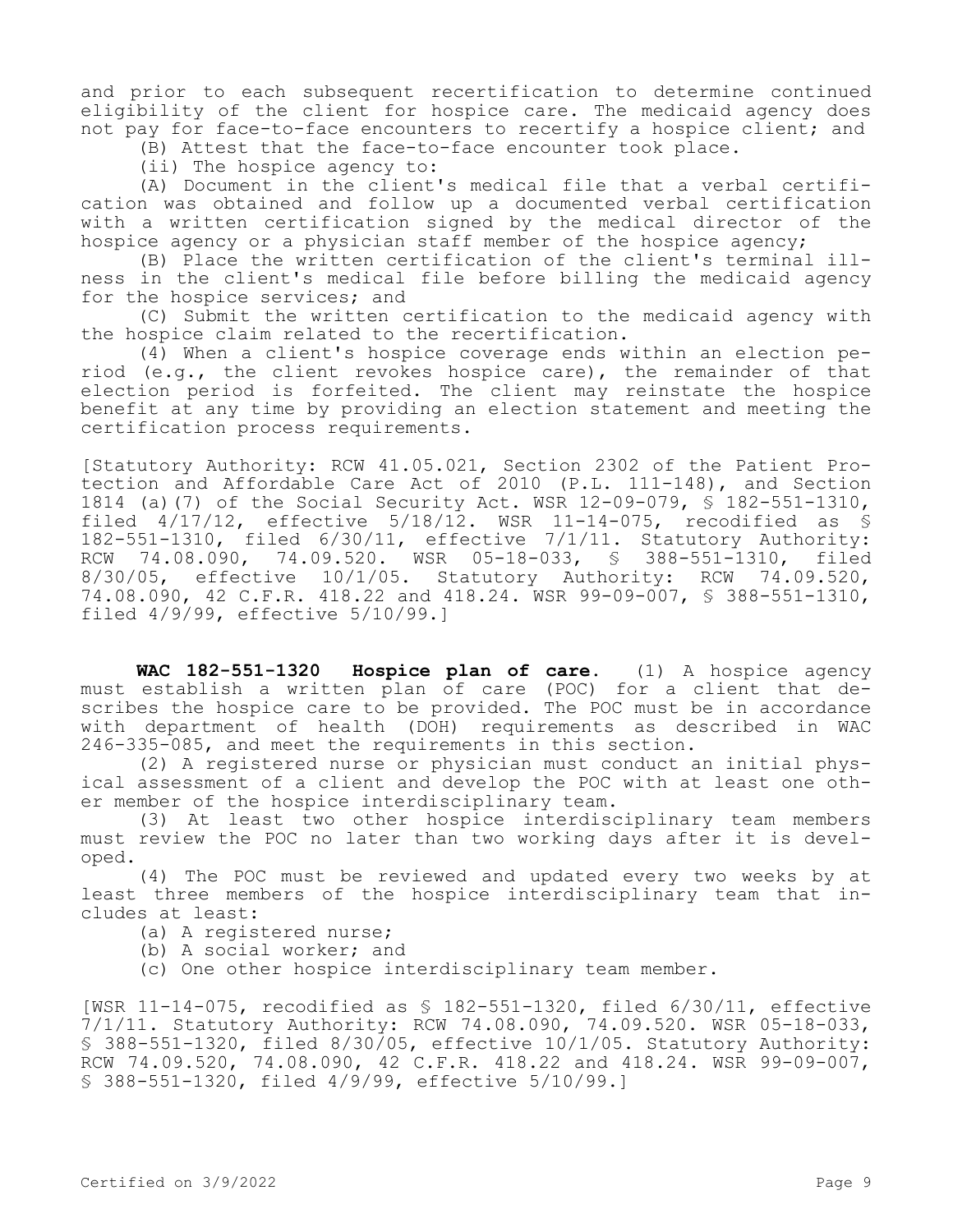and prior to each subsequent recertification to determine continued eligibility of the client for hospice care. The medicaid agency does not pay for face-to-face encounters to recertify a hospice client; and

(B) Attest that the face-to-face encounter took place.

(ii) The hospice agency to:

(A) Document in the client's medical file that a verbal certification was obtained and follow up a documented verbal certification with a written certification signed by the medical director of the hospice agency or a physician staff member of the hospice agency;

(B) Place the written certification of the client's terminal illness in the client's medical file before billing the medicaid agency for the hospice services; and

(C) Submit the written certification to the medicaid agency with the hospice claim related to the recertification.

(4) When a client's hospice coverage ends within an election period (e.g., the client revokes hospice care), the remainder of that election period is forfeited. The client may reinstate the hospice benefit at any time by providing an election statement and meeting the certification process requirements.

[Statutory Authority: RCW 41.05.021, Section 2302 of the Patient Protection and Affordable Care Act of 2010 (P.L. 111-148), and Section 1814 (a)(7) of the Social Security Act. WSR 12-09-079, § 182-551-1310, filed 4/17/12, effective 5/18/12. WSR 11-14-075, recodified as § 182-551-1310, filed 6/30/11, effective 7/1/11. Statutory Authority: RCW 74.08.090, 74.09.520. WSR 05-18-033, § 388-551-1310, filed 8/30/05, effective 10/1/05. Statutory Authority: RCW 74.09.520, 74.08.090, 42 C.F.R. 418.22 and 418.24. WSR 99-09-007, § 388-551-1310, filed 4/9/99, effective 5/10/99.]

**WAC 182-551-1320 Hospice plan of care.** (1) A hospice agency must establish a written plan of care (POC) for a client that describes the hospice care to be provided. The POC must be in accordance with department of health (DOH) requirements as described in WAC 246-335-085, and meet the requirements in this section.

(2) A registered nurse or physician must conduct an initial physical assessment of a client and develop the POC with at least one other member of the hospice interdisciplinary team.

(3) At least two other hospice interdisciplinary team members must review the POC no later than two working days after it is developed.

(4) The POC must be reviewed and updated every two weeks by at least three members of the hospice interdisciplinary team that includes at least:

(a) A registered nurse;

(b) A social worker; and

(c) One other hospice interdisciplinary team member.

[WSR 11-14-075, recodified as § 182-551-1320, filed 6/30/11, effective 7/1/11. Statutory Authority: RCW 74.08.090, 74.09.520. WSR 05-18-033, § 388-551-1320, filed 8/30/05, effective 10/1/05. Statutory Authority: RCW 74.09.520, 74.08.090, 42 C.F.R. 418.22 and 418.24. WSR 99-09-007, § 388-551-1320, filed 4/9/99, effective 5/10/99.]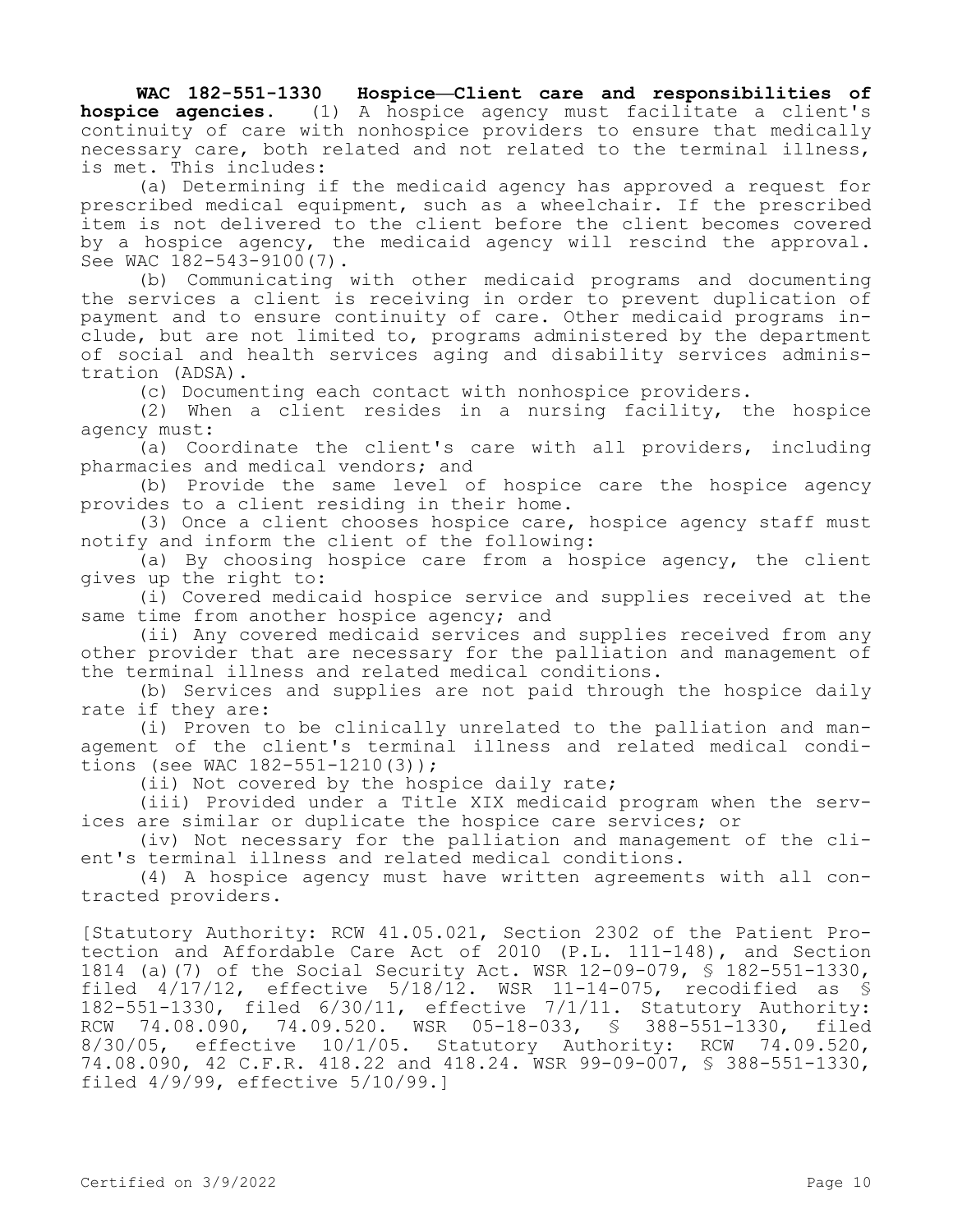**WAC 182-551-1330 Hospice—Client care and responsibilities of hospice agencies.** (1) A hospice agency must facilitate a client's continuity of care with nonhospice providers to ensure that medically necessary care, both related and not related to the terminal illness, is met. This includes:

(a) Determining if the medicaid agency has approved a request for prescribed medical equipment, such as a wheelchair. If the prescribed item is not delivered to the client before the client becomes covered by a hospice agency, the medicaid agency will rescind the approval. See WAC 182-543-9100(7).

(b) Communicating with other medicaid programs and documenting the services a client is receiving in order to prevent duplication of payment and to ensure continuity of care. Other medicaid programs include, but are not limited to, programs administered by the department of social and health services aging and disability services administration (ADSA).

(c) Documenting each contact with nonhospice providers.

(2) When a client resides in a nursing facility, the hospice agency must:

(a) Coordinate the client's care with all providers, including pharmacies and medical vendors; and

(b) Provide the same level of hospice care the hospice agency provides to a client residing in their home.

(3) Once a client chooses hospice care, hospice agency staff must notify and inform the client of the following:

(a) By choosing hospice care from a hospice agency, the client gives up the right to:

(i) Covered medicaid hospice service and supplies received at the same time from another hospice agency; and

(ii) Any covered medicaid services and supplies received from any other provider that are necessary for the palliation and management of the terminal illness and related medical conditions.

(b) Services and supplies are not paid through the hospice daily rate if they are:

(i) Proven to be clinically unrelated to the palliation and management of the client's terminal illness and related medical conditions (see WAC 182-551-1210(3));

(ii) Not covered by the hospice daily rate;

(iii) Provided under a Title XIX medicaid program when the services are similar or duplicate the hospice care services; or

(iv) Not necessary for the palliation and management of the client's terminal illness and related medical conditions.

(4) A hospice agency must have written agreements with all contracted providers.

[Statutory Authority: RCW 41.05.021, Section 2302 of the Patient Protection and Affordable Care Act of 2010 (P.L. 111-148), and Section 1814 (a)(7) of the Social Security Act. WSR 12-09-079, § 182-551-1330, filed 4/17/12, effective 5/18/12. WSR 11-14-075, recodified as § 182-551-1330, filed 6/30/11, effective 7/1/11. Statutory Authority: RCW 74.08.090, 74.09.520. WSR 05-18-033, § 388-551-1330, filed 8/30/05, effective 10/1/05. Statutory Authority: RCW 74.09.520, 74.08.090, 42 C.F.R. 418.22 and 418.24. WSR 99-09-007, § 388-551-1330, filed 4/9/99, effective 5/10/99.]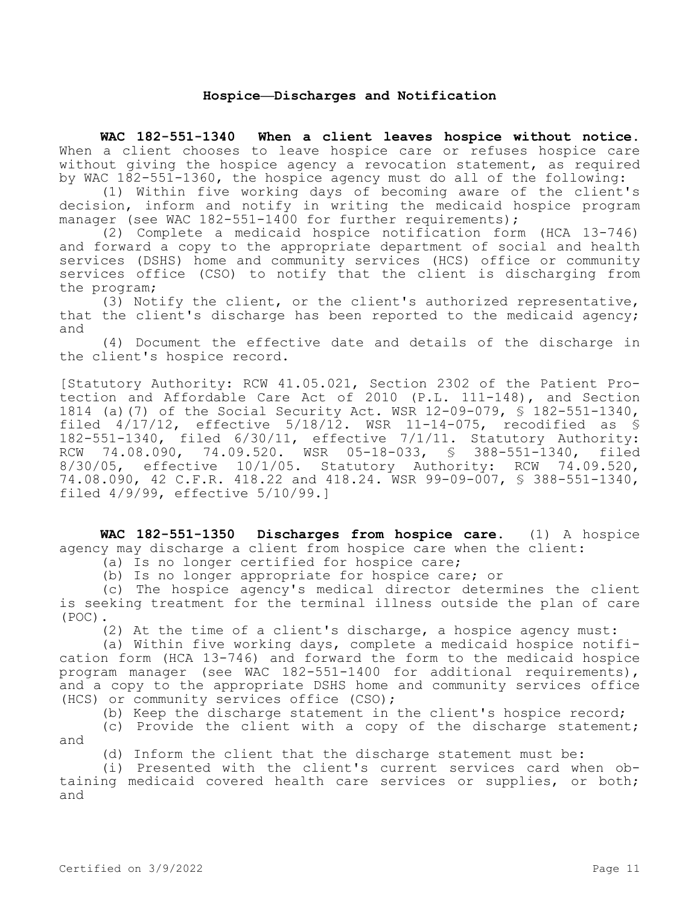## Hospice—Discharges and Notification

**WAC 182-551-1340 When a client leaves hospice without notice.** When a client chooses to leave hospice care or refuses hospice care without giving the hospice agency a revocation statement, as required by WAC 182-551-1360, the hospice agency must do all of the following:

(1) Within five working days of becoming aware of the client's decision, inform and notify in writing the medicaid hospice program manager (see WAC 182-551-1400 for further requirements);

(2) Complete a medicaid hospice notification form (HCA 13-746) and forward a copy to the appropriate department of social and health services (DSHS) home and community services (HCS) office or community services office (CSO) to notify that the client is discharging from the program;

(3) Notify the client, or the client's authorized representative, that the client's discharge has been reported to the medicaid agency; and

(4) Document the effective date and details of the discharge in the client's hospice record.

[Statutory Authority: RCW 41.05.021, Section 2302 of the Patient Protection and Affordable Care Act of 2010 (P.L. 111-148), and Section 1814 (a)(7) of the Social Security Act. WSR 12-09-079, § 182-551-1340, filed 4/17/12, effective 5/18/12. WSR 11-14-075, recodified as § 182-551-1340, filed 6/30/11, effective 7/1/11. Statutory Authority: RCW 74.08.090, 74.09.520. WSR 05-18-033, § 388-551-1340, filed 8/30/05, effective 10/1/05. Statutory Authority: RCW 74.09.520, 74.08.090, 42 C.F.R. 418.22 and 418.24. WSR 99-09-007, § 388-551-1340, filed 4/9/99, effective 5/10/99.]

**WAC 182-551-1350 Discharges from hospice care.** (1) A hospice agency may discharge a client from hospice care when the client:

(a) Is no longer certified for hospice care;

(b) Is no longer appropriate for hospice care; or

(c) The hospice agency's medical director determines the client is seeking treatment for the terminal illness outside the plan of care (POC).

(2) At the time of a client's discharge, a hospice agency must:

(a) Within five working days, complete a medicaid hospice notification form (HCA 13-746) and forward the form to the medicaid hospice program manager (see WAC 182-551-1400 for additional requirements), and a copy to the appropriate DSHS home and community services office (HCS) or community services office (CSO);

(b) Keep the discharge statement in the client's hospice record;

(c) Provide the client with a copy of the discharge statement; and

(d) Inform the client that the discharge statement must be:

(i) Presented with the client's current services card when obtaining medicaid covered health care services or supplies, or both; and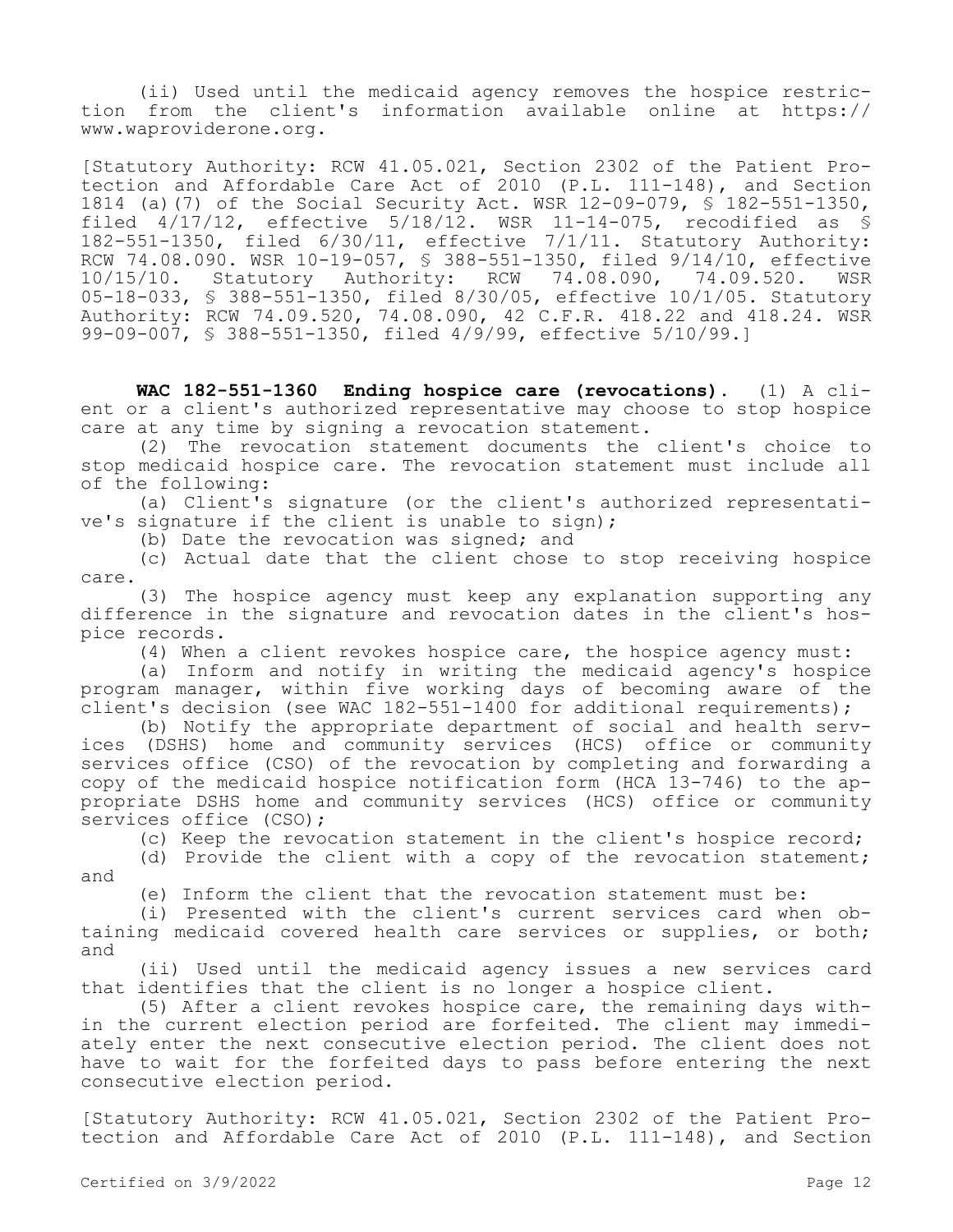(ii) Used until the medicaid agency removes the hospice restriction from the client's information available online at https://www.waproviderone.org.

[Statutory Authority: RCW 41.05.021, Section 2302 of the Patient Protection and Affordable Care Act of 2010 (P.L. 111-148), and Section 1814 (a)(7) of the Social Security Act. WSR 12-09-079, § 182-551-1350, filed 4/17/12, effective 5/18/12. WSR 11-14-075, recodified as § 182-551-1350, filed 6/30/11, effective 7/1/11. Statutory Authority: RCW 74.08.090. WSR 10-19-057, § 388-551-1350, filed 9/14/10, effective 10/15/10. Statutory Authority: RCW 74.08.090, 74.09.520. WSR 05-18-033, § 388-551-1350, filed 8/30/05, effective 10/1/05. Statutory Authority: RCW 74.09.520, 74.08.090, 42 C.F.R. 418.22 and 418.24. WSR 99-09-007, § 388-551-1350, filed 4/9/99, effective 5/10/99.]

**WAC 182-551-1360 Ending hospice care (revocations).** (1) A client or a client's authorized representative may choose to stop hospice care at any time by signing a revocation statement.

(2) The revocation statement documents the client's choice to stop medicaid hospice care. The revocation statement must include all of the following:

(a) Client's signature (or the client's authorized representative's signature if the client is unable to sign);

(b) Date the revocation was signed; and

(c) Actual date that the client chose to stop receiving hospice care.

(3) The hospice agency must keep any explanation supporting any difference in the signature and revocation dates in the client's hospice records.

(4) When a client revokes hospice care, the hospice agency must:

(a) Inform and notify in writing the medicaid agency's hospice program manager, within five working days of becoming aware of the client's decision (see WAC 182-551-1400 for additional requirements);

(b) Notify the appropriate department of social and health services (DSHS) home and community services (HCS) office or community services office (CSO) of the revocation by completing and forwarding a copy of the medicaid hospice notification form (HCA 13-746) to the appropriate DSHS home and community services (HCS) office or community services office (CSO);

(c) Keep the revocation statement in the client's hospice record;

(d) Provide the client with a copy of the revocation statement; and

(e) Inform the client that the revocation statement must be:

(i) Presented with the client's current services card when obtaining medicaid covered health care services or supplies, or both; and

(ii) Used until the medicaid agency issues a new services card that identifies that the client is no longer a hospice client.

(5) After a client revokes hospice care, the remaining days within the current election period are forfeited. The client may immediately enter the next consecutive election period. The client does not have to wait for the forfeited days to pass before entering the next consecutive election period.

[Statutory Authority: RCW 41.05.021, Section 2302 of the Patient Protection and Affordable Care Act of 2010 (P.L. 111-148), and Section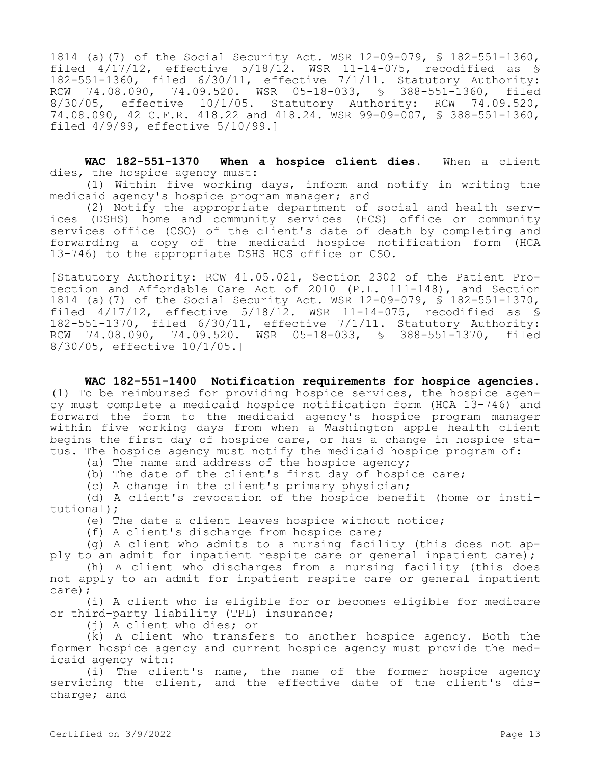1814 (a)(7) of the Social Security Act. WSR 12-09-079, § 182-551-1360, filed 4/17/12, effective 5/18/12. WSR 11-14-075, recodified as § 182-551-1360, filed 6/30/11, effective 7/1/11. Statutory Authority: RCW 74.08.090, 74.09.520. WSR 05-18-033, § 388-551-1360, filed 8/30/05, effective 10/1/05. Statutory Authority: RCW 74.09.520, 74.08.090, 42 C.F.R. 418.22 and 418.24. WSR 99-09-007, § 388-551-1360, filed 4/9/99, effective 5/10/99.]

**WAC 182-551-1370 When a hospice client dies.** When a client dies, the hospice agency must:

(1) Within five working days, inform and notify in writing the medicaid agency's hospice program manager; and

(2) Notify the appropriate department of social and health services (DSHS) home and community services (HCS) office or community services office (CSO) of the client's date of death by completing and forwarding a copy of the medicaid hospice notification form (HCA 13-746) to the appropriate DSHS HCS office or CSO.

[Statutory Authority: RCW 41.05.021, Section 2302 of the Patient Protection and Affordable Care Act of 2010 (P.L. 111-148), and Section 1814 (a)(7) of the Social Security Act. WSR 12-09-079, § 182-551-1370, filed 4/17/12, effective 5/18/12. WSR 11-14-075, recodified as § 182-551-1370, filed 6/30/11, effective 7/1/11. Statutory Authority: RCW 74.08.090, 74.09.520. WSR 05-18-033, § 388-551-1370, filed 8/30/05, effective 10/1/05.]

**WAC 182-551-1400 Notification requirements for hospice agencies.** (1) To be reimbursed for providing hospice services, the hospice agency must complete a medicaid hospice notification form (HCA 13-746) and forward the form to the medicaid agency's hospice program manager within five working days from when a Washington apple health client begins the first day of hospice care, or has a change in hospice status. The hospice agency must notify the medicaid hospice program of:

(a) The name and address of the hospice agency;

(b) The date of the client's first day of hospice care;

(c) A change in the client's primary physician;

(d) A client's revocation of the hospice benefit (home or institutional);

(e) The date a client leaves hospice without notice;

(f) A client's discharge from hospice care;

(g) A client who admits to a nursing facility (this does not apply to an admit for inpatient respite care or general inpatient care);

(h) A client who discharges from a nursing facility (this does not apply to an admit for inpatient respite care or general inpatient care);

(i) A client who is eligible for or becomes eligible for medicare or third-party liability (TPL) insurance;

(j) A client who dies; or

(k) A client who transfers to another hospice agency. Both the former hospice agency and current hospice agency must provide the medicaid agency with:

(i) The client's name, the name of the former hospice agency servicing the client, and the effective date of the client's discharge; and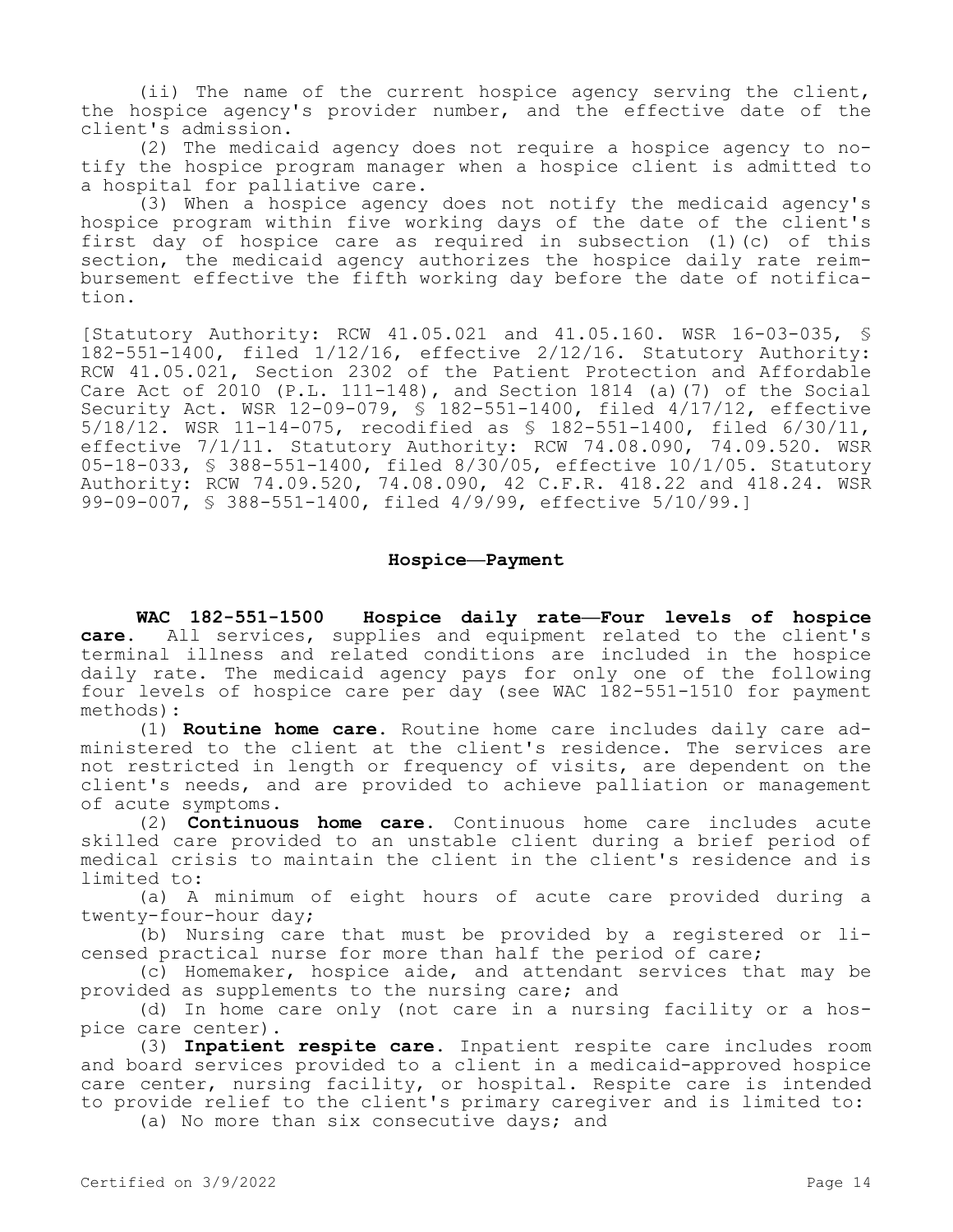(ii) The name of the current hospice agency serving the client, the hospice agency's provider number, and the effective date of the client's admission.

(2) The medicaid agency does not require a hospice agency to notify the hospice program manager when a hospice client is admitted to a hospital for palliative care.

(3) When a hospice agency does not notify the medicaid agency's hospice program within five working days of the date of the client's first day of hospice care as required in subsection (1)(c) of this section, the medicaid agency authorizes the hospice daily rate reimbursement effective the fifth working day before the date of notification.

[Statutory Authority: RCW 41.05.021 and 41.05.160. WSR 16-03-035, § 182-551-1400, filed 1/12/16, effective 2/12/16. Statutory Authority: RCW 41.05.021, Section 2302 of the Patient Protection and Affordable Care Act of 2010 (P.L. 111-148), and Section 1814 (a)(7) of the Social Security Act. WSR 12-09-079, § 182-551-1400, filed 4/17/12, effective 5/18/12. WSR 11-14-075, recodified as § 182-551-1400, filed 6/30/11, effective 7/1/11. Statutory Authority: RCW 74.08.090, 74.09.520. WSR 05-18-033, § 388-551-1400, filed 8/30/05, effective 10/1/05. Statutory Authority: RCW 74.09.520, 74.08.090, 42 C.F.R. 418.22 and 418.24. WSR 99-09-007, § 388-551-1400, filed 4/9/99, effective 5/10/99.]

## Hospice—Payment

**WAC 182-551-1500 Hospice daily rate—Four levels of hospice care.** All services, supplies and equipment related to the client's terminal illness and related conditions are included in the hospice daily rate. The medicaid agency pays for only one of the following four levels of hospice care per day (see WAC 182-551-1510 for payment methods):

(1) **Routine home care.** Routine home care includes daily care administered to the client at the client's residence. The services are not restricted in length or frequency of visits, are dependent on the client's needs, and are provided to achieve palliation or management of acute symptoms.

(2) **Continuous home care.** Continuous home care includes acute skilled care provided to an unstable client during a brief period of medical crisis to maintain the client in the client's residence and is limited to:

(a) A minimum of eight hours of acute care provided during a twenty-four-hour day;

(b) Nursing care that must be provided by a registered or licensed practical nurse for more than half the period of care;

(c) Homemaker, hospice aide, and attendant services that may be provided as supplements to the nursing care; and

(d) In home care only (not care in a nursing facility or a hospice care center).

(3) **Inpatient respite care.** Inpatient respite care includes room and board services provided to a client in a medicaid-approved hospice care center, nursing facility, or hospital. Respite care is intended to provide relief to the client's primary caregiver and is limited to:

(a) No more than six consecutive days; and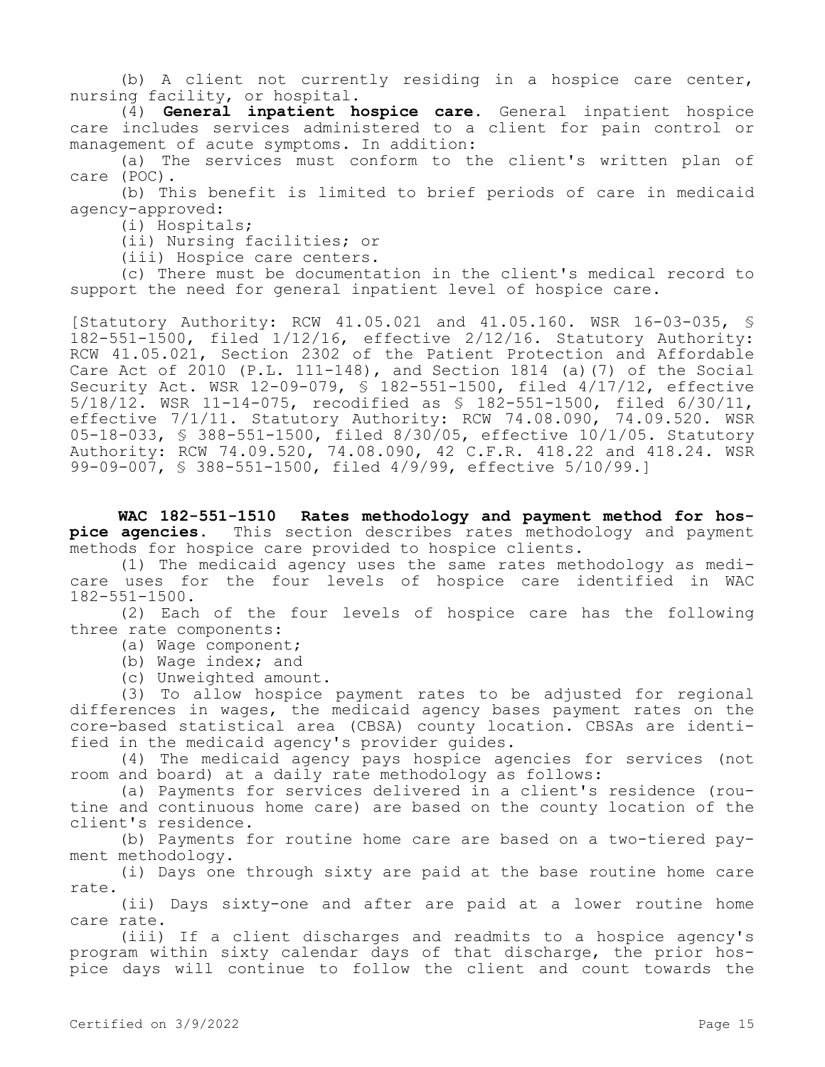(b) A client not currently residing in a hospice care center, nursing facility, or hospital.

(4) **General inpatient hospice care.** General inpatient hospice care includes services administered to a client for pain control or management of acute symptoms. In addition:

(a) The services must conform to the client's written plan of care (POC).

(b) This benefit is limited to brief periods of care in medicaid agency-approved:

(i) Hospitals;

(ii) Nursing facilities; or

(iii) Hospice care centers.

(c) There must be documentation in the client's medical record to support the need for general inpatient level of hospice care.

[Statutory Authority: RCW 41.05.021 and 41.05.160. WSR 16-03-035, § 182-551-1500, filed 1/12/16, effective 2/12/16. Statutory Authority: RCW 41.05.021, Section 2302 of the Patient Protection and Affordable Care Act of 2010 (P.L. 111-148), and Section 1814 (a)(7) of the Social Security Act. WSR 12-09-079, § 182-551-1500, filed 4/17/12, effective 5/18/12. WSR 11-14-075, recodified as § 182-551-1500, filed 6/30/11, effective 7/1/11. Statutory Authority: RCW 74.08.090, 74.09.520. WSR 05-18-033, § 388-551-1500, filed 8/30/05, effective 10/1/05. Statutory Authority: RCW 74.09.520, 74.08.090, 42 C.F.R. 418.22 and 418.24. WSR 99-09-007, § 388-551-1500, filed 4/9/99, effective 5/10/99.]

**WAC 182-551-1510 Rates methodology and payment method for hospice agencies.** This section describes rates methodology and payment methods for hospice care provided to hospice clients.

(1) The medicaid agency uses the same rates methodology as medicare uses for the four levels of hospice care identified in WAC 182-551-1500.

(2) Each of the four levels of hospice care has the following three rate components:

(a) Wage component;

(b) Wage index; and

(c) Unweighted amount.

(3) To allow hospice payment rates to be adjusted for regional differences in wages, the medicaid agency bases payment rates on the core-based statistical area (CBSA) county location. CBSAs are identified in the medicaid agency's provider guides.

(4) The medicaid agency pays hospice agencies for services (not room and board) at a daily rate methodology as follows:

(a) Payments for services delivered in a client's residence (routine and continuous home care) are based on the county location of the client's residence.

(b) Payments for routine home care are based on a two-tiered payment methodology.

(i) Days one through sixty are paid at the base routine home care rate.

(ii) Days sixty-one and after are paid at a lower routine home care rate.

(iii) If a client discharges and readmits to a hospice agency's program within sixty calendar days of that discharge, the prior hospice days will continue to follow the client and count towards the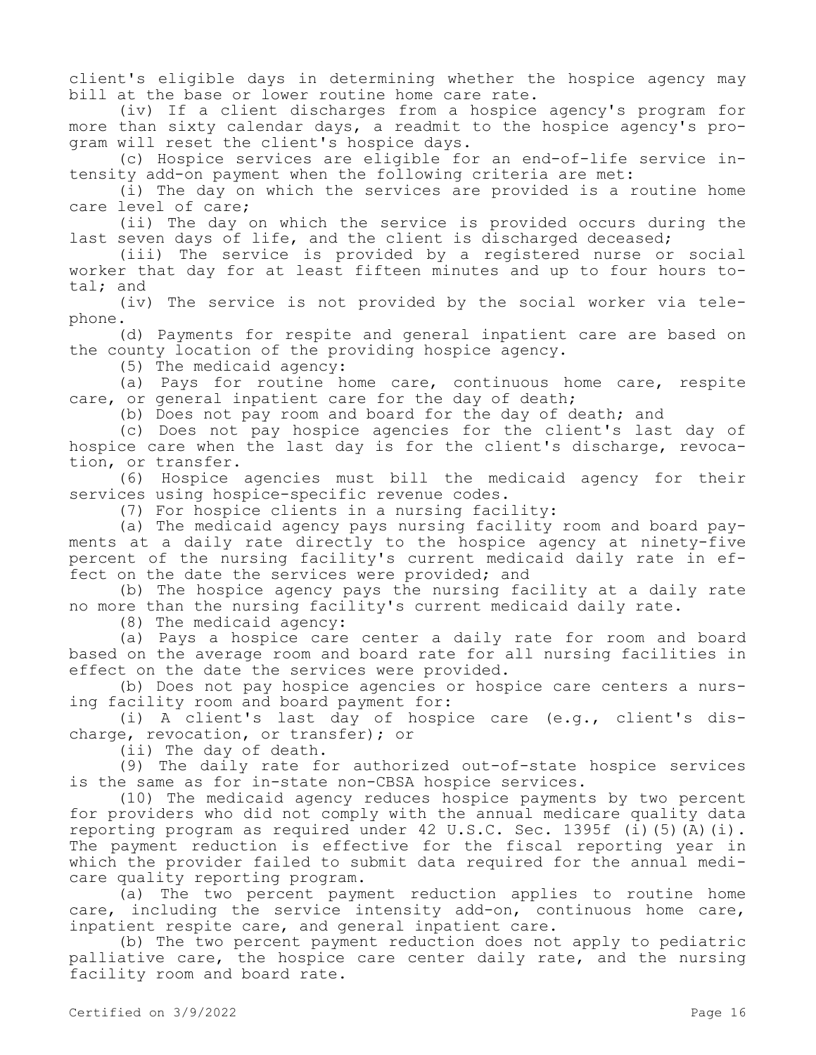client's eligible days in determining whether the hospice agency may bill at the base or lower routine home care rate.

(iv) If a client discharges from a hospice agency's program for more than sixty calendar days, a readmit to the hospice agency's program will reset the client's hospice days.

(c) Hospice services are eligible for an end-of-life service intensity add-on payment when the following criteria are met:

(i) The day on which the services are provided is a routine home care level of care;

(ii) The day on which the service is provided occurs during the last seven days of life, and the client is discharged deceased;

(iii) The service is provided by a registered nurse or social worker that day for at least fifteen minutes and up to four hours total; and

(iv) The service is not provided by the social worker via telephone.

(d) Payments for respite and general inpatient care are based on the county location of the providing hospice agency.

(5) The medicaid agency:

(a) Pays for routine home care, continuous home care, respite care, or general inpatient care for the day of death;

(b) Does not pay room and board for the day of death; and

(c) Does not pay hospice agencies for the client's last day of hospice care when the last day is for the client's discharge, revocation, or transfer.

(6) Hospice agencies must bill the medicaid agency for their services using hospice-specific revenue codes.

(7) For hospice clients in a nursing facility:

(a) The medicaid agency pays nursing facility room and board payments at a daily rate directly to the hospice agency at ninety-five percent of the nursing facility's current medicaid daily rate in effect on the date the services were provided; and

(b) The hospice agency pays the nursing facility at a daily rate no more than the nursing facility's current medicaid daily rate.

(8) The medicaid agency:

(a) Pays a hospice care center a daily rate for room and board based on the average room and board rate for all nursing facilities in effect on the date the services were provided.

(b) Does not pay hospice agencies or hospice care centers a nursing facility room and board payment for:

(i) A client's last day of hospice care (e.g., client's discharge, revocation, or transfer); or

(ii) The day of death.

(9) The daily rate for authorized out-of-state hospice services is the same as for in-state non-CBSA hospice services.

(10) The medicaid agency reduces hospice payments by two percent for providers who did not comply with the annual medicare quality data reporting program as required under 42 U.S.C. Sec. 1395f (i)(5)(A)(i). The payment reduction is effective for the fiscal reporting year in which the provider failed to submit data required for the annual medicare quality reporting program.

(a) The two percent payment reduction applies to routine home care, including the service intensity add-on, continuous home care, inpatient respite care, and general inpatient care.

(b) The two percent payment reduction does not apply to pediatric palliative care, the hospice care center daily rate, and the nursing facility room and board rate.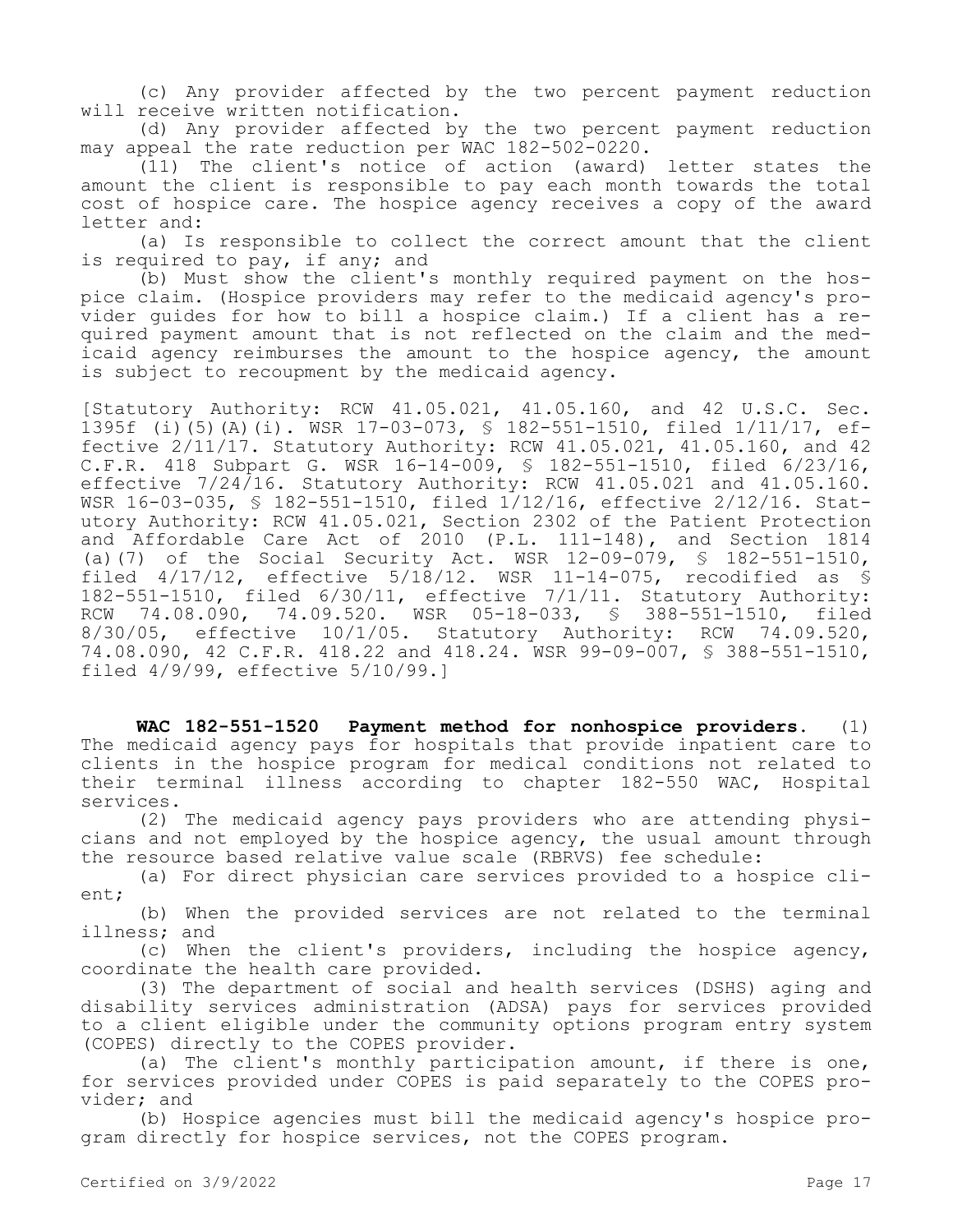(c) Any provider affected by the two percent payment reduction will receive written notification.

(d) Any provider affected by the two percent payment reduction may appeal the rate reduction per WAC 182-502-0220.

(11) The client's notice of action (award) letter states the amount the client is responsible to pay each month towards the total cost of hospice care. The hospice agency receives a copy of the award letter and:

(a) Is responsible to collect the correct amount that the client is required to pay, if any; and

(b) Must show the client's monthly required payment on the hospice claim. (Hospice providers may refer to the medicaid agency's provider guides for how to bill a hospice claim.) If a client has a required payment amount that is not reflected on the claim and the medicaid agency reimburses the amount to the hospice agency, the amount is subject to recoupment by the medicaid agency.

[Statutory Authority: RCW 41.05.021, 41.05.160, and 42 U.S.C. Sec. 1395f (i)(5)(A)(i). WSR 17-03-073, § 182-551-1510, filed 1/11/17, effective 2/11/17. Statutory Authority: RCW 41.05.021, 41.05.160, and 42 C.F.R. 418 Subpart G. WSR 16-14-009, § 182-551-1510, filed 6/23/16, effective 7/24/16. Statutory Authority: RCW 41.05.021 and 41.05.160. WSR 16-03-035, § 182-551-1510, filed 1/12/16, effective 2/12/16. Statutory Authority: RCW 41.05.021, Section 2302 of the Patient Protection and Affordable Care Act of 2010 (P.L. 111-148), and Section 1814 (a)(7) of the Social Security Act. WSR 12-09-079, § 182-551-1510, filed 4/17/12, effective 5/18/12. WSR 11-14-075, recodified as § 182-551-1510, filed 6/30/11, effective 7/1/11. Statutory Authority: RCW 74.08.090, 74.09.520. WSR 05-18-033, § 388-551-1510, filed 8/30/05, effective 10/1/05. Statutory Authority: RCW 74.09.520, 74.08.090, 42 C.F.R. 418.22 and 418.24. WSR 99-09-007, § 388-551-1510, filed 4/9/99, effective 5/10/99.]

**WAC 182-551-1520 Payment method for nonhospice providers.** (1) The medicaid agency pays for hospitals that provide inpatient care to clients in the hospice program for medical conditions not related to their terminal illness according to chapter 182-550 WAC, Hospital services.

(2) The medicaid agency pays providers who are attending physicians and not employed by the hospice agency, the usual amount through the resource based relative value scale (RBRVS) fee schedule:

(a) For direct physician care services provided to a hospice client;

(b) When the provided services are not related to the terminal illness; and

(c) When the client's providers, including the hospice agency, coordinate the health care provided.

(3) The department of social and health services (DSHS) aging and disability services administration (ADSA) pays for services provided to a client eligible under the community options program entry system (COPES) directly to the COPES provider.

(a) The client's monthly participation amount, if there is one, for services provided under COPES is paid separately to the COPES provider; and

(b) Hospice agencies must bill the medicaid agency's hospice program directly for hospice services, not the COPES program.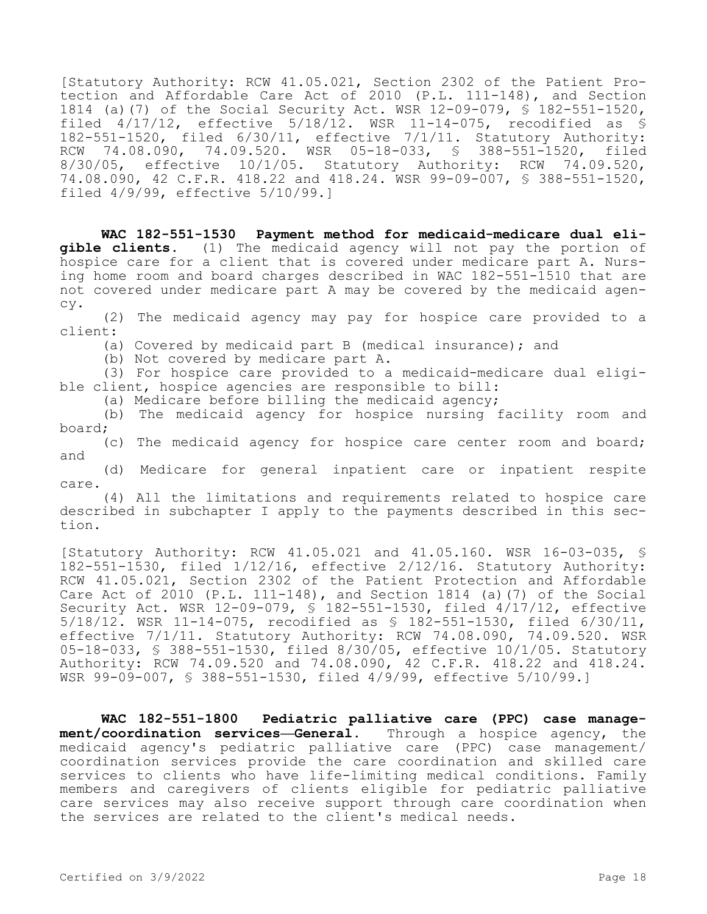[Statutory Authority: RCW 41.05.021, Section 2302 of the Patient Protection and Affordable Care Act of 2010 (P.L. 111-148), and Section 1814 (a)(7) of the Social Security Act. WSR 12-09-079, § 182-551-1520, filed 4/17/12, effective 5/18/12. WSR 11-14-075, recodified as § 182-551-1520, filed 6/30/11, effective 7/1/11. Statutory Authority: RCW 74.08.090, 74.09.520. WSR 05-18-033, § 388-551-1520, filed 8/30/05, effective 10/1/05. Statutory Authority: RCW 74.09.520, 74.08.090, 42 C.F.R. 418.22 and 418.24. WSR 99-09-007, § 388-551-1520, filed 4/9/99, effective 5/10/99.]

**WAC 182-551-1530 Payment method for medicaid-medicare dual eligible clients.** (1) The medicaid agency will not pay the portion of hospice care for a client that is covered under medicare part A. Nursing home room and board charges described in WAC 182-551-1510 that are not covered under medicare part A may be covered by the medicaid agency.

(2) The medicaid agency may pay for hospice care provided to a client:

(a) Covered by medicaid part B (medical insurance); and

(b) Not covered by medicare part A.

(3) For hospice care provided to a medicaid-medicare dual eligible client, hospice agencies are responsible to bill:

(a) Medicare before billing the medicaid agency;

(b) The medicaid agency for hospice nursing facility room and board;

(c) The medicaid agency for hospice care center room and board; and

(d) Medicare for general inpatient care or inpatient respite care.

(4) All the limitations and requirements related to hospice care described in subchapter I apply to the payments described in this section.

[Statutory Authority: RCW 41.05.021 and 41.05.160. WSR 16-03-035, § 182-551-1530, filed 1/12/16, effective 2/12/16. Statutory Authority: RCW 41.05.021, Section 2302 of the Patient Protection and Affordable Care Act of 2010 (P.L. 111-148), and Section 1814 (a)(7) of the Social Security Act. WSR 12-09-079, § 182-551-1530, filed 4/17/12, effective 5/18/12. WSR 11-14-075, recodified as § 182-551-1530, filed 6/30/11, effective 7/1/11. Statutory Authority: RCW 74.08.090, 74.09.520. WSR 05-18-033, § 388-551-1530, filed 8/30/05, effective 10/1/05. Statutory Authority: RCW 74.09.520 and 74.08.090, 42 C.F.R. 418.22 and 418.24. WSR 99-09-007, § 388-551-1530, filed 4/9/99, effective 5/10/99.]

**WAC 182-551-1800 Pediatric palliative care (PPC) case management/coordination services—General.** Through a hospice agency, the medicaid agency's pediatric palliative care (PPC) case management/coordination services provide the care coordination and skilled care services to clients who have life-limiting medical conditions. Family members and caregivers of clients eligible for pediatric palliative care services may also receive support through care coordination when the services are related to the client's medical needs.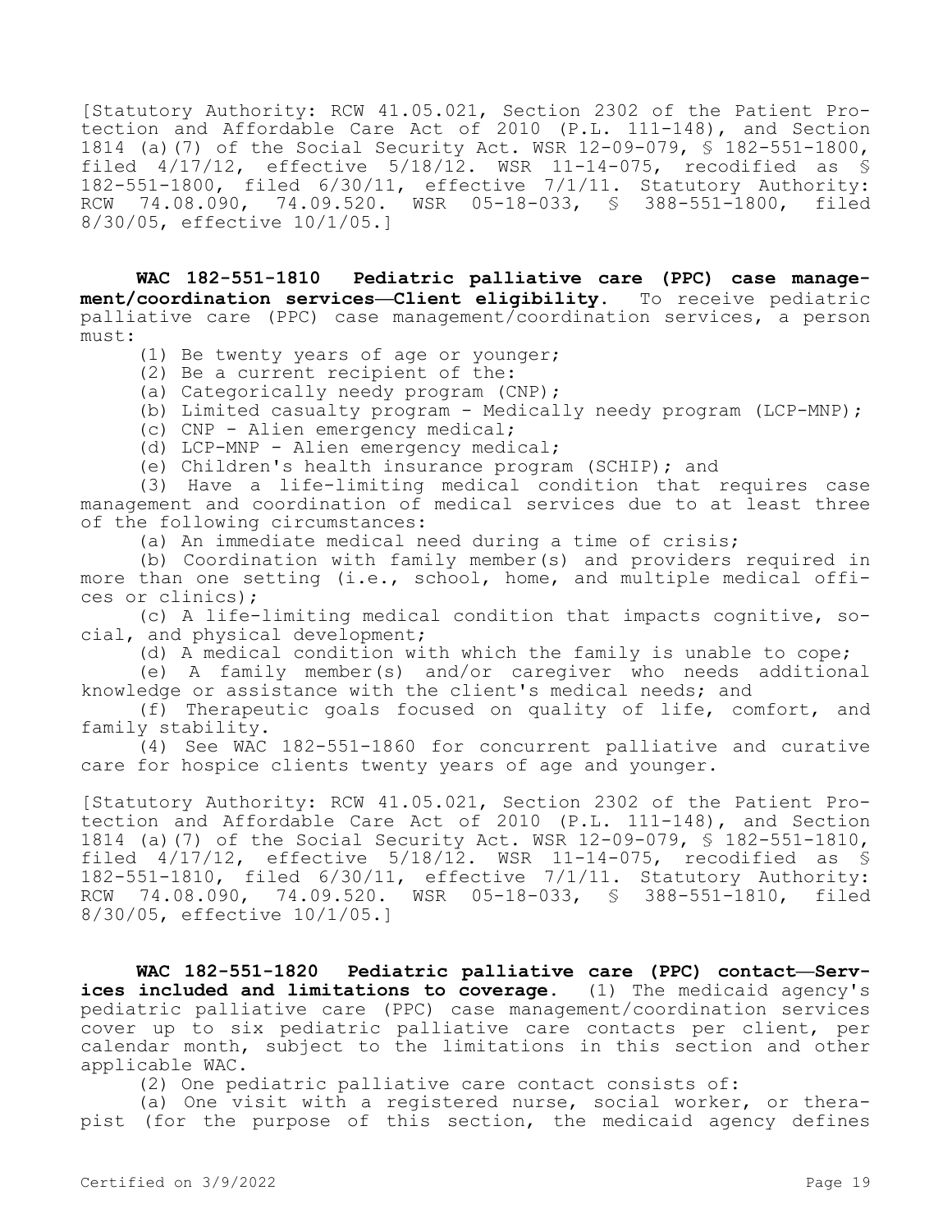[Statutory Authority: RCW 41.05.021, Section 2302 of the Patient Protection and Affordable Care Act of 2010 (P.L. 111-148), and Section 1814 (a)(7) of the Social Security Act. WSR 12-09-079, § 182-551-1800, filed 4/17/12, effective 5/18/12. WSR 11-14-075, recodified as § 182-551-1800, filed 6/30/11, effective 7/1/11. Statutory Authority: RCW 74.08.090, 74.09.520. WSR 05-18-033, § 388-551-1800, filed 8/30/05, effective 10/1/05.]

**WAC 182-551-1810 Pediatric palliative care (PPC) case management/coordination services—Client eligibility.** To receive pediatric palliative care (PPC) case management/coordination services, a person must:

(1) Be twenty years of age or younger;

(2) Be a current recipient of the:

(a) Categorically needy program (CNP);

(b) Limited casualty program - Medically needy program (LCP-MNP);

(c) CNP - Alien emergency medical;

(d) LCP-MNP - Alien emergency medical;

(e) Children's health insurance program (SCHIP); and

(3) Have a life-limiting medical condition that requires case management and coordination of medical services due to at least three of the following circumstances:

(a) An immediate medical need during a time of crisis;

(b) Coordination with family member(s) and providers required in more than one setting (i.e., school, home, and multiple medical offices or clinics);

(c) A life-limiting medical condition that impacts cognitive, social, and physical development;

(d) A medical condition with which the family is unable to cope;

(e) A family member(s) and/or caregiver who needs additional knowledge or assistance with the client's medical needs; and

(f) Therapeutic goals focused on quality of life, comfort, and family stability.

(4) See WAC 182-551-1860 for concurrent palliative and curative care for hospice clients twenty years of age and younger.

[Statutory Authority: RCW 41.05.021, Section 2302 of the Patient Protection and Affordable Care Act of 2010 (P.L. 111-148), and Section 1814 (a)(7) of the Social Security Act. WSR 12-09-079, § 182-551-1810, filed 4/17/12, effective 5/18/12. WSR 11-14-075, recodified as § 182-551-1810, filed 6/30/11, effective 7/1/11. Statutory Authority: RCW 74.08.090, 74.09.520. WSR 05-18-033, § 388-551-1810, filed 8/30/05, effective 10/1/05.]

**WAC 182-551-1820 Pediatric palliative care (PPC) contact—Services included and limitations to coverage.** (1) The medicaid agency's pediatric palliative care (PPC) case management/coordination services cover up to six pediatric palliative care contacts per client, per calendar month, subject to the limitations in this section and other applicable WAC.

(2) One pediatric palliative care contact consists of:

(a) One visit with a registered nurse, social worker, or therapist (for the purpose of this section, the medicaid agency defines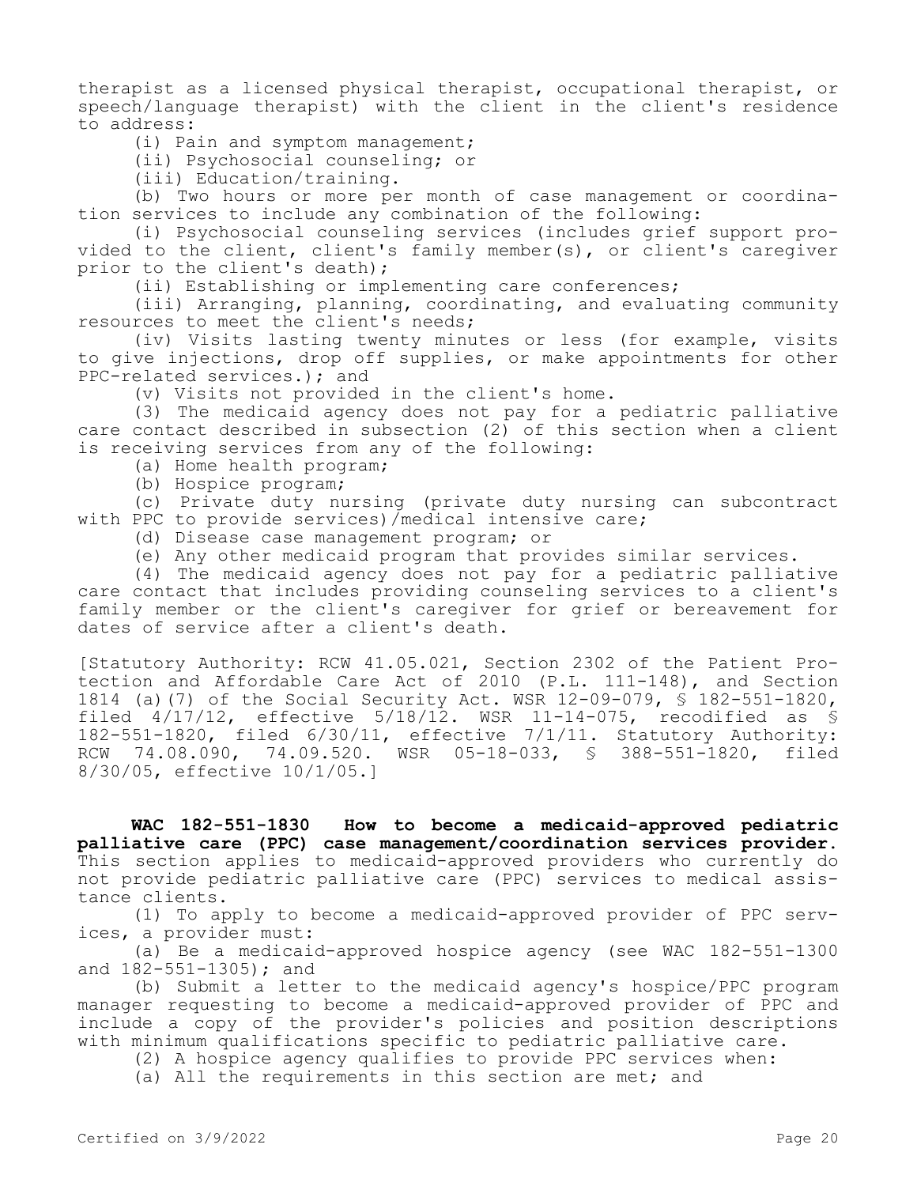therapist as a licensed physical therapist, occupational therapist, or speech/language therapist) with the client in the client's residence to address:

(i) Pain and symptom management;

(ii) Psychosocial counseling; or

(iii) Education/training.

(b) Two hours or more per month of case management or coordination services to include any combination of the following:

(i) Psychosocial counseling services (includes grief support provided to the client, client's family member(s), or client's caregiver prior to the client's death);

(ii) Establishing or implementing care conferences;

(iii) Arranging, planning, coordinating, and evaluating community resources to meet the client's needs;

(iv) Visits lasting twenty minutes or less (for example, visits to give injections, drop off supplies, or make appointments for other PPC-related services.); and

(v) Visits not provided in the client's home.

(3) The medicaid agency does not pay for a pediatric palliative care contact described in subsection (2) of this section when a client is receiving services from any of the following:

(a) Home health program;

(b) Hospice program;

(c) Private duty nursing (private duty nursing can subcontract with PPC to provide services)/medical intensive care;

(d) Disease case management program; or

(e) Any other medicaid program that provides similar services.

(4) The medicaid agency does not pay for a pediatric palliative care contact that includes providing counseling services to a client's family member or the client's caregiver for grief or bereavement for dates of service after a client's death.

[Statutory Authority: RCW 41.05.021, Section 2302 of the Patient Protection and Affordable Care Act of 2010 (P.L. 111-148), and Section 1814 (a)(7) of the Social Security Act. WSR 12-09-079, § 182-551-1820, filed 4/17/12, effective 5/18/12. WSR 11-14-075, recodified as § 182-551-1820, filed 6/30/11, effective 7/1/11. Statutory Authority: RCW 74.08.090, 74.09.520. WSR 05-18-033, § 388-551-1820, filed 8/30/05, effective 10/1/05.]

**WAC 182-551-1830 How to become a medicaid-approved pediatric palliative care (PPC) case management/coordination services provider.** This section applies to medicaid-approved providers who currently do not provide pediatric palliative care (PPC) services to medical assistance clients.

(1) To apply to become a medicaid-approved provider of PPC services, a provider must:

(a) Be a medicaid-approved hospice agency (see WAC 182-551-1300 and 182-551-1305); and

(b) Submit a letter to the medicaid agency's hospice/PPC program manager requesting to become a medicaid-approved provider of PPC and include a copy of the provider's policies and position descriptions with minimum qualifications specific to pediatric palliative care.

(2) A hospice agency qualifies to provide PPC services when:

(a) All the requirements in this section are met; and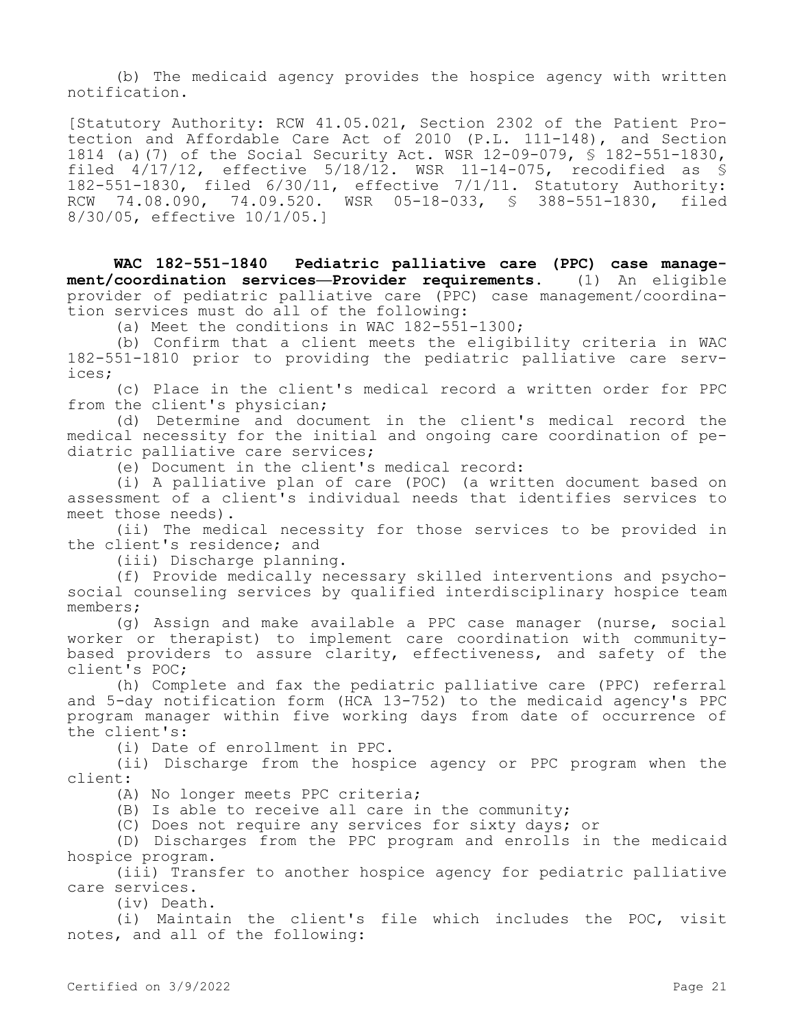(b) The medicaid agency provides the hospice agency with written notification.

[Statutory Authority: RCW 41.05.021, Section 2302 of the Patient Protection and Affordable Care Act of 2010 (P.L. 111-148), and Section 1814 (a)(7) of the Social Security Act. WSR 12-09-079, § 182-551-1830, filed 4/17/12, effective 5/18/12. WSR 11-14-075, recodified as § 182-551-1830, filed 6/30/11, effective 7/1/11. Statutory Authority: RCW 74.08.090, 74.09.520. WSR 05-18-033, § 388-551-1830, filed 8/30/05, effective 10/1/05.]

**WAC 182-551-1840 Pediatric palliative care (PPC) case management/coordination services—Provider requirements.** (1) An eligible provider of pediatric palliative care (PPC) case management/coordination services must do all of the following:

(a) Meet the conditions in WAC 182-551-1300;

(b) Confirm that a client meets the eligibility criteria in WAC 182-551-1810 prior to providing the pediatric palliative care services;

(c) Place in the client's medical record a written order for PPC from the client's physician;

(d) Determine and document in the client's medical record the medical necessity for the initial and ongoing care coordination of pediatric palliative care services;

(e) Document in the client's medical record:

(i) A palliative plan of care (POC) (a written document based on assessment of a client's individual needs that identifies services to meet those needs).

(ii) The medical necessity for those services to be provided in the client's residence; and

(iii) Discharge planning.

(f) Provide medically necessary skilled interventions and psychosocial counseling services by qualified interdisciplinary hospice team members;

(g) Assign and make available a PPC case manager (nurse, social worker or therapist) to implement care coordination with community-based providers to assure clarity, effectiveness, and safety of the client's POC;

(h) Complete and fax the pediatric palliative care (PPC) referral and 5-day notification form (HCA 13-752) to the medicaid agency's PPC program manager within five working days from date of occurrence of the client's:

(i) Date of enrollment in PPC.

(ii) Discharge from the hospice agency or PPC program when the client:

(A) No longer meets PPC criteria;

(B) Is able to receive all care in the community;

(C) Does not require any services for sixty days; or

(D) Discharges from the PPC program and enrolls in the medicaid hospice program.

(iii) Transfer to another hospice agency for pediatric palliative care services.

(iv) Death.

(i) Maintain the client's file which includes the POC, visit notes, and all of the following: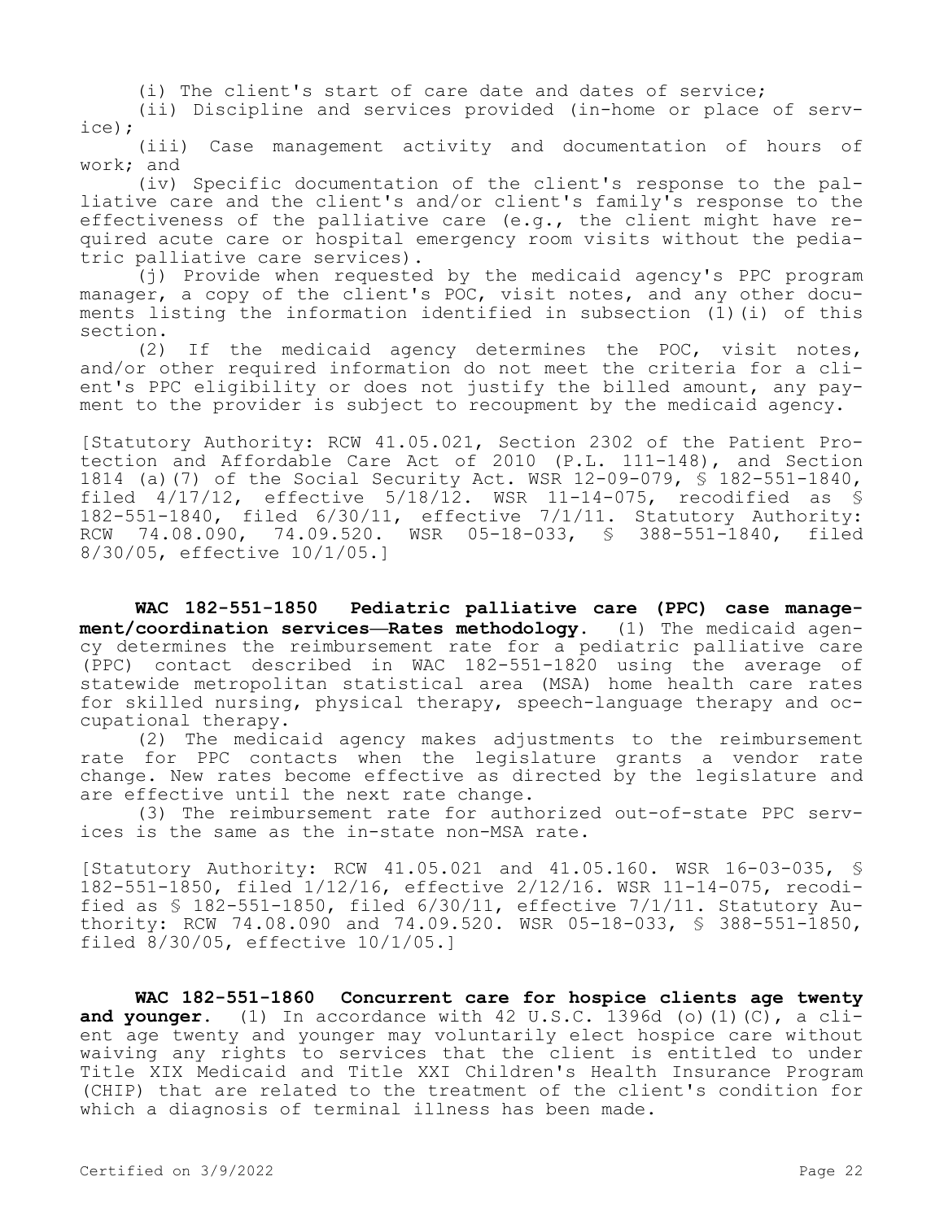(i) The client's start of care date and dates of service;

(ii) Discipline and services provided (in-home or place of service);

(iii) Case management activity and documentation of hours of work; and

(iv) Specific documentation of the client's response to the palliative care and the client's and/or client's family's response to the effectiveness of the palliative care (e.g., the client might have required acute care or hospital emergency room visits without the pediatric palliative care services).

(j) Provide when requested by the medicaid agency's PPC program manager, a copy of the client's POC, visit notes, and any other documents listing the information identified in subsection (1)(i) of this section.

(2) If the medicaid agency determines the POC, visit notes, and/or other required information do not meet the criteria for a client's PPC eligibility or does not justify the billed amount, any payment to the provider is subject to recoupment by the medicaid agency.

[Statutory Authority: RCW 41.05.021, Section 2302 of the Patient Protection and Affordable Care Act of 2010 (P.L. 111-148), and Section 1814 (a)(7) of the Social Security Act. WSR 12-09-079, § 182-551-1840, filed 4/17/12, effective 5/18/12. WSR 11-14-075, recodified as § 182-551-1840, filed 6/30/11, effective 7/1/11. Statutory Authority: RCW 74.08.090, 74.09.520. WSR 05-18-033, § 388-551-1840, filed 8/30/05, effective 10/1/05.]

**WAC 182-551-1850 Pediatric palliative care (PPC) case management/coordination services—Rates methodology.** (1) The medicaid agency determines the reimbursement rate for a pediatric palliative care (PPC) contact described in WAC 182-551-1820 using the average of statewide metropolitan statistical area (MSA) home health care rates for skilled nursing, physical therapy, speech-language therapy and occupational therapy.

(2) The medicaid agency makes adjustments to the reimbursement rate for PPC contacts when the legislature grants a vendor rate change. New rates become effective as directed by the legislature and are effective until the next rate change.

(3) The reimbursement rate for authorized out-of-state PPC services is the same as the in-state non-MSA rate.

[Statutory Authority: RCW 41.05.021 and 41.05.160. WSR 16-03-035, § 182-551-1850, filed 1/12/16, effective 2/12/16. WSR 11-14-075, recodified as § 182-551-1850, filed 6/30/11, effective 7/1/11. Statutory Authority: RCW 74.08.090 and 74.09.520. WSR 05-18-033, § 388-551-1850, filed 8/30/05, effective 10/1/05.]

**WAC 182-551-1860 Concurrent care for hospice clients age twenty and younger.** (1) In accordance with 42 U.S.C. 1396d (o)(1)(C), a client age twenty and younger may voluntarily elect hospice care without waiving any rights to services that the client is entitled to under Title XIX Medicaid and Title XXI Children's Health Insurance Program (CHIP) that are related to the treatment of the client's condition for which a diagnosis of terminal illness has been made.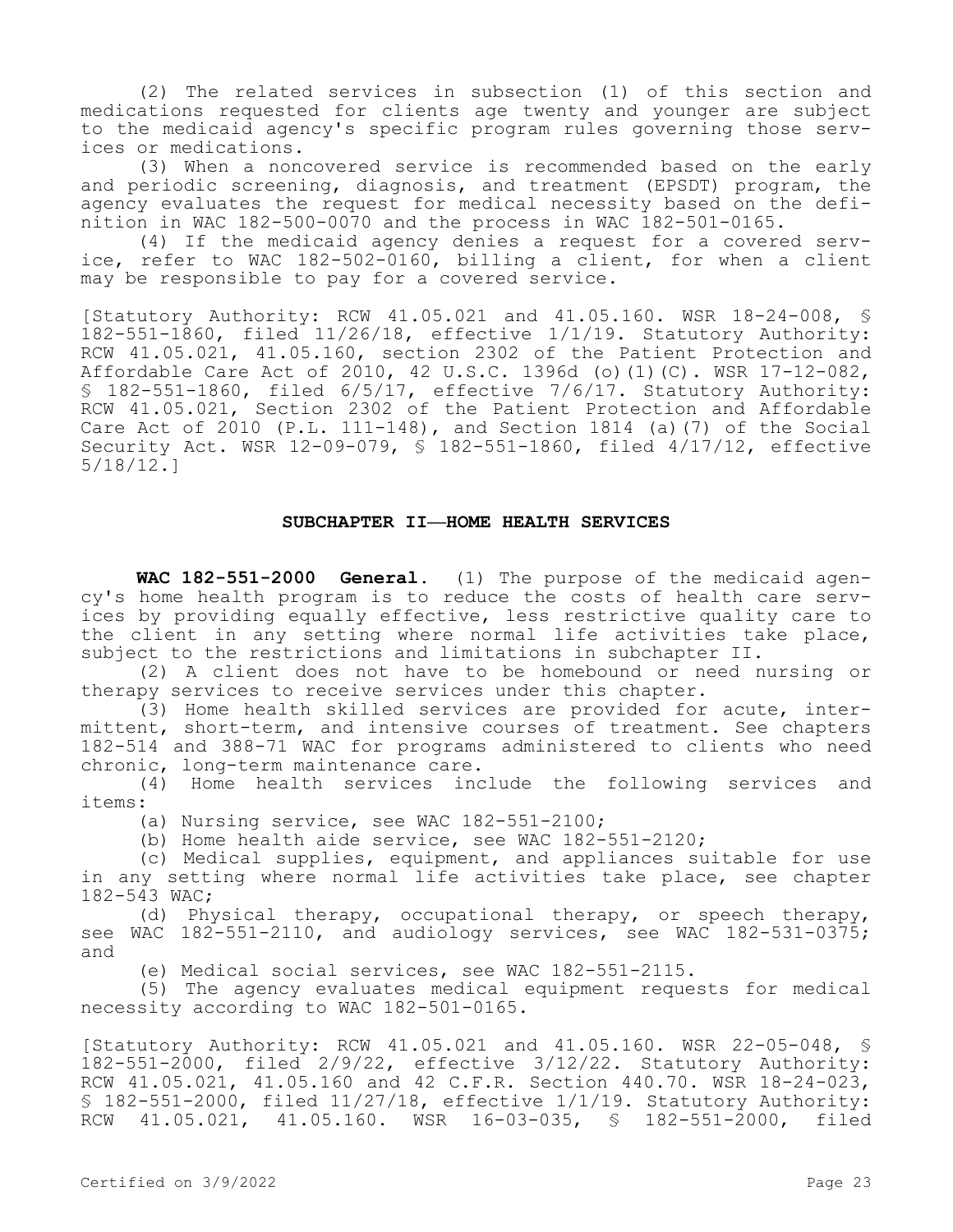(2) The related services in subsection (1) of this section and medications requested for clients age twenty and younger are subject to the medicaid agency's specific program rules governing those services or medications.

(3) When a noncovered service is recommended based on the early and periodic screening, diagnosis, and treatment (EPSDT) program, the agency evaluates the request for medical necessity based on the definition in WAC 182-500-0070 and the process in WAC 182-501-0165.

(4) If the medicaid agency denies a request for a covered service, refer to WAC 182-502-0160, billing a client, for when a client may be responsible to pay for a covered service.

[Statutory Authority: RCW 41.05.021 and 41.05.160. WSR 18-24-008, § 182-551-1860, filed 11/26/18, effective 1/1/19. Statutory Authority: RCW 41.05.021, 41.05.160, section 2302 of the Patient Protection and Affordable Care Act of 2010, 42 U.S.C. 1396d (o)(1)(C). WSR 17-12-082, § 182-551-1860, filed 6/5/17, effective 7/6/17. Statutory Authority: RCW 41.05.021, Section 2302 of the Patient Protection and Affordable Care Act of 2010 (P.L. 111-148), and Section 1814 (a)(7) of the Social Security Act. WSR 12-09-079, § 182-551-1860, filed 4/17/12, effective 5/18/12.]

## SUBCHAPTER II—HOME HEALTH SERVICES

**WAC 182-551-2000 General.** (1) The purpose of the medicaid agency's home health program is to reduce the costs of health care services by providing equally effective, less restrictive quality care to the client in any setting where normal life activities take place, subject to the restrictions and limitations in subchapter II.

(2) A client does not have to be homebound or need nursing or therapy services to receive services under this chapter.

(3) Home health skilled services are provided for acute, intermittent, short-term, and intensive courses of treatment. See chapters 182-514 and 388-71 WAC for programs administered to clients who need chronic, long-term maintenance care.

(4) Home health services include the following services and items:

(a) Nursing service, see WAC 182-551-2100;

(b) Home health aide service, see WAC 182-551-2120;

(c) Medical supplies, equipment, and appliances suitable for use in any setting where normal life activities take place, see chapter 182-543 WAC;

(d) Physical therapy, occupational therapy, or speech therapy, see WAC 182-551-2110, and audiology services, see WAC 182-531-0375; and

(e) Medical social services, see WAC 182-551-2115.

(5) The agency evaluates medical equipment requests for medical necessity according to WAC 182-501-0165.

[Statutory Authority: RCW 41.05.021 and 41.05.160. WSR 22-05-048, § 182-551-2000, filed 2/9/22, effective 3/12/22. Statutory Authority: RCW 41.05.021, 41.05.160 and 42 C.F.R. Section 440.70. WSR 18-24-023, § 182-551-2000, filed 11/27/18, effective 1/1/19. Statutory Authority: RCW 41.05.021, 41.05.160. WSR 16-03-035, § 182-551-2000, filed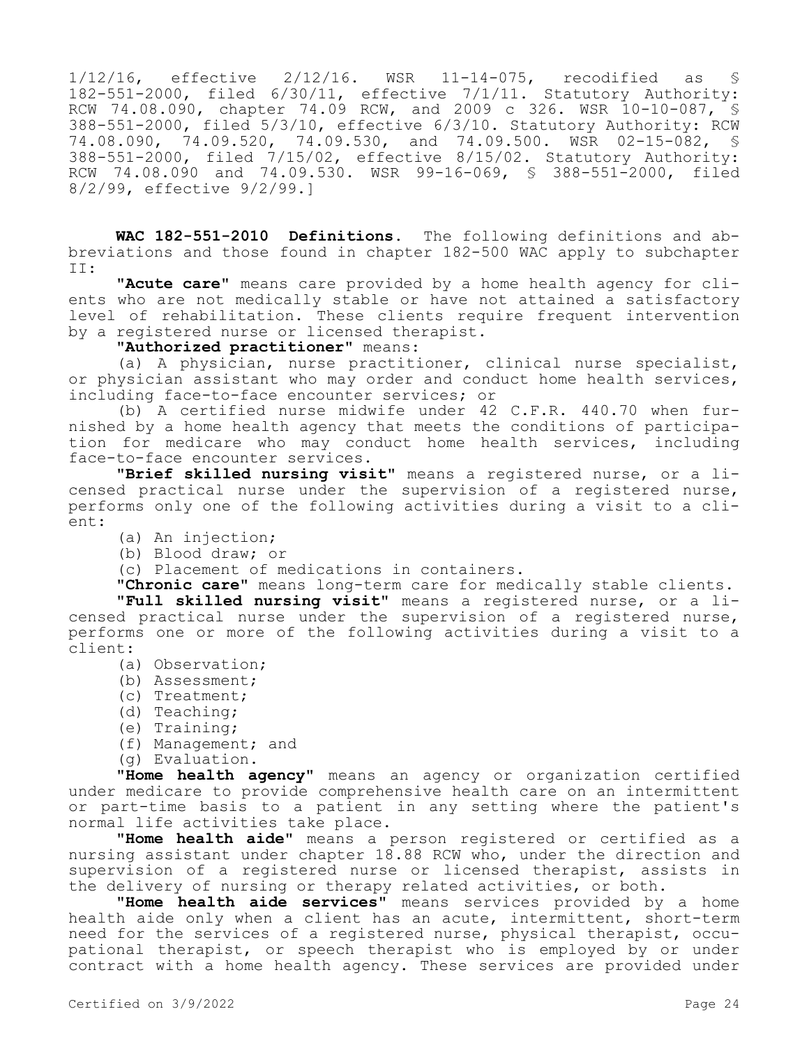1/12/16, effective 2/12/16. WSR 11-14-075, recodified as § 182-551-2000, filed 6/30/11, effective 7/1/11. Statutory Authority: RCW 74.08.090, chapter 74.09 RCW, and 2009 c 326. WSR 10-10-087, § 388-551-2000, filed 5/3/10, effective 6/3/10. Statutory Authority: RCW 74.08.090, 74.09.520, 74.09.530, and 74.09.500. WSR 02-15-082, § 388-551-2000, filed 7/15/02, effective 8/15/02. Statutory Authority: RCW 74.08.090 and 74.09.530. WSR 99-16-069, § 388-551-2000, filed 8/2/99, effective 9/2/99.]

**WAC 182-551-2010 Definitions.** The following definitions and abbreviations and those found in chapter 182-500 WAC apply to subchapter II:

**"Acute care"** means care provided by a home health agency for clients who are not medically stable or have not attained a satisfactory level of rehabilitation. These clients require frequent intervention by a registered nurse or licensed therapist.

**"Authorized practitioner"** means:

(a) A physician, nurse practitioner, clinical nurse specialist, or physician assistant who may order and conduct home health services, including face-to-face encounter services; or

(b) A certified nurse midwife under 42 C.F.R. 440.70 when furnished by a home health agency that meets the conditions of participation for medicare who may conduct home health services, including face-to-face encounter services.

**"Brief skilled nursing visit"** means a registered nurse, or a licensed practical nurse under the supervision of a registered nurse, performs only one of the following activities during a visit to a client:

(a) An injection;

(b) Blood draw; or

(c) Placement of medications in containers.

**"Chronic care"** means long-term care for medically stable clients.

**"Full skilled nursing visit"** means a registered nurse, or a licensed practical nurse under the supervision of a registered nurse, performs one or more of the following activities during a visit to a client:

(a) Observation;

(b) Assessment;

(c) Treatment;

(d) Teaching;

(e) Training;

(f) Management; and

(g) Evaluation.

**"Home health agency"** means an agency or organization certified under medicare to provide comprehensive health care on an intermittent or part-time basis to a patient in any setting where the patient's normal life activities take place.

**"Home health aide"** means a person registered or certified as a nursing assistant under chapter 18.88 RCW who, under the direction and supervision of a registered nurse or licensed therapist, assists in the delivery of nursing or therapy related activities, or both.

**"Home health aide services"** means services provided by a home health aide only when a client has an acute, intermittent, short-term need for the services of a registered nurse, physical therapist, occupational therapist, or speech therapist who is employed by or under contract with a home health agency. These services are provided under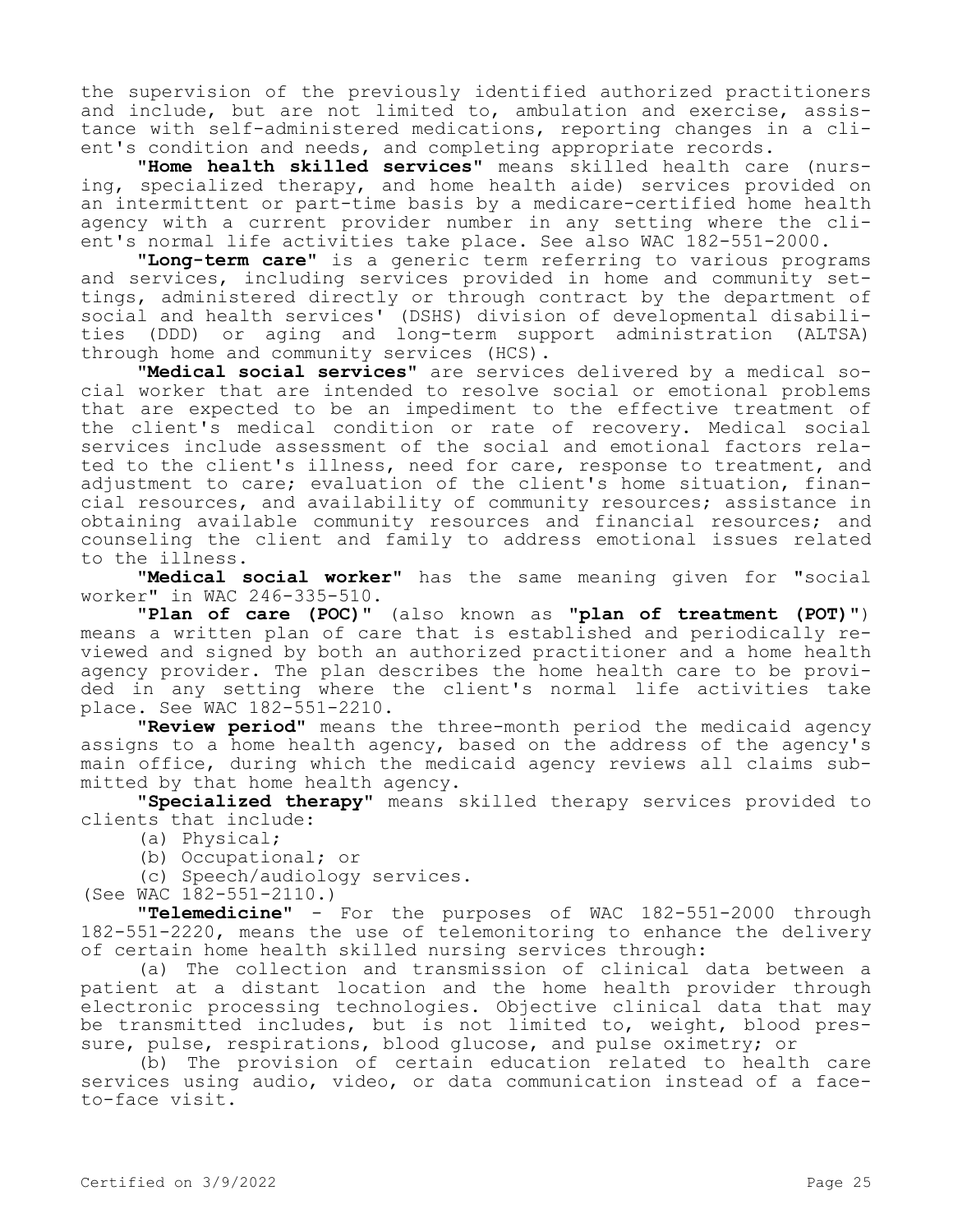the supervision of the previously identified authorized practitioners and include, but are not limited to, ambulation and exercise, assistance with self-administered medications, reporting changes in a client's condition and needs, and completing appropriate records.

**"Home health skilled services"** means skilled health care (nursing, specialized therapy, and home health aide) services provided on an intermittent or part-time basis by a medicare-certified home health agency with a current provider number in any setting where the client's normal life activities take place. See also WAC 182-551-2000.

**"Long-term care"** is a generic term referring to various programs and services, including services provided in home and community settings, administered directly or through contract by the department of social and health services' (DSHS) division of developmental disabilities (DDD) or aging and long-term support administration (ALTSA) through home and community services (HCS).

**"Medical social services"** are services delivered by a medical social worker that are intended to resolve social or emotional problems that are expected to be an impediment to the effective treatment of the client's medical condition or rate of recovery. Medical social services include assessment of the social and emotional factors related to the client's illness, need for care, response to treatment, and adjustment to care; evaluation of the client's home situation, financial resources, and availability of community resources; assistance in obtaining available community resources and financial resources; and counseling the client and family to address emotional issues related to the illness.

**"Medical social worker"** has the same meaning given for "social worker" in WAC 246-335-510.

**"Plan of care (POC)"** (also known as **"plan of treatment (POT)"**) means a written plan of care that is established and periodically reviewed and signed by both an authorized practitioner and a home health agency provider. The plan describes the home health care to be provided in any setting where the client's normal life activities take place. See WAC 182-551-2210.

**"Review period"** means the three-month period the medicaid agency assigns to a home health agency, based on the address of the agency's main office, during which the medicaid agency reviews all claims submitted by that home health agency.

**"Specialized therapy"** means skilled therapy services provided to clients that include:

(a) Physical;

(b) Occupational; or

(c) Speech/audiology services.

(See WAC 182-551-2110.)

**"Telemedicine"** - For the purposes of WAC 182-551-2000 through 182-551-2220, means the use of telemonitoring to enhance the delivery of certain home health skilled nursing services through:

(a) The collection and transmission of clinical data between a patient at a distant location and the home health provider through electronic processing technologies. Objective clinical data that may be transmitted includes, but is not limited to, weight, blood pressure, pulse, respirations, blood glucose, and pulse oximetry; or

(b) The provision of certain education related to health care services using audio, video, or data communication instead of a face-to-face visit.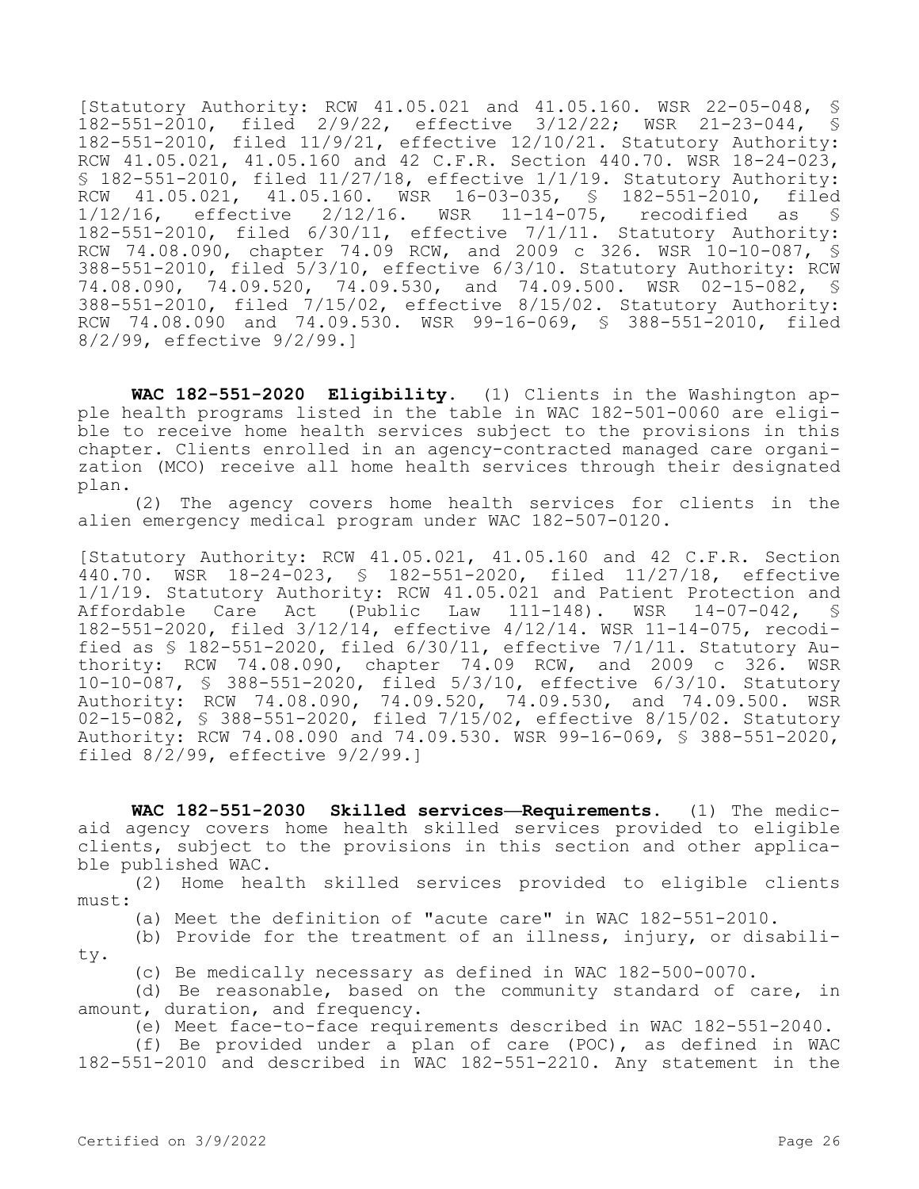[Statutory Authority: RCW 41.05.021 and 41.05.160. WSR 22-05-048, § 182-551-2010, filed 2/9/22, effective 3/12/22; WSR 21-23-044, § 182-551-2010, filed 11/9/21, effective 12/10/21. Statutory Authority: RCW 41.05.021, 41.05.160 and 42 C.F.R. Section 440.70. WSR 18-24-023, § 182-551-2010, filed 11/27/18, effective 1/1/19. Statutory Authority: RCW 41.05.021, 41.05.160. WSR 16-03-035, § 182-551-2010, filed 1/12/16, effective 2/12/16. WSR 11-14-075, recodified as § 182-551-2010, filed 6/30/11, effective 7/1/11. Statutory Authority: RCW 74.08.090, chapter 74.09 RCW, and 2009 c 326. WSR 10-10-087, § 388-551-2010, filed 5/3/10, effective 6/3/10. Statutory Authority: RCW 74.08.090, 74.09.520, 74.09.530, and 74.09.500. WSR 02-15-082, § 388-551-2010, filed 7/15/02, effective 8/15/02. Statutory Authority: RCW 74.08.090 and 74.09.530. WSR 99-16-069, § 388-551-2010, filed 8/2/99, effective 9/2/99.]

**WAC 182-551-2020 Eligibility.** (1) Clients in the Washington apple health programs listed in the table in WAC 182-501-0060 are eligible to receive home health services subject to the provisions in this chapter. Clients enrolled in an agency-contracted managed care organization (MCO) receive all home health services through their designated plan.

(2) The agency covers home health services for clients in the alien emergency medical program under WAC 182-507-0120.

[Statutory Authority: RCW 41.05.021, 41.05.160 and 42 C.F.R. Section 440.70. WSR 18-24-023, § 182-551-2020, filed 11/27/18, effective 1/1/19. Statutory Authority: RCW 41.05.021 and Patient Protection and Affordable Care Act (Public Law 111-148). WSR 14-07-042, § 182-551-2020, filed 3/12/14, effective 4/12/14. WSR 11-14-075, recodified as § 182-551-2020, filed 6/30/11, effective 7/1/11. Statutory Authority: RCW 74.08.090, chapter 74.09 RCW, and 2009 c 326. WSR 10-10-087, § 388-551-2020, filed 5/3/10, effective 6/3/10. Statutory Authority: RCW 74.08.090, 74.09.520, 74.09.530, and 74.09.500. WSR 02-15-082, § 388-551-2020, filed 7/15/02, effective 8/15/02. Statutory Authority: RCW 74.08.090 and 74.09.530. WSR 99-16-069, § 388-551-2020, filed 8/2/99, effective 9/2/99.]

**WAC 182-551-2030 Skilled services—Requirements.** (1) The medicaid agency covers home health skilled services provided to eligible clients, subject to the provisions in this section and other applicable published WAC.

(2) Home health skilled services provided to eligible clients must:

(a) Meet the definition of "acute care" in WAC 182-551-2010.

(b) Provide for the treatment of an illness, injury, or disability.

(c) Be medically necessary as defined in WAC 182-500-0070.

(d) Be reasonable, based on the community standard of care, in amount, duration, and frequency.

(e) Meet face-to-face requirements described in WAC 182-551-2040.

(f) Be provided under a plan of care (POC), as defined in WAC 182-551-2010 and described in WAC 182-551-2210. Any statement in the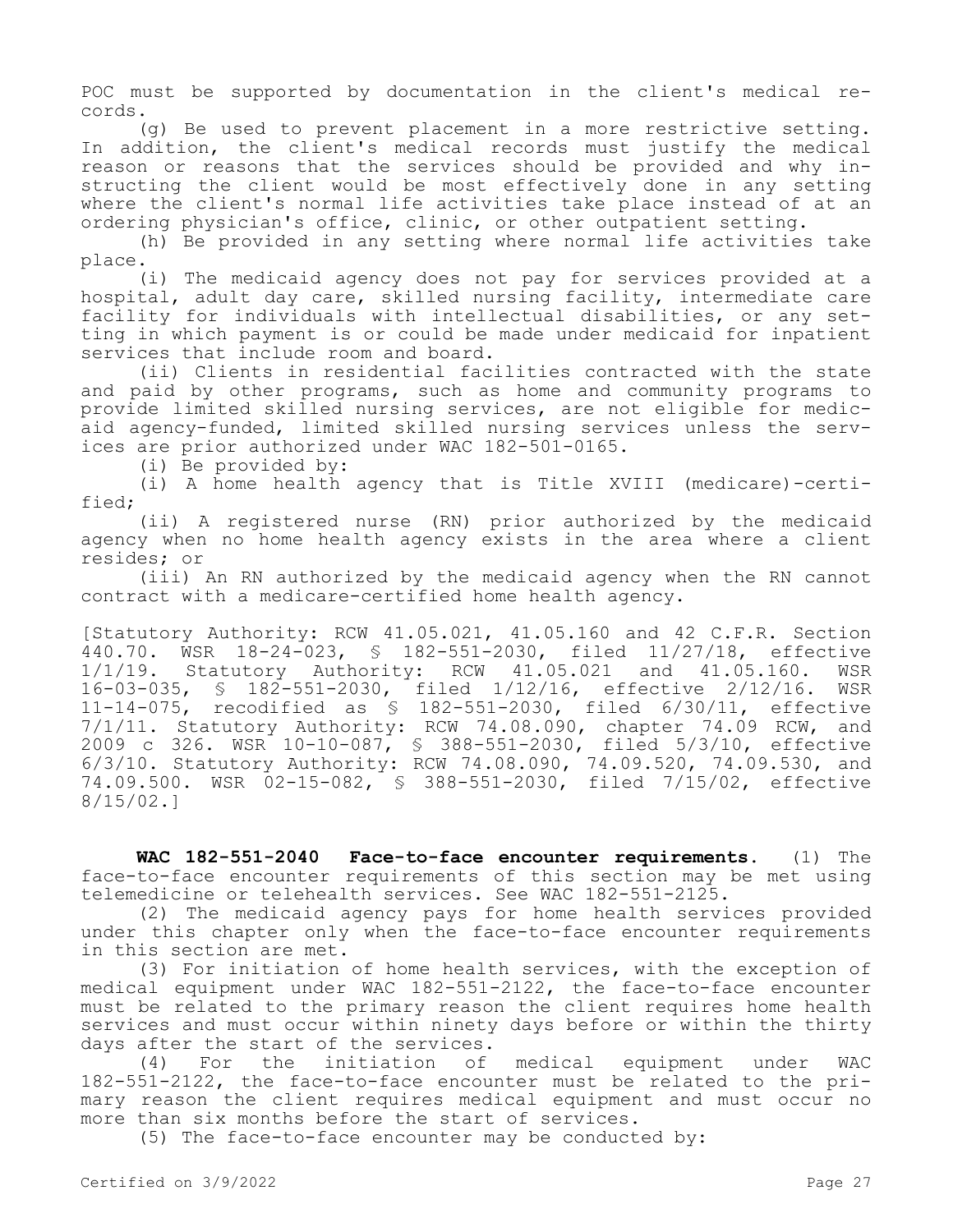POC must be supported by documentation in the client's medical records.

(g) Be used to prevent placement in a more restrictive setting. In addition, the client's medical records must justify the medical reason or reasons that the services should be provided and why instructing the client would be most effectively done in any setting where the client's normal life activities take place instead of at an ordering physician's office, clinic, or other outpatient setting.

(h) Be provided in any setting where normal life activities take place.

(i) The medicaid agency does not pay for services provided at a hospital, adult day care, skilled nursing facility, intermediate care facility for individuals with intellectual disabilities, or any setting in which payment is or could be made under medicaid for inpatient services that include room and board.

(ii) Clients in residential facilities contracted with the state and paid by other programs, such as home and community programs to provide limited skilled nursing services, are not eligible for medicaid agency-funded, limited skilled nursing services unless the services are prior authorized under WAC 182-501-0165.

(i) Be provided by:

(i) A home health agency that is Title XVIII (medicare)-certified;

(ii) A registered nurse (RN) prior authorized by the medicaid agency when no home health agency exists in the area where a client resides; or

(iii) An RN authorized by the medicaid agency when the RN cannot contract with a medicare-certified home health agency.

[Statutory Authority: RCW 41.05.021, 41.05.160 and 42 C.F.R. Section 440.70. WSR 18-24-023, § 182-551-2030, filed 11/27/18, effective 1/1/19. Statutory Authority: RCW 41.05.021 and 41.05.160. WSR 16-03-035, § 182-551-2030, filed 1/12/16, effective 2/12/16. WSR 11-14-075, recodified as § 182-551-2030, filed 6/30/11, effective 7/1/11. Statutory Authority: RCW 74.08.090, chapter 74.09 RCW, and 2009 c 326. WSR 10-10-087, § 388-551-2030, filed 5/3/10, effective 6/3/10. Statutory Authority: RCW 74.08.090, 74.09.520, 74.09.530, and 74.09.500. WSR 02-15-082, § 388-551-2030, filed 7/15/02, effective 8/15/02.]

**WAC 182-551-2040 Face-to-face encounter requirements.** (1) The face-to-face encounter requirements of this section may be met using telemedicine or telehealth services. See WAC 182-551-2125.

(2) The medicaid agency pays for home health services provided under this chapter only when the face-to-face encounter requirements in this section are met.

(3) For initiation of home health services, with the exception of medical equipment under WAC 182-551-2122, the face-to-face encounter must be related to the primary reason the client requires home health services and must occur within ninety days before or within the thirty days after the start of the services.

(4) For the initiation of medical equipment under WAC 182-551-2122, the face-to-face encounter must be related to the primary reason the client requires medical equipment and must occur no more than six months before the start of services.

(5) The face-to-face encounter may be conducted by: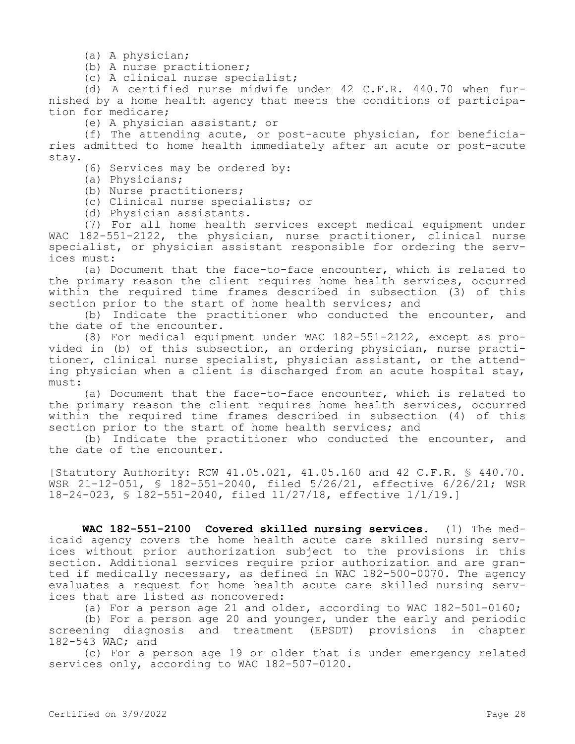(a) A physician;

(b) A nurse practitioner;

(c) A clinical nurse specialist;

(d) A certified nurse midwife under 42 C.F.R. 440.70 when furnished by a home health agency that meets the conditions of participation for medicare;

(e) A physician assistant; or

(f) The attending acute, or post-acute physician, for beneficiaries admitted to home health immediately after an acute or post-acute stay.

(6) Services may be ordered by:

(a) Physicians;

(b) Nurse practitioners;

(c) Clinical nurse specialists; or

(d) Physician assistants.

(7) For all home health services except medical equipment under WAC 182-551-2122, the physician, nurse practitioner, clinical nurse specialist, or physician assistant responsible for ordering the services must:

(a) Document that the face-to-face encounter, which is related to the primary reason the client requires home health services, occurred within the required time frames described in subsection (3) of this section prior to the start of home health services; and

(b) Indicate the practitioner who conducted the encounter, and the date of the encounter.

(8) For medical equipment under WAC 182-551-2122, except as provided in (b) of this subsection, an ordering physician, nurse practitioner, clinical nurse specialist, physician assistant, or the attending physician when a client is discharged from an acute hospital stay, must:

(a) Document that the face-to-face encounter, which is related to the primary reason the client requires home health services, occurred within the required time frames described in subsection (4) of this section prior to the start of home health services; and

(b) Indicate the practitioner who conducted the encounter, and the date of the encounter.

[Statutory Authority: RCW 41.05.021, 41.05.160 and 42 C.F.R. § 440.70. WSR 21-12-051, § 182-551-2040, filed 5/26/21, effective 6/26/21; WSR 18-24-023, § 182-551-2040, filed 11/27/18, effective 1/1/19.]

**WAC 182-551-2100 Covered skilled nursing services.** (1) The medicaid agency covers the home health acute care skilled nursing services without prior authorization subject to the provisions in this section. Additional services require prior authorization and are granted if medically necessary, as defined in WAC 182-500-0070. The agency evaluates a request for home health acute care skilled nursing services that are listed as noncovered:

(a) For a person age 21 and older, according to WAC 182-501-0160;

(b) For a person age 20 and younger, under the early and periodic screening diagnosis and treatment (EPSDT) provisions in chapter 182-543 WAC; and

(c) For a person age 19 or older that is under emergency related services only, according to WAC 182-507-0120.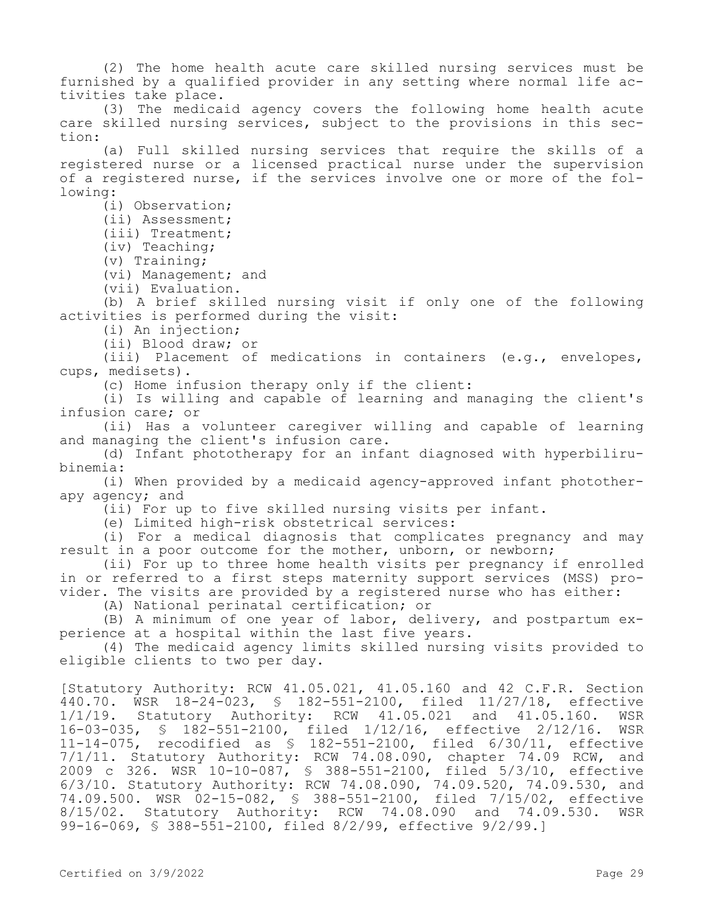(2) The home health acute care skilled nursing services must be furnished by a qualified provider in any setting where normal life activities take place.

(3) The medicaid agency covers the following home health acute care skilled nursing services, subject to the provisions in this section:

(a) Full skilled nursing services that require the skills of a registered nurse or a licensed practical nurse under the supervision of a registered nurse, if the services involve one or more of the following:

(i) Observation;

(ii) Assessment;

(iii) Treatment;

(iv) Teaching;

(v) Training;

(vi) Management; and

(vii) Evaluation.

(b) A brief skilled nursing visit if only one of the following activities is performed during the visit:

(i) An injection;

(ii) Blood draw; or

(iii) Placement of medications in containers (e.g., envelopes, cups, medisets).

(c) Home infusion therapy only if the client:

(i) Is willing and capable of learning and managing the client's infusion care; or

(ii) Has a volunteer caregiver willing and capable of learning and managing the client's infusion care.

(d) Infant phototherapy for an infant diagnosed with hyperbilirubinemia:

(i) When provided by a medicaid agency-approved infant phototherapy agency; and

(ii) For up to five skilled nursing visits per infant.

(e) Limited high-risk obstetrical services:

(i) For a medical diagnosis that complicates pregnancy and may result in a poor outcome for the mother, unborn, or newborn;

(ii) For up to three home health visits per pregnancy if enrolled in or referred to a first steps maternity support services (MSS) provider. The visits are provided by a registered nurse who has either:

(A) National perinatal certification; or

(B) A minimum of one year of labor, delivery, and postpartum experience at a hospital within the last five years.

(4) The medicaid agency limits skilled nursing visits provided to eligible clients to two per day.

[Statutory Authority: RCW 41.05.021, 41.05.160 and 42 C.F.R. Section 440.70. WSR 18-24-023, § 182-551-2100, filed 11/27/18, effective 1/1/19. Statutory Authority: RCW 41.05.021 and 41.05.160. WSR 16-03-035, § 182-551-2100, filed 1/12/16, effective 2/12/16. WSR 11-14-075, recodified as § 182-551-2100, filed 6/30/11, effective 7/1/11. Statutory Authority: RCW 74.08.090, chapter 74.09 RCW, and 2009 c 326. WSR 10-10-087, § 388-551-2100, filed 5/3/10, effective 6/3/10. Statutory Authority: RCW 74.08.090, 74.09.520, 74.09.530, and 74.09.500. WSR 02-15-082, § 388-551-2100, filed 7/15/02, effective 8/15/02. Statutory Authority: RCW 74.08.090 and 74.09.530. WSR 99-16-069, § 388-551-2100, filed 8/2/99, effective 9/2/99.]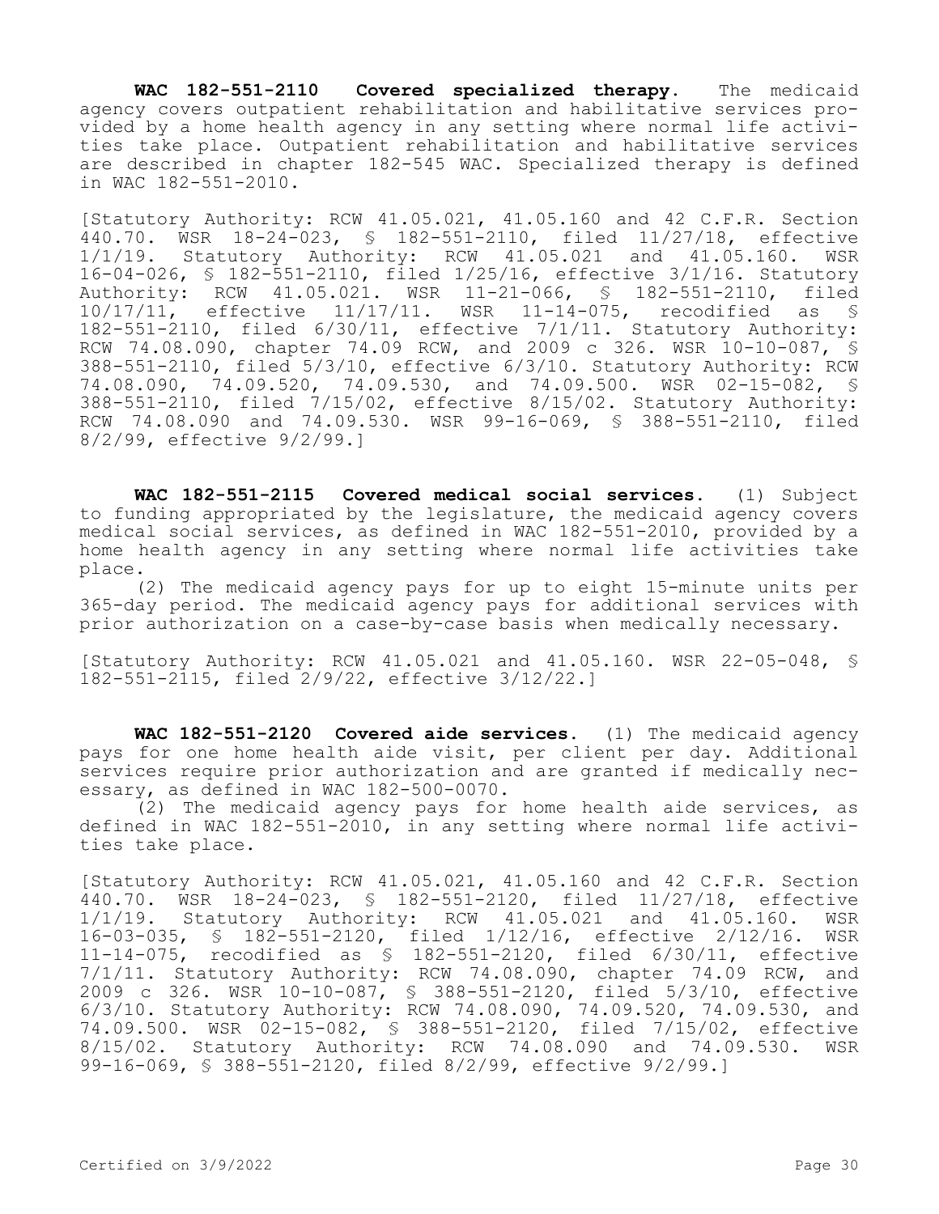**WAC 182-551-2110 Covered specialized therapy.** The medicaid agency covers outpatient rehabilitation and habilitative services provided by a home health agency in any setting where normal life activities take place. Outpatient rehabilitation and habilitative services are described in chapter 182-545 WAC. Specialized therapy is defined in WAC 182-551-2010.

[Statutory Authority: RCW 41.05.021, 41.05.160 and 42 C.F.R. Section 440.70. WSR 18-24-023, § 182-551-2110, filed 11/27/18, effective 1/1/19. Statutory Authority: RCW 41.05.021 and 41.05.160. WSR 16-04-026, § 182-551-2110, filed 1/25/16, effective 3/1/16. Statutory Authority: RCW 41.05.021. WSR 11-21-066, § 182-551-2110, filed 10/17/11, effective 11/17/11. WSR 11-14-075, recodified as § 182-551-2110, filed 6/30/11, effective 7/1/11. Statutory Authority: RCW 74.08.090, chapter 74.09 RCW, and 2009 c 326. WSR 10-10-087, § 388-551-2110, filed 5/3/10, effective 6/3/10. Statutory Authority: RCW 74.08.090, 74.09.520, 74.09.530, and 74.09.500. WSR 02-15-082, § 388-551-2110, filed 7/15/02, effective 8/15/02. Statutory Authority: RCW 74.08.090 and 74.09.530. WSR 99-16-069, § 388-551-2110, filed 8/2/99, effective 9/2/99.]

**WAC 182-551-2115 Covered medical social services.** (1) Subject to funding appropriated by the legislature, the medicaid agency covers medical social services, as defined in WAC 182-551-2010, provided by a home health agency in any setting where normal life activities take place.

(2) The medicaid agency pays for up to eight 15-minute units per 365-day period. The medicaid agency pays for additional services with prior authorization on a case-by-case basis when medically necessary.

[Statutory Authority: RCW 41.05.021 and 41.05.160. WSR 22-05-048, § 182-551-2115, filed 2/9/22, effective 3/12/22.]

**WAC 182-551-2120 Covered aide services.** (1) The medicaid agency pays for one home health aide visit, per client per day. Additional services require prior authorization and are granted if medically necessary, as defined in WAC 182-500-0070.

(2) The medicaid agency pays for home health aide services, as defined in WAC 182-551-2010, in any setting where normal life activities take place.

[Statutory Authority: RCW 41.05.021, 41.05.160 and 42 C.F.R. Section 440.70. WSR 18-24-023, § 182-551-2120, filed 11/27/18, effective 1/1/19. Statutory Authority: RCW 41.05.021 and 41.05.160. WSR 16-03-035, § 182-551-2120, filed 1/12/16, effective 2/12/16. WSR 11-14-075, recodified as § 182-551-2120, filed 6/30/11, effective 7/1/11. Statutory Authority: RCW 74.08.090, chapter 74.09 RCW, and 2009 c 326. WSR 10-10-087, § 388-551-2120, filed 5/3/10, effective 6/3/10. Statutory Authority: RCW 74.08.090, 74.09.520, 74.09.530, and 74.09.500. WSR 02-15-082, § 388-551-2120, filed 7/15/02, effective 8/15/02. Statutory Authority: RCW 74.08.090 and 74.09.530. WSR 99-16-069, § 388-551-2120, filed 8/2/99, effective 9/2/99.]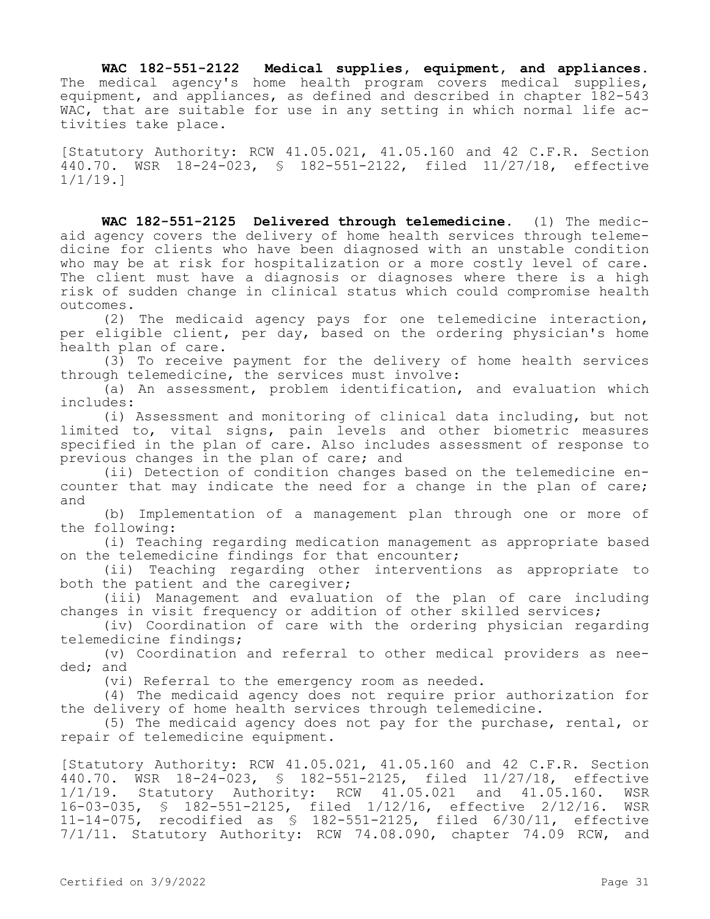**WAC 182-551-2122 Medical supplies, equipment, and appliances.** The medical agency's home health program covers medical supplies, equipment, and appliances, as defined and described in chapter 182-543 WAC, that are suitable for use in any setting in which normal life activities take place.

[Statutory Authority: RCW 41.05.021, 41.05.160 and 42 C.F.R. Section 440.70. WSR 18-24-023, § 182-551-2122, filed 11/27/18, effective 1/1/19.]

**WAC 182-551-2125 Delivered through telemedicine.** (1) The medicaid agency covers the delivery of home health services through telemedicine for clients who have been diagnosed with an unstable condition who may be at risk for hospitalization or a more costly level of care. The client must have a diagnosis or diagnoses where there is a high risk of sudden change in clinical status which could compromise health outcomes.

(2) The medicaid agency pays for one telemedicine interaction, per eligible client, per day, based on the ordering physician's home health plan of care.

(3) To receive payment for the delivery of home health services through telemedicine, the services must involve:

(a) An assessment, problem identification, and evaluation which includes:

(i) Assessment and monitoring of clinical data including, but not limited to, vital signs, pain levels and other biometric measures specified in the plan of care. Also includes assessment of response to previous changes in the plan of care; and

(ii) Detection of condition changes based on the telemedicine encounter that may indicate the need for a change in the plan of care; and

(b) Implementation of a management plan through one or more of the following:

(i) Teaching regarding medication management as appropriate based on the telemedicine findings for that encounter;

(ii) Teaching regarding other interventions as appropriate to both the patient and the caregiver;

(iii) Management and evaluation of the plan of care including changes in visit frequency or addition of other skilled services;

(iv) Coordination of care with the ordering physician regarding telemedicine findings;

(v) Coordination and referral to other medical providers as needed; and

(vi) Referral to the emergency room as needed.

(4) The medicaid agency does not require prior authorization for the delivery of home health services through telemedicine.

(5) The medicaid agency does not pay for the purchase, rental, or repair of telemedicine equipment.

[Statutory Authority: RCW 41.05.021, 41.05.160 and 42 C.F.R. Section 440.70. WSR 18-24-023, § 182-551-2125, filed 11/27/18, effective 1/1/19. Statutory Authority: RCW 41.05.021 and 41.05.160. WSR 16-03-035, § 182-551-2125, filed 1/12/16, effective 2/12/16. WSR 11-14-075, recodified as § 182-551-2125, filed 6/30/11, effective 7/1/11. Statutory Authority: RCW 74.08.090, chapter 74.09 RCW, and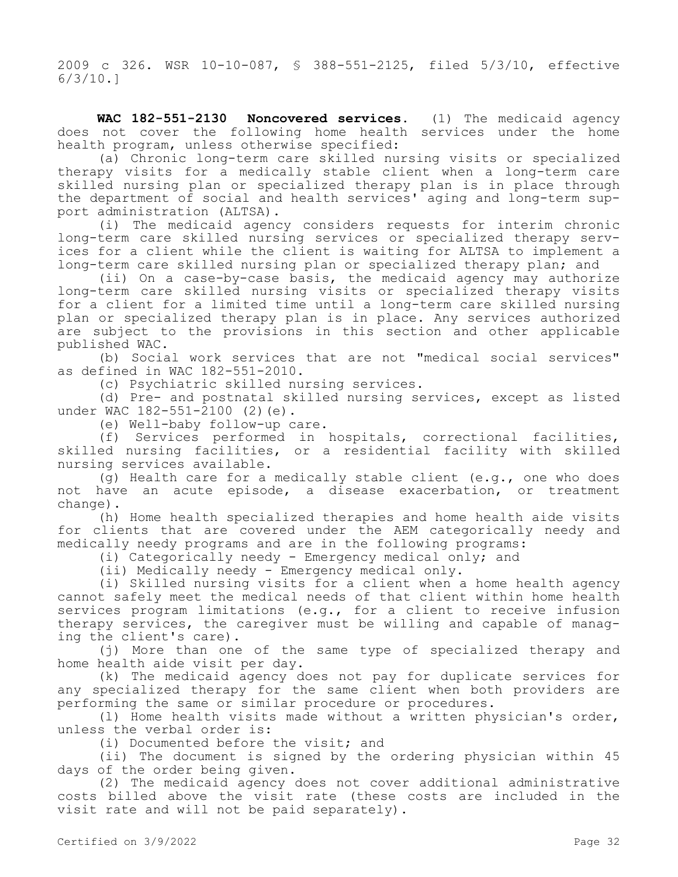2009 c 326. WSR 10-10-087, § 388-551-2125, filed 5/3/10, effective 6/3/10.]

**WAC 182-551-2130 Noncovered services.** (1) The medicaid agency does not cover the following home health services under the home health program, unless otherwise specified:

(a) Chronic long-term care skilled nursing visits or specialized therapy visits for a medically stable client when a long-term care skilled nursing plan or specialized therapy plan is in place through the department of social and health services' aging and long-term support administration (ALTSA).

(i) The medicaid agency considers requests for interim chronic long-term care skilled nursing services or specialized therapy services for a client while the client is waiting for ALTSA to implement a long-term care skilled nursing plan or specialized therapy plan; and

(ii) On a case-by-case basis, the medicaid agency may authorize long-term care skilled nursing visits or specialized therapy visits for a client for a limited time until a long-term care skilled nursing plan or specialized therapy plan is in place. Any services authorized are subject to the provisions in this section and other applicable published WAC.

(b) Social work services that are not "medical social services" as defined in WAC 182-551-2010.

(c) Psychiatric skilled nursing services.

(d) Pre- and postnatal skilled nursing services, except as listed under WAC 182-551-2100 (2)(e).

(e) Well-baby follow-up care.

(f) Services performed in hospitals, correctional facilities, skilled nursing facilities, or a residential facility with skilled nursing services available.

(g) Health care for a medically stable client (e.g., one who does not have an acute episode, a disease exacerbation, or treatment change).

(h) Home health specialized therapies and home health aide visits for clients that are covered under the AEM categorically needy and medically needy programs and are in the following programs:

(i) Categorically needy - Emergency medical only; and

(ii) Medically needy - Emergency medical only.

(i) Skilled nursing visits for a client when a home health agency cannot safely meet the medical needs of that client within home health services program limitations (e.g., for a client to receive infusion therapy services, the caregiver must be willing and capable of managing the client's care).

(j) More than one of the same type of specialized therapy and home health aide visit per day.

(k) The medicaid agency does not pay for duplicate services for any specialized therapy for the same client when both providers are performing the same or similar procedure or procedures.

(l) Home health visits made without a written physician's order, unless the verbal order is:

(i) Documented before the visit; and

(ii) The document is signed by the ordering physician within 45 days of the order being given.

(2) The medicaid agency does not cover additional administrative costs billed above the visit rate (these costs are included in the visit rate and will not be paid separately).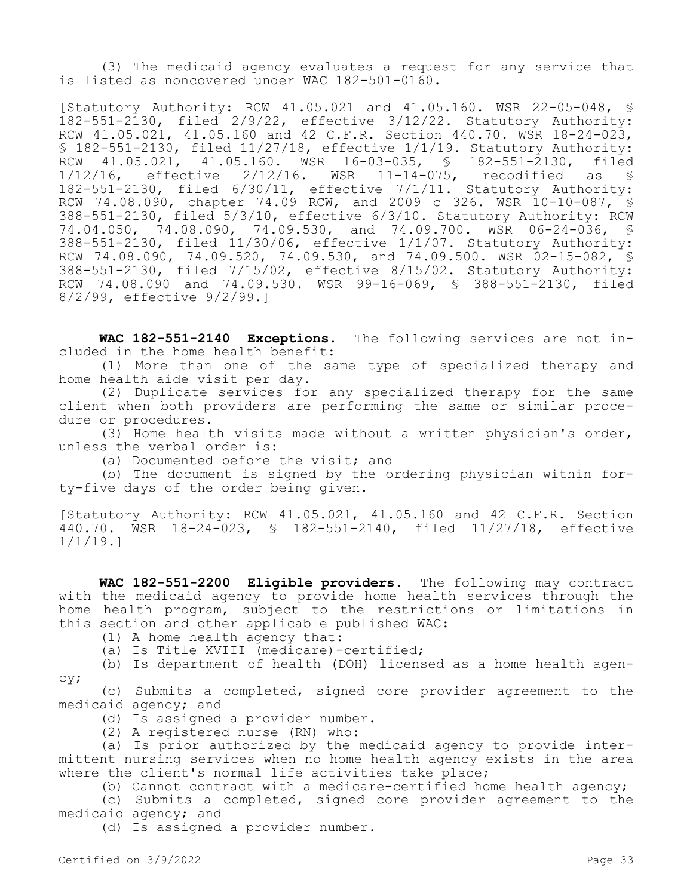(3) The medicaid agency evaluates a request for any service that is listed as noncovered under WAC 182-501-0160.

[Statutory Authority: RCW 41.05.021 and 41.05.160. WSR 22-05-048, § 182-551-2130, filed 2/9/22, effective 3/12/22. Statutory Authority: RCW 41.05.021, 41.05.160 and 42 C.F.R. Section 440.70. WSR 18-24-023, § 182-551-2130, filed 11/27/18, effective 1/1/19. Statutory Authority: RCW 41.05.021, 41.05.160. WSR 16-03-035, § 182-551-2130, filed 1/12/16, effective 2/12/16. WSR 11-14-075, recodified as § 182-551-2130, filed 6/30/11, effective 7/1/11. Statutory Authority: RCW 74.08.090, chapter 74.09 RCW, and 2009 c 326. WSR 10-10-087, § 388-551-2130, filed 5/3/10, effective 6/3/10. Statutory Authority: RCW 74.04.050, 74.08.090, 74.09.530, and 74.09.700. WSR 06-24-036, § 388-551-2130, filed 11/30/06, effective 1/1/07. Statutory Authority: RCW 74.08.090, 74.09.520, 74.09.530, and 74.09.500. WSR 02-15-082, § 388-551-2130, filed 7/15/02, effective 8/15/02. Statutory Authority: RCW 74.08.090 and 74.09.530. WSR 99-16-069, § 388-551-2130, filed 8/2/99, effective 9/2/99.]

**WAC 182-551-2140 Exceptions.** The following services are not included in the home health benefit:

(1) More than one of the same type of specialized therapy and home health aide visit per day.

(2) Duplicate services for any specialized therapy for the same client when both providers are performing the same or similar procedure or procedures.

(3) Home health visits made without a written physician's order, unless the verbal order is:

(a) Documented before the visit; and

(b) The document is signed by the ordering physician within forty-five days of the order being given.

[Statutory Authority: RCW 41.05.021, 41.05.160 and 42 C.F.R. Section 440.70. WSR 18-24-023, § 182-551-2140, filed 11/27/18, effective 1/1/19.]

**WAC 182-551-2200 Eligible providers.** The following may contract with the medicaid agency to provide home health services through the home health program, subject to the restrictions or limitations in this section and other applicable published WAC:

(1) A home health agency that:

(a) Is Title XVIII (medicare)-certified;

(b) Is department of health (DOH) licensed as a home health agency;

(c) Submits a completed, signed core provider agreement to the medicaid agency; and

(d) Is assigned a provider number.

(2) A registered nurse (RN) who:

(a) Is prior authorized by the medicaid agency to provide intermittent nursing services when no home health agency exists in the area where the client's normal life activities take place;

(b) Cannot contract with a medicare-certified home health agency;

(c) Submits a completed, signed core provider agreement to the medicaid agency; and

(d) Is assigned a provider number.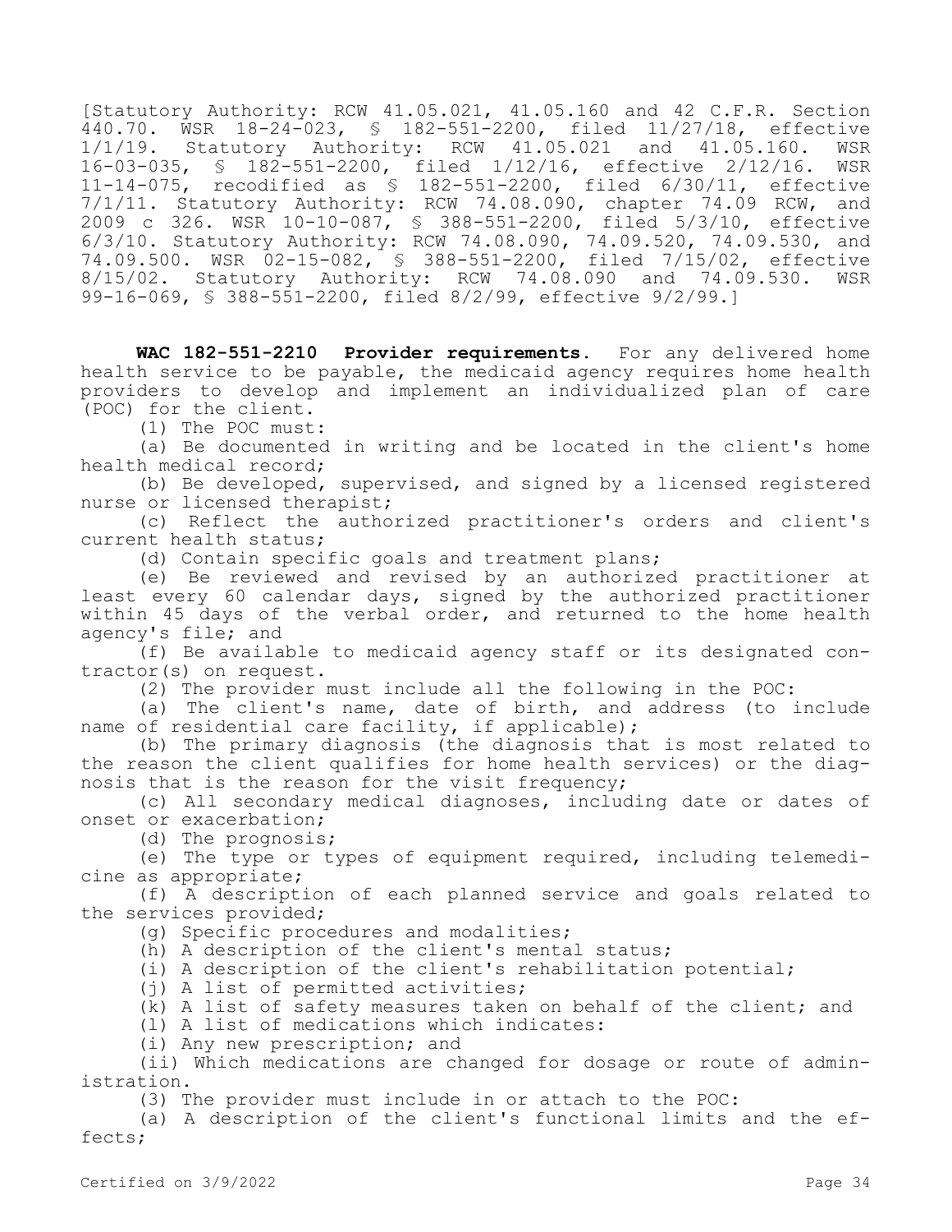[Statutory Authority: RCW 41.05.021, 41.05.160 and 42 C.F.R. Section 440.70. WSR 18-24-023, § 182-551-2200, filed 11/27/18, effective 1/1/19. Statutory Authority: RCW 41.05.021 and 41.05.160. WSR 16-03-035, § 182-551-2200, filed 1/12/16, effective 2/12/16. WSR 11-14-075, recodified as § 182-551-2200, filed 6/30/11, effective 7/1/11. Statutory Authority: RCW 74.08.090, chapter 74.09 RCW, and 2009 c 326. WSR 10-10-087, § 388-551-2200, filed 5/3/10, effective 6/3/10. Statutory Authority: RCW 74.08.090, 74.09.520, 74.09.530, and 74.09.500. WSR 02-15-082, § 388-551-2200, filed 7/15/02, effective 8/15/02. Statutory Authority: RCW 74.08.090 and 74.09.530. WSR 99-16-069, § 388-551-2200, filed 8/2/99, effective 9/2/99.]

**WAC 182-551-2210 Provider requirements.** For any delivered home health service to be payable, the medicaid agency requires home health providers to develop and implement an individualized plan of care (POC) for the client.

(1) The POC must:

(a) Be documented in writing and be located in the client's home health medical record;

(b) Be developed, supervised, and signed by a licensed registered nurse or licensed therapist;

(c) Reflect the authorized practitioner's orders and client's current health status;

(d) Contain specific goals and treatment plans;

(e) Be reviewed and revised by an authorized practitioner at least every 60 calendar days, signed by the authorized practitioner within 45 days of the verbal order, and returned to the home health agency's file; and

(f) Be available to medicaid agency staff or its designated contractor(s) on request.

(2) The provider must include all the following in the POC:

(a) The client's name, date of birth, and address (to include name of residential care facility, if applicable);

(b) The primary diagnosis (the diagnosis that is most related to the reason the client qualifies for home health services) or the diagnosis that is the reason for the visit frequency;

(c) All secondary medical diagnoses, including date or dates of onset or exacerbation;

(d) The prognosis;

(e) The type or types of equipment required, including telemedicine as appropriate;

(f) A description of each planned service and goals related to the services provided;

(g) Specific procedures and modalities;

(h) A description of the client's mental status;

(i) A description of the client's rehabilitation potential;

(j) A list of permitted activities;

(k) A list of safety measures taken on behalf of the client; and

(l) A list of medications which indicates:

(i) Any new prescription; and

(ii) Which medications are changed for dosage or route of administration.

(3) The provider must include in or attach to the POC:

(a) A description of the client's functional limits and the effects;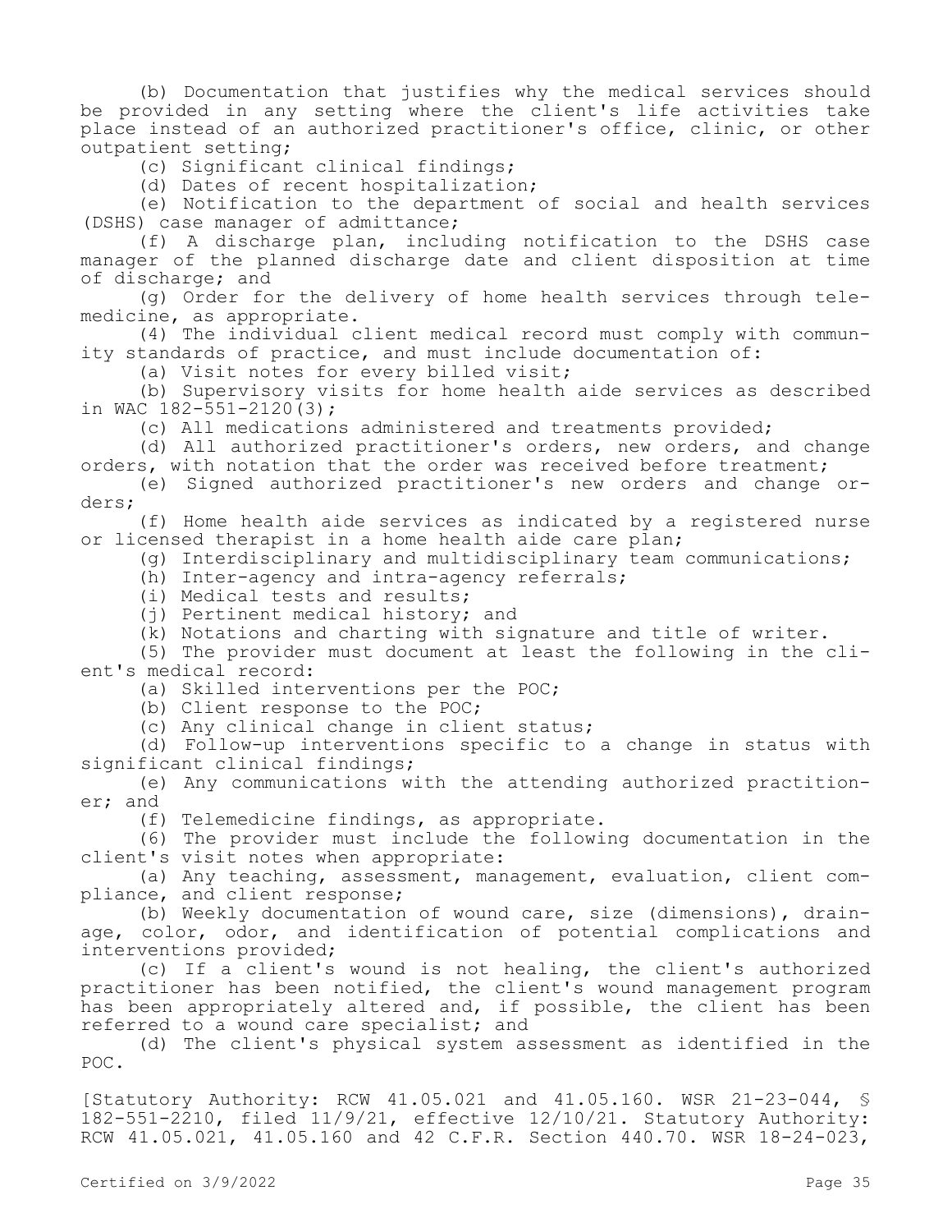(b) Documentation that justifies why the medical services should be provided in any setting where the client's life activities take place instead of an authorized practitioner's office, clinic, or other outpatient setting;

(c) Significant clinical findings;

(d) Dates of recent hospitalization;

(e) Notification to the department of social and health services (DSHS) case manager of admittance;

(f) A discharge plan, including notification to the DSHS case manager of the planned discharge date and client disposition at time of discharge; and

(g) Order for the delivery of home health services through telemedicine, as appropriate.

(4) The individual client medical record must comply with community standards of practice, and must include documentation of:

(a) Visit notes for every billed visit;

(b) Supervisory visits for home health aide services as described in WAC 182-551-2120(3);

(c) All medications administered and treatments provided;

(d) All authorized practitioner's orders, new orders, and change orders, with notation that the order was received before treatment;

(e) Signed authorized practitioner's new orders and change orders;

(f) Home health aide services as indicated by a registered nurse or licensed therapist in a home health aide care plan;

(g) Interdisciplinary and multidisciplinary team communications;

(h) Inter-agency and intra-agency referrals;

(i) Medical tests and results;

(j) Pertinent medical history; and

(k) Notations and charting with signature and title of writer.

(5) The provider must document at least the following in the client's medical record:

(a) Skilled interventions per the POC;

(b) Client response to the POC;

(c) Any clinical change in client status;

(d) Follow-up interventions specific to a change in status with significant clinical findings;

(e) Any communications with the attending authorized practitioner; and

(f) Telemedicine findings, as appropriate.

(6) The provider must include the following documentation in the client's visit notes when appropriate:

(a) Any teaching, assessment, management, evaluation, client compliance, and client response;

(b) Weekly documentation of wound care, size (dimensions), drainage, color, odor, and identification of potential complications and interventions provided;

(c) If a client's wound is not healing, the client's authorized practitioner has been notified, the client's wound management program has been appropriately altered and, if possible, the client has been referred to a wound care specialist; and

(d) The client's physical system assessment as identified in the POC.

[Statutory Authority: RCW 41.05.021 and 41.05.160. WSR 21-23-044, § 182-551-2210, filed 11/9/21, effective 12/10/21. Statutory Authority: RCW 41.05.021, 41.05.160 and 42 C.F.R. Section 440.70. WSR 18-24-023,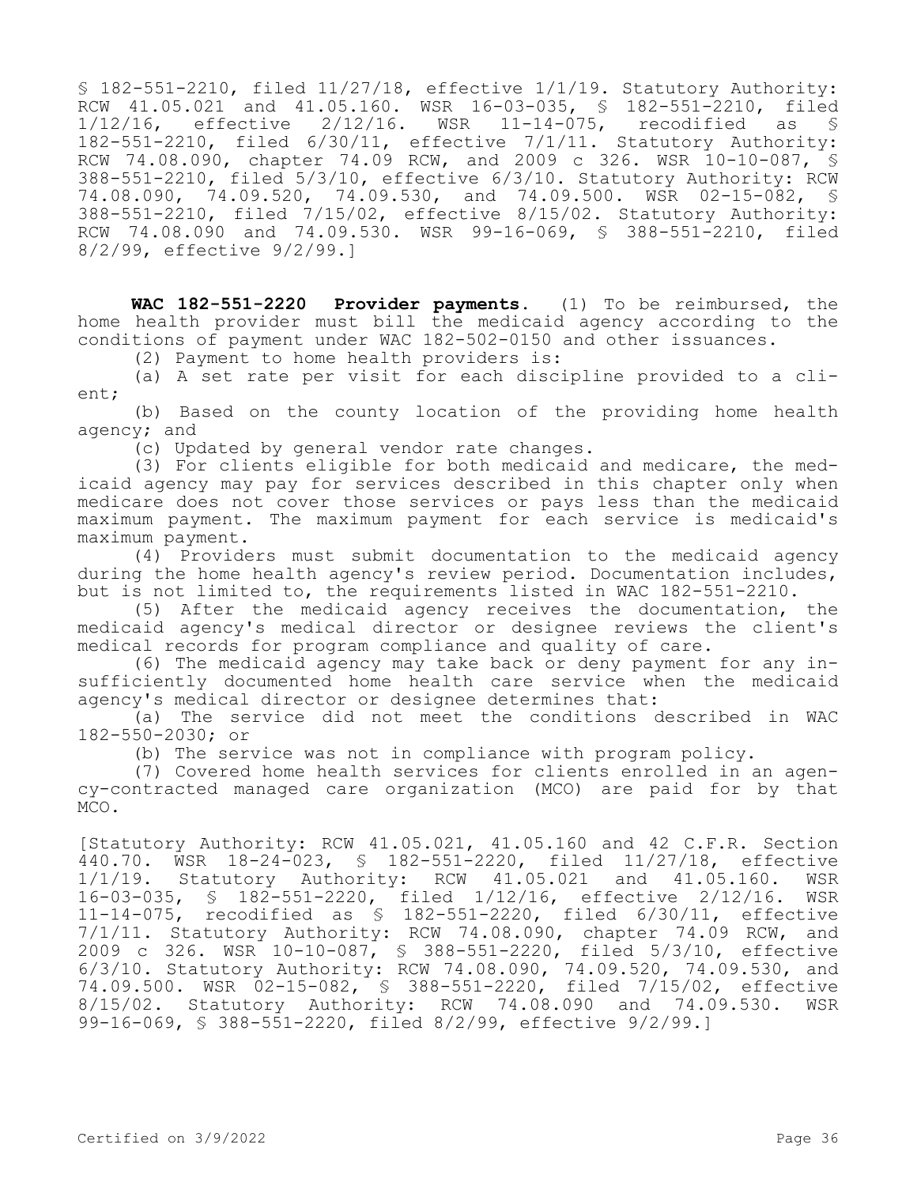§ 182-551-2210, filed 11/27/18, effective 1/1/19. Statutory Authority: RCW 41.05.021 and 41.05.160. WSR 16-03-035, § 182-551-2210, filed 1/12/16, effective 2/12/16. WSR 11-14-075, recodified as § 182-551-2210, filed 6/30/11, effective 7/1/11. Statutory Authority: RCW 74.08.090, chapter 74.09 RCW, and 2009 c 326. WSR 10-10-087, § 388-551-2210, filed 5/3/10, effective 6/3/10. Statutory Authority: RCW 74.08.090, 74.09.520, 74.09.530, and 74.09.500. WSR 02-15-082, § 388-551-2210, filed 7/15/02, effective 8/15/02. Statutory Authority: RCW 74.08.090 and 74.09.530. WSR 99-16-069, § 388-551-2210, filed 8/2/99, effective 9/2/99.]

**WAC 182-551-2220 Provider payments.** (1) To be reimbursed, the home health provider must bill the medicaid agency according to the conditions of payment under WAC 182-502-0150 and other issuances.

(2) Payment to home health providers is:

(a) A set rate per visit for each discipline provided to a client;

(b) Based on the county location of the providing home health agency; and

(c) Updated by general vendor rate changes.

(3) For clients eligible for both medicaid and medicare, the medicaid agency may pay for services described in this chapter only when medicare does not cover those services or pays less than the medicaid maximum payment. The maximum payment for each service is medicaid's maximum payment.

(4) Providers must submit documentation to the medicaid agency during the home health agency's review period. Documentation includes, but is not limited to, the requirements listed in WAC 182-551-2210.

(5) After the medicaid agency receives the documentation, the medicaid agency's medical director or designee reviews the client's medical records for program compliance and quality of care.

(6) The medicaid agency may take back or deny payment for any insufficiently documented home health care service when the medicaid agency's medical director or designee determines that:

(a) The service did not meet the conditions described in WAC 182-550-2030; or

(b) The service was not in compliance with program policy.

(7) Covered home health services for clients enrolled in an agency-contracted managed care organization (MCO) are paid for by that MCO.

[Statutory Authority: RCW 41.05.021, 41.05.160 and 42 C.F.R. Section 440.70. WSR 18-24-023, § 182-551-2220, filed 11/27/18, effective 1/1/19. Statutory Authority: RCW 41.05.021 and 41.05.160. WSR 16-03-035, § 182-551-2220, filed 1/12/16, effective 2/12/16. WSR 11-14-075, recodified as § 182-551-2220, filed 6/30/11, effective 7/1/11. Statutory Authority: RCW 74.08.090, chapter 74.09 RCW, and 2009 c 326. WSR 10-10-087, § 388-551-2220, filed 5/3/10, effective 6/3/10. Statutory Authority: RCW 74.08.090, 74.09.520, 74.09.530, and 74.09.500. WSR 02-15-082, § 388-551-2220, filed 7/15/02, effective 8/15/02. Statutory Authority: RCW 74.08.090 and 74.09.530. WSR 99-16-069, § 388-551-2220, filed 8/2/99, effective 9/2/99.]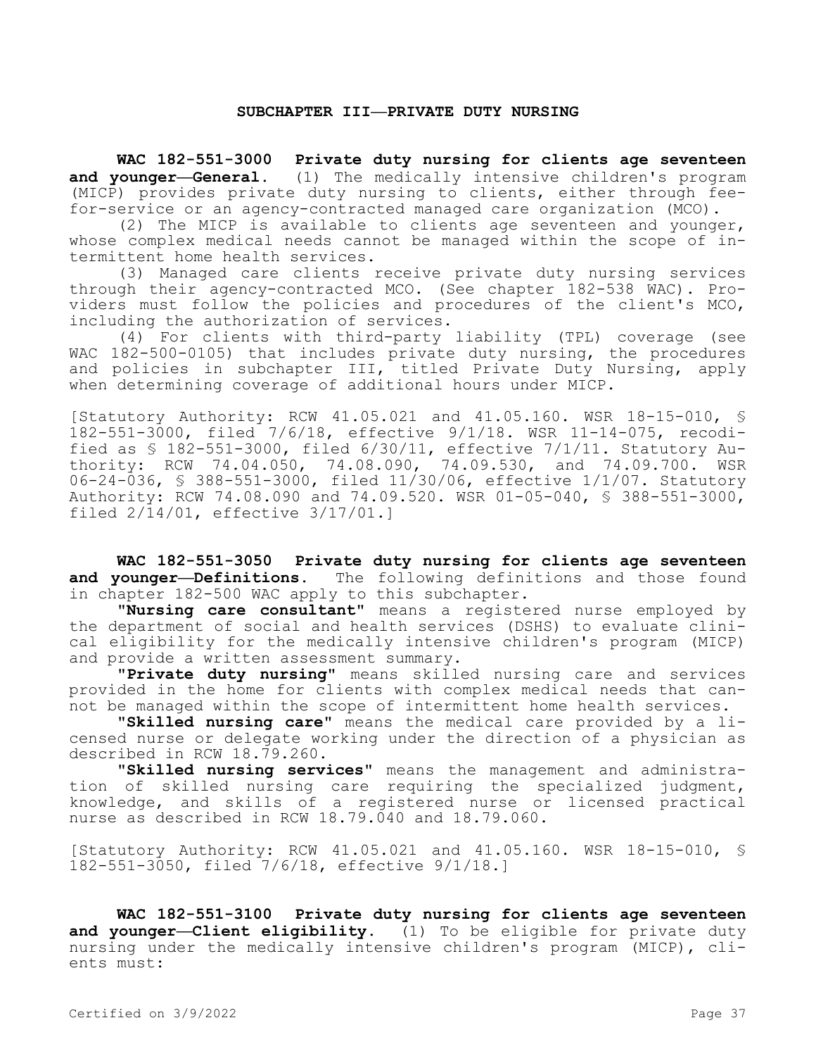## SUBCHAPTER III—PRIVATE DUTY NURSING

**WAC 182-551-3000 Private duty nursing for clients age seventeen and younger—General.** (1) The medically intensive children's program (MICP) provides private duty nursing to clients, either through fee-for-service or an agency-contracted managed care organization (MCO).

(2) The MICP is available to clients age seventeen and younger, whose complex medical needs cannot be managed within the scope of intermittent home health services.

(3) Managed care clients receive private duty nursing services through their agency-contracted MCO. (See chapter 182-538 WAC). Providers must follow the policies and procedures of the client's MCO, including the authorization of services.

(4) For clients with third-party liability (TPL) coverage (see WAC 182-500-0105) that includes private duty nursing, the procedures and policies in subchapter III, titled Private Duty Nursing, apply when determining coverage of additional hours under MICP.

[Statutory Authority: RCW 41.05.021 and 41.05.160. WSR 18-15-010, § 182-551-3000, filed 7/6/18, effective 9/1/18. WSR 11-14-075, recodified as § 182-551-3000, filed 6/30/11, effective 7/1/11. Statutory Authority: RCW 74.04.050, 74.08.090, 74.09.530, and 74.09.700. WSR 06-24-036, § 388-551-3000, filed 11/30/06, effective 1/1/07. Statutory Authority: RCW 74.08.090 and 74.09.520. WSR 01-05-040, § 388-551-3000, filed 2/14/01, effective 3/17/01.]

**WAC 182-551-3050 Private duty nursing for clients age seventeen and younger—Definitions.** The following definitions and those found in chapter 182-500 WAC apply to this subchapter.

**"Nursing care consultant"** means a registered nurse employed by the department of social and health services (DSHS) to evaluate clinical eligibility for the medically intensive children's program (MICP) and provide a written assessment summary.

**"Private duty nursing"** means skilled nursing care and services provided in the home for clients with complex medical needs that cannot be managed within the scope of intermittent home health services.

**"Skilled nursing care"** means the medical care provided by a licensed nurse or delegate working under the direction of a physician as described in RCW 18.79.260.

**"Skilled nursing services"** means the management and administration of skilled nursing care requiring the specialized judgment, knowledge, and skills of a registered nurse or licensed practical nurse as described in RCW 18.79.040 and 18.79.060.

[Statutory Authority: RCW 41.05.021 and 41.05.160. WSR 18-15-010, § 182-551-3050, filed 7/6/18, effective 9/1/18.]

**WAC 182-551-3100 Private duty nursing for clients age seventeen and younger—Client eligibility.** (1) To be eligible for private duty nursing under the medically intensive children's program (MICP), clients must: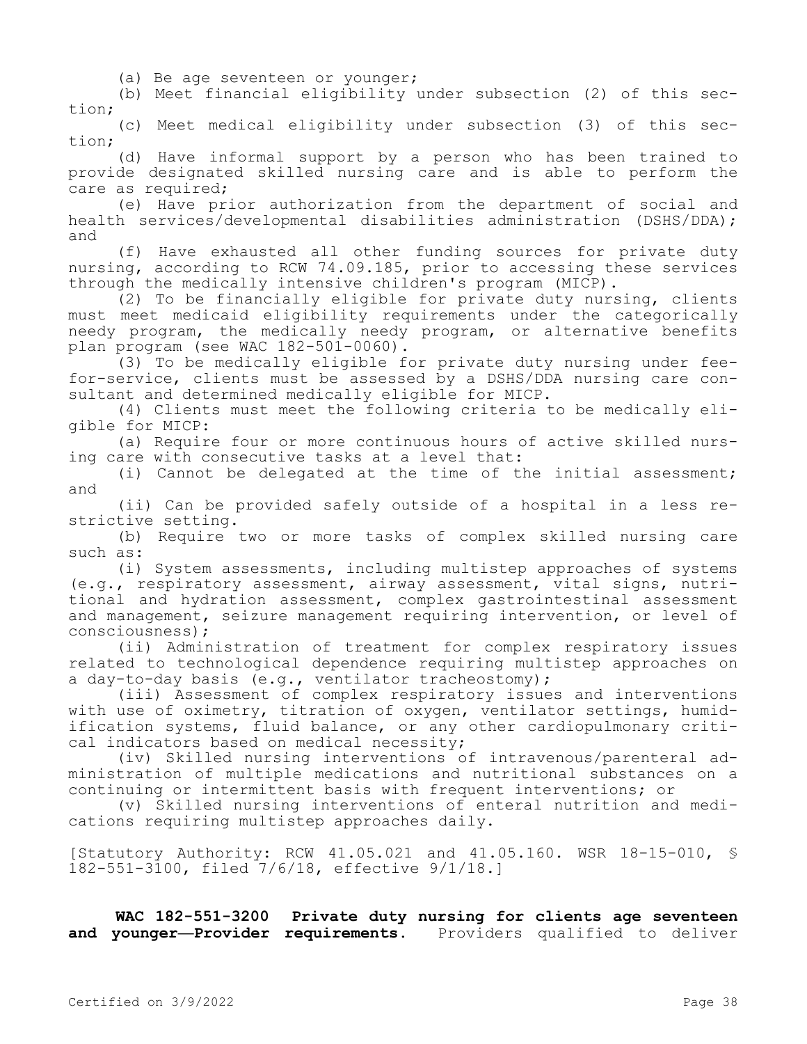(a) Be age seventeen or younger;

(b) Meet financial eligibility under subsection (2) of this section;

(c) Meet medical eligibility under subsection (3) of this section;

(d) Have informal support by a person who has been trained to provide designated skilled nursing care and is able to perform the care as required;

(e) Have prior authorization from the department of social and health services/developmental disabilities administration (DSHS/DDA); and

(f) Have exhausted all other funding sources for private duty nursing, according to RCW 74.09.185, prior to accessing these services through the medically intensive children's program (MICP).

(2) To be financially eligible for private duty nursing, clients must meet medicaid eligibility requirements under the categorically needy program, the medically needy program, or alternative benefits plan program (see WAC 182-501-0060).

(3) To be medically eligible for private duty nursing under fee-for-service, clients must be assessed by a DSHS/DDA nursing care consultant and determined medically eligible for MICP.

(4) Clients must meet the following criteria to be medically eligible for MICP:

(a) Require four or more continuous hours of active skilled nursing care with consecutive tasks at a level that:

(i) Cannot be delegated at the time of the initial assessment; and

(ii) Can be provided safely outside of a hospital in a less restrictive setting.

(b) Require two or more tasks of complex skilled nursing care such as:

(i) System assessments, including multistep approaches of systems (e.g., respiratory assessment, airway assessment, vital signs, nutritional and hydration assessment, complex gastrointestinal assessment and management, seizure management requiring intervention, or level of consciousness);

(ii) Administration of treatment for complex respiratory issues related to technological dependence requiring multistep approaches on a day-to-day basis (e.g., ventilator tracheostomy);

(iii) Assessment of complex respiratory issues and interventions with use of oximetry, titration of oxygen, ventilator settings, humidification systems, fluid balance, or any other cardiopulmonary critical indicators based on medical necessity;

(iv) Skilled nursing interventions of intravenous/parenteral administration of multiple medications and nutritional substances on a continuing or intermittent basis with frequent interventions; or

(v) Skilled nursing interventions of enteral nutrition and medications requiring multistep approaches daily.

[Statutory Authority: RCW 41.05.021 and 41.05.160. WSR 18-15-010, § 182-551-3100, filed 7/6/18, effective 9/1/18.]

**WAC 182-551-3200 Private duty nursing for clients age seventeen and younger—Provider requirements.** Providers qualified to deliver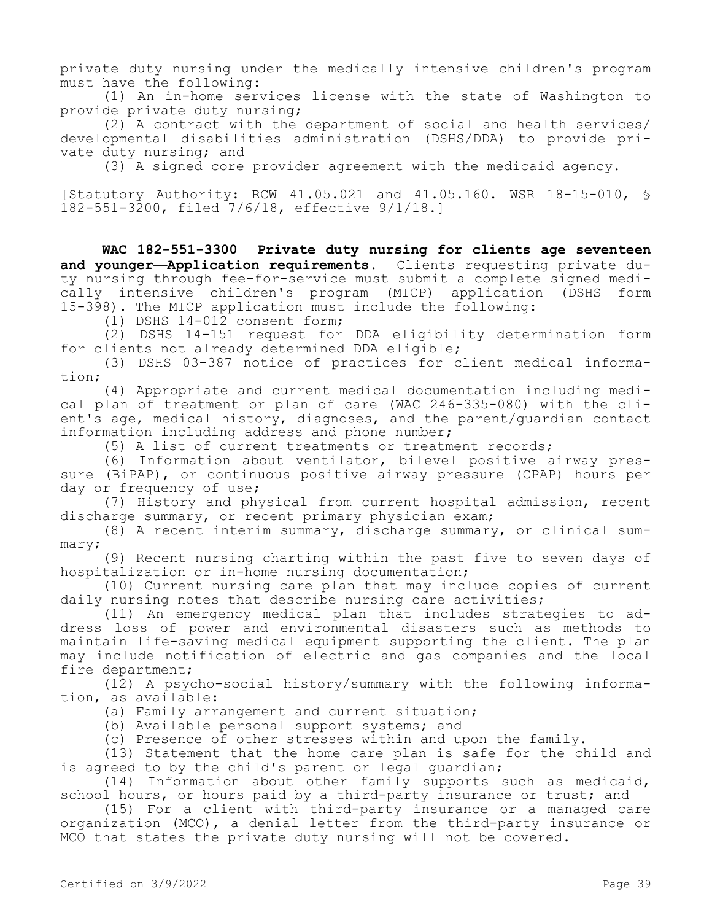private duty nursing under the medically intensive children's program must have the following:

(1) An in-home services license with the state of Washington to provide private duty nursing;

(2) A contract with the department of social and health services/developmental disabilities administration (DSHS/DDA) to provide private duty nursing; and

(3) A signed core provider agreement with the medicaid agency.

[Statutory Authority: RCW 41.05.021 and 41.05.160. WSR 18-15-010, § 182-551-3200, filed 7/6/18, effective 9/1/18.]

**WAC 182-551-3300 Private duty nursing for clients age seventeen and younger—Application requirements.** Clients requesting private duty nursing through fee-for-service must submit a complete signed medically intensive children's program (MICP) application (DSHS form 15-398). The MICP application must include the following:

(1) DSHS 14-012 consent form;

(2) DSHS 14-151 request for DDA eligibility determination form for clients not already determined DDA eligible;

(3) DSHS 03-387 notice of practices for client medical information;

(4) Appropriate and current medical documentation including medical plan of treatment or plan of care (WAC 246-335-080) with the client's age, medical history, diagnoses, and the parent/guardian contact information including address and phone number;

(5) A list of current treatments or treatment records;

(6) Information about ventilator, bilevel positive airway pressure (BiPAP), or continuous positive airway pressure (CPAP) hours per day or frequency of use;

(7) History and physical from current hospital admission, recent discharge summary, or recent primary physician exam;

(8) A recent interim summary, discharge summary, or clinical summary;

(9) Recent nursing charting within the past five to seven days of hospitalization or in-home nursing documentation;

(10) Current nursing care plan that may include copies of current daily nursing notes that describe nursing care activities;

(11) An emergency medical plan that includes strategies to address loss of power and environmental disasters such as methods to maintain life-saving medical equipment supporting the client. The plan may include notification of electric and gas companies and the local fire department;

(12) A psycho-social history/summary with the following information, as available:

(a) Family arrangement and current situation;

(b) Available personal support systems; and

(c) Presence of other stresses within and upon the family.

(13) Statement that the home care plan is safe for the child and is agreed to by the child's parent or legal guardian;

(14) Information about other family supports such as medicaid, school hours, or hours paid by a third-party insurance or trust; and

(15) For a client with third-party insurance or a managed care organization (MCO), a denial letter from the third-party insurance or MCO that states the private duty nursing will not be covered.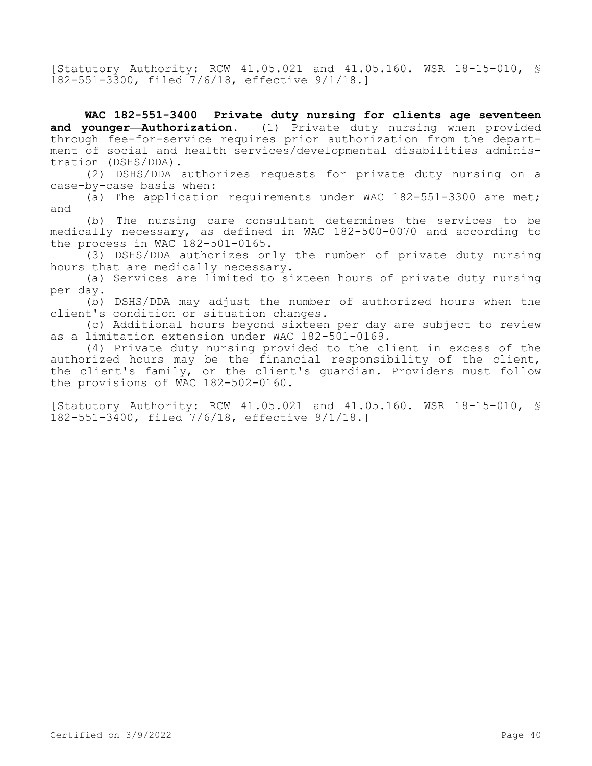[Statutory Authority: RCW 41.05.021 and 41.05.160. WSR 18-15-010, § 182-551-3300, filed 7/6/18, effective 9/1/18.]

**WAC 182-551-3400 Private duty nursing for clients age seventeen and younger—Authorization.** (1) Private duty nursing when provided through fee-for-service requires prior authorization from the department of social and health services/developmental disabilities administration (DSHS/DDA).

(2) DSHS/DDA authorizes requests for private duty nursing on a case-by-case basis when:

(a) The application requirements under WAC 182-551-3300 are met; and

(b) The nursing care consultant determines the services to be medically necessary, as defined in WAC 182-500-0070 and according to the process in WAC 182-501-0165.

(3) DSHS/DDA authorizes only the number of private duty nursing hours that are medically necessary.

(a) Services are limited to sixteen hours of private duty nursing per day.

(b) DSHS/DDA may adjust the number of authorized hours when the client's condition or situation changes.

(c) Additional hours beyond sixteen per day are subject to review as a limitation extension under WAC 182-501-0169.

(4) Private duty nursing provided to the client in excess of the authorized hours may be the financial responsibility of the client, the client's family, or the client's guardian. Providers must follow the provisions of WAC 182-502-0160.

[Statutory Authority: RCW 41.05.021 and 41.05.160. WSR 18-15-010, § 182-551-3400, filed 7/6/18, effective 9/1/18.]